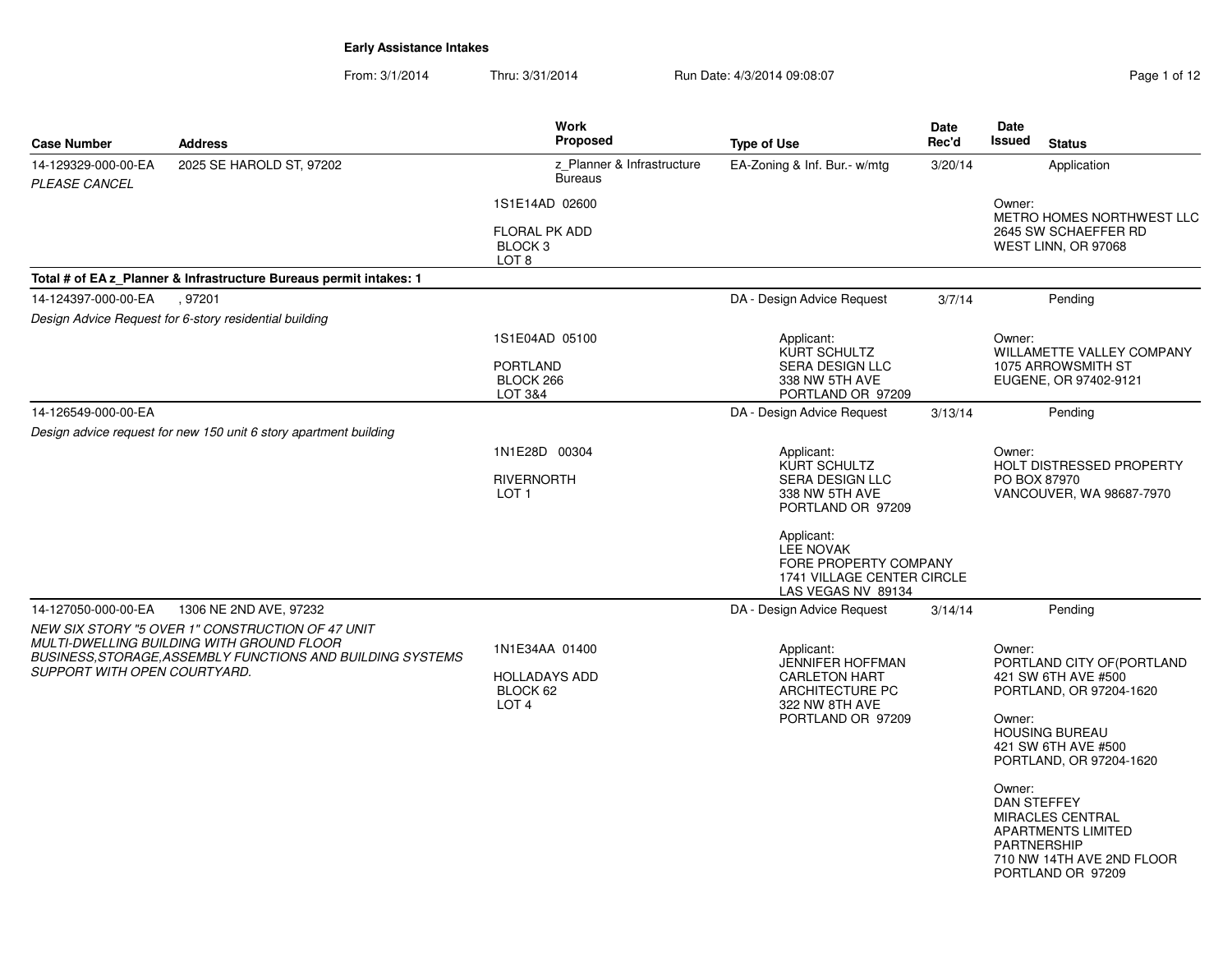**Early Assistance Intakes**

From: 3/1/2014 Thru: 3/31/2014 Run Date: 4/3/2014 09:08:07

| Case Number | Address | Work Proposed | Type of Use | Date Rec'd | Date Issued | Status |
|---|---|---|---|---|---|---|
| 14-129329-000-00-EA | 2025 SE HAROLD ST, 97202 | z_Planner & Infrastructure Bureaus | EA-Zoning & Inf. Bur.- w/mtg | 3/20/14 | | Application |
| *PLEASE CANCEL* | | 1S1E14AD 02600<br>FLORAL PK ADD<br>BLOCK 3<br>LOT 8 | | | Owner:<br>METRO HOMES NORTHWEST LLC<br>2645 SW SCHAEFFER RD<br>WEST LINN, OR 97068 | |
| **Total # of EA z_Planner & Infrastructure Bureaus permit intakes: 1** | | | | | | |
| 14-124397-000-00-EA | , 97201 | | DA - Design Advice Request | 3/7/14 | | Pending |
| *Design Advice Request for 6-story residential building* | | 1S1E04AD 05100<br>PORTLAND<br>BLOCK 266<br>LOT 3&4 | Applicant:<br>KURT SCHULTZ<br>SERA DESIGN LLC<br>338 NW 5TH AVE<br>PORTLAND OR 97209 | | Owner:<br>WILLAMETTE VALLEY COMPANY<br>1075 ARROWSMITH ST<br>EUGENE, OR 97402-9121 | |
| 14-126549-000-00-EA | | | DA - Design Advice Request | 3/13/14 | | Pending |
| *Design advice request for new 150 unit 6 story apartment building* | | 1N1E28D 00304<br>RIVERNORTH<br>LOT 1 | Applicant:<br>KURT SCHULTZ<br>SERA DESIGN LLC<br>338 NW 5TH AVE<br>PORTLAND OR 97209<br><br>Applicant:<br>LEE NOVAK<br>FORE PROPERTY COMPANY<br>1741 VILLAGE CENTER CIRCLE<br>LAS VEGAS NV 89134 | | Owner:<br>HOLT DISTRESSED PROPERTY<br>PO BOX 87970<br>VANCOUVER, WA 98687-7970 | |
| 14-127050-000-00-EA | 1306 NE 2ND AVE, 97232 | | DA - Design Advice Request | 3/14/14 | | Pending |
| *NEW SIX STORY "5 OVER 1" CONSTRUCTION OF 47 UNIT MULTI-DWELLING BUILDING WITH GROUND FLOOR BUSINESS,STORAGE,ASSEMBLY FUNCTIONS AND BUILDING SYSTEMS SUPPORT WITH OPEN COURTYARD.* | | 1N1E34AA 01400<br>HOLLADAYS ADD<br>BLOCK 62<br>LOT 4 | Applicant:<br>JENNIFER HOFFMAN<br>CARLETON HART ARCHITECTURE PC<br>322 NW 8TH AVE<br>PORTLAND OR 97209 | | Owner:<br>PORTLAND CITY OF(PORTLAND<br>421 SW 6TH AVE #500<br>PORTLAND, OR 97204-1620<br><br>Owner:<br>HOUSING BUREAU<br>421 SW 6TH AVE #500<br>PORTLAND, OR 97204-1620<br><br>Owner:<br>DAN STEFFEY<br>MIRACLES CENTRAL APARTMENTS LIMITED PARTNERSHIP<br>710 NW 14TH AVE 2ND FLOOR<br>PORTLAND OR 97209 | |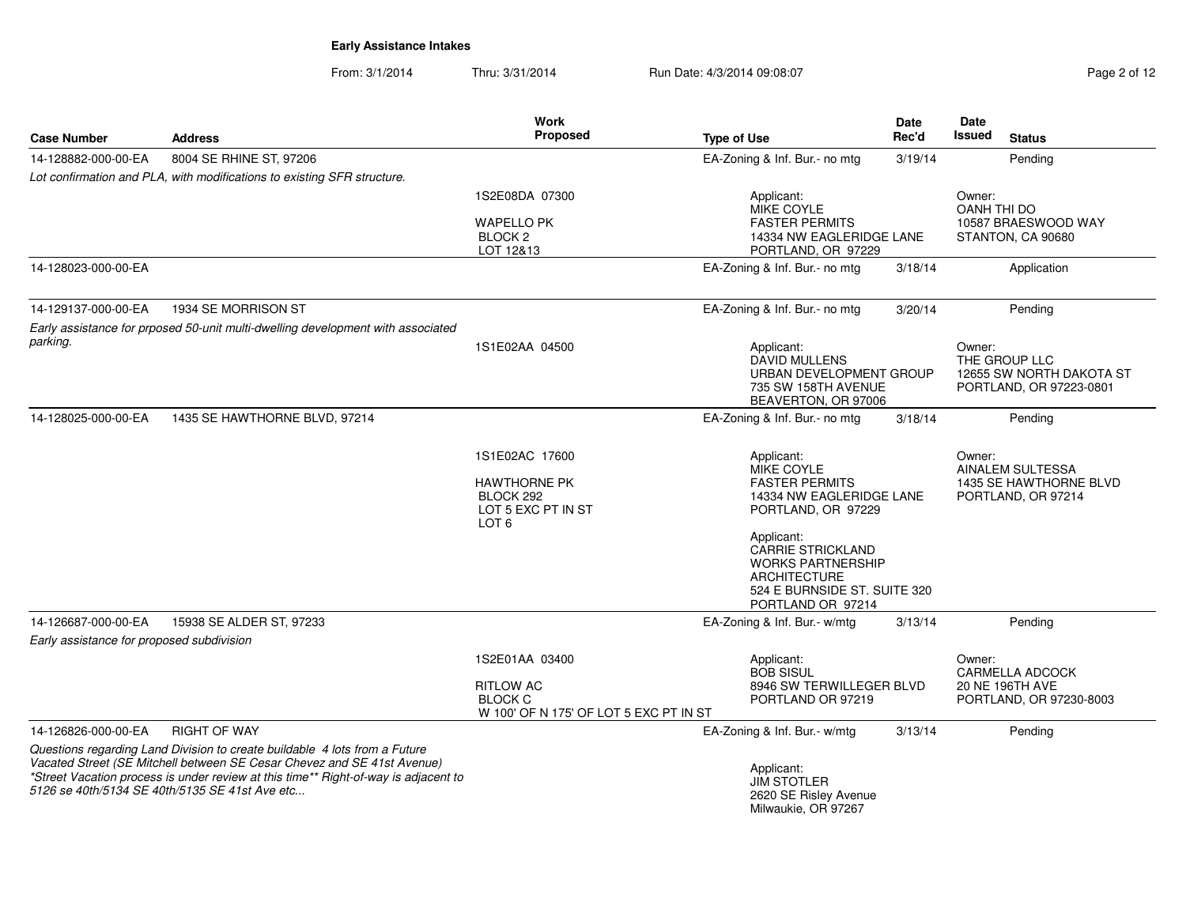**Early Assistance Intakes**

From: 3/1/2014 Thru: 3/31/2014 Run Date: 4/3/2014 09:08:07

| Case Number | Address | Work Proposed | Type of Use | Date Rec'd | Date Issued | Status |
|---|---|---|---|---|---|---|
| 14-128882-000-00-EA | 8004 SE RHINE ST, 97206 | | EA-Zoning & Inf. Bur.- no mtg | 3/19/14 | | Pending |
| *Lot confirmation and PLA, with modifications to existing SFR structure.* | | 1S2E08DA 07300<br>WAPELLO PK<br>BLOCK 2<br>LOT 12&13 | Applicant:<br>MIKE COYLE<br>FASTER PERMITS<br>14334 NW EAGLERIDGE LANE<br>PORTLAND, OR 97229 | | Owner:<br>OANH THI DO<br>10587 BRAESWOOD WAY<br>STANTON, CA 90680 | |
| 14-128023-000-00-EA | | | EA-Zoning & Inf. Bur.- no mtg | 3/18/14 | | Application |
| 14-129137-000-00-EA | 1934 SE MORRISON ST | | EA-Zoning & Inf. Bur.- no mtg | 3/20/14 | | Pending |
| *Early assistance for prposed 50-unit multi-dwelling development with associated parking.* | | 1S1E02AA 04500 | Applicant:<br>DAVID MULLENS<br>URBAN DEVELOPMENT GROUP<br>735 SW 158TH AVENUE<br>BEAVERTON, OR 97006 | | Owner:<br>THE GROUP LLC<br>12655 SW NORTH DAKOTA ST<br>PORTLAND, OR 97223-0801 | |
| 14-128025-000-00-EA | 1435 SE HAWTHORNE BLVD, 97214 | | EA-Zoning & Inf. Bur.- no mtg | 3/18/14 | | Pending |
| | | 1S1E02AC 17600<br>HAWTHORNE PK<br>BLOCK 292<br>LOT 5 EXC PT IN ST<br>LOT 6 | Applicant:<br>MIKE COYLE<br>FASTER PERMITS<br>14334 NW EAGLERIDGE LANE<br>PORTLAND, OR 97229<br><br>Applicant:<br>CARRIE STRICKLAND<br>WORKS PARTNERSHIP<br>ARCHITECTURE<br>524 E BURNSIDE ST. SUITE 320<br>PORTLAND OR 97214 | | Owner:<br>AINALEM SULTESSA<br>1435 SE HAWTHORNE BLVD<br>PORTLAND, OR 97214 | |
| 14-126687-000-00-EA | 15938 SE ALDER ST, 97233 | | EA-Zoning & Inf. Bur.- w/mtg | 3/13/14 | | Pending |
| *Early assistance for proposed subdivision* | | 1S2E01AA 03400<br>RITLOW AC<br>BLOCK C<br>W 100' OF N 175' OF LOT 5 EXC PT IN ST | Applicant:<br>BOB SISUL<br>8946 SW TERWILLEGER BLVD<br>PORTLAND OR 97219 | | Owner:<br>CARMELLA ADCOCK<br>20 NE 196TH AVE<br>PORTLAND, OR 97230-8003 | |
| 14-126826-000-00-EA | RIGHT OF WAY | | EA-Zoning & Inf. Bur.- w/mtg | 3/13/14 | | Pending |
| *Questions regarding Land Division to create buildable 4 lots from a Future Vacated Street (SE Mitchell between SE Cesar Chevez and SE 41st Avenue) *Street Vacation process is under review at this time** Right-of-way is adjacent to 5126 se 40th/5134 SE 40th/5135 SE 41st Ave etc...* | | | Applicant:<br>JIM STOTLER<br>2620 SE Risley Avenue<br>Milwaukie, OR 97267 | | | |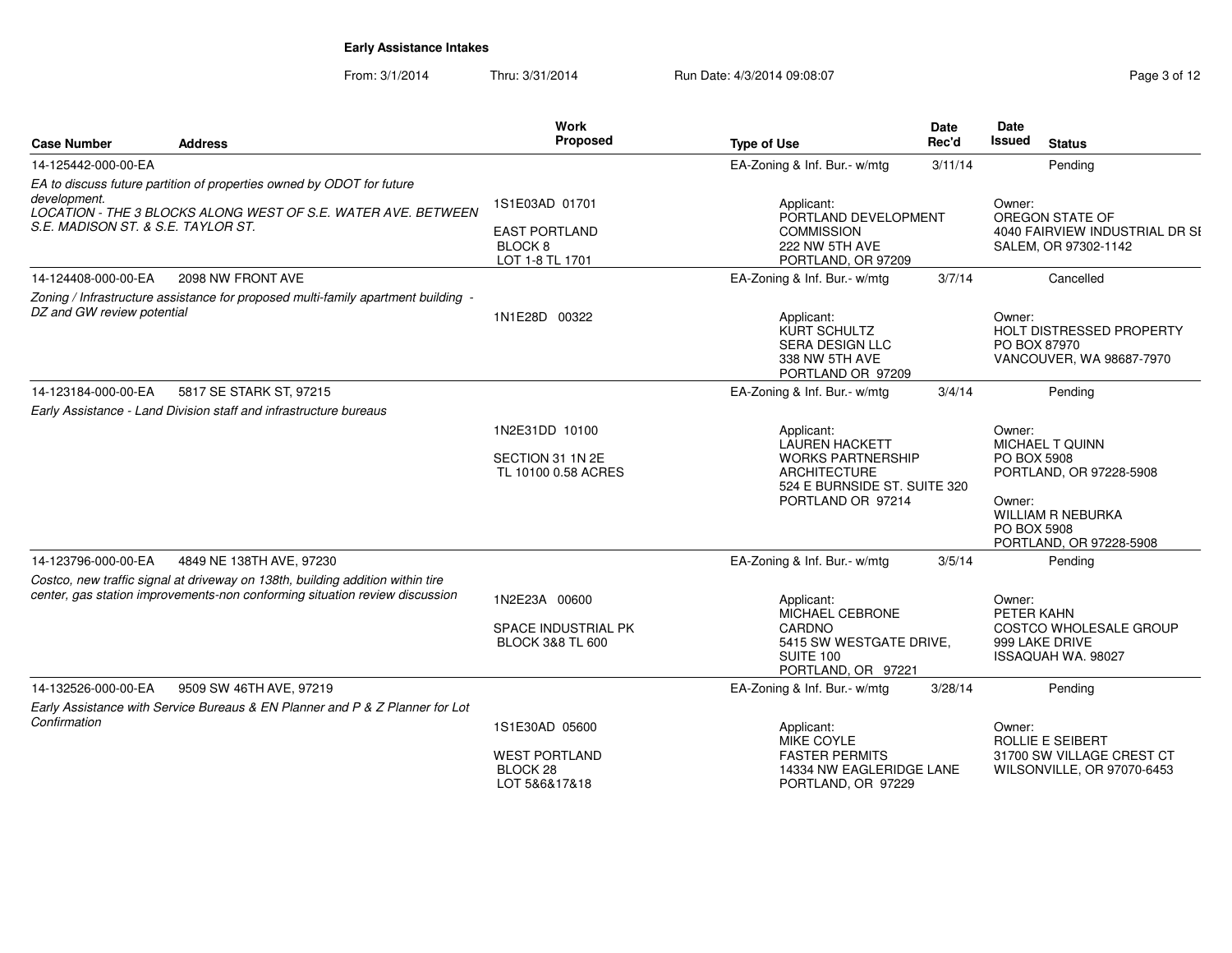**Early Assistance Intakes**

From: 3/1/2014 Thru: 3/31/2014 Run Date: 4/3/2014 09:08:07

| Case Number | Address | Work Proposed | Type of Use | Date Rec'd | Date Issued | Status |
|---|---|---|---|---|---|---|
| 14-125442-000-00-EA | | | EA-Zoning & Inf. Bur.- w/mtg | 3/11/14 | | Pending |
| *EA to discuss future partition of properties owned by ODOT for future development. LOCATION - THE 3 BLOCKS ALONG WEST OF S.E. WATER AVE. BETWEEN S.E. MADISON ST. & S.E. TAYLOR ST.* | | 1S1E03AD 01701<br>EAST PORTLAND<br>BLOCK 8<br>LOT 1-8 TL 1701 | Applicant:<br>PORTLAND DEVELOPMENT COMMISSION<br>222 NW 5TH AVE<br>PORTLAND, OR 97209 | | Owner:<br>OREGON STATE OF<br>4040 FAIRVIEW INDUSTRIAL DR SE<br>SALEM, OR 97302-1142 | |
| 14-124408-000-00-EA | 2098 NW FRONT AVE | | EA-Zoning & Inf. Bur.- w/mtg | 3/7/14 | | Cancelled |
| *Zoning / Infrastructure assistance for proposed multi-family apartment building - DZ and GW review potential* | | 1N1E28D 00322 | Applicant:<br>KURT SCHULTZ<br>SERA DESIGN LLC<br>338 NW 5TH AVE<br>PORTLAND OR 97209 | | Owner:<br>HOLT DISTRESSED PROPERTY<br>PO BOX 87970<br>VANCOUVER, WA 98687-7970 | |
| 14-123184-000-00-EA | 5817 SE STARK ST, 97215 | | EA-Zoning & Inf. Bur.- w/mtg | 3/4/14 | | Pending |
| *Early Assistance - Land Division staff and infrastructure bureaus* | | 1N2E31DD 10100<br>SECTION 31 1N 2E<br>TL 10100 0.58 ACRES | Applicant:<br>LAUREN HACKETT<br>WORKS PARTNERSHIP ARCHITECTURE<br>524 E BURNSIDE ST. SUITE 320<br>PORTLAND OR 97214 | | Owner:<br>MICHAEL T QUINN<br>PO BOX 5908<br>PORTLAND, OR 97228-5908<br>Owner:<br>WILLIAM R NEBURKA<br>PO BOX 5908<br>PORTLAND, OR 97228-5908 | |
| 14-123796-000-00-EA | 4849 NE 138TH AVE, 97230 | | EA-Zoning & Inf. Bur.- w/mtg | 3/5/14 | | Pending |
| *Costco, new traffic signal at driveway on 138th, building addition within tire center, gas station improvements-non conforming situation review discussion* | | 1N2E23A 00600<br>SPACE INDUSTRIAL PK<br>BLOCK 3&8 TL 600 | Applicant:<br>MICHAEL CEBRONE<br>CARDNO<br>5415 SW WESTGATE DRIVE, SUITE 100<br>PORTLAND, OR 97221 | | Owner:<br>PETER KAHN<br>COSTCO WHOLESALE GROUP<br>999 LAKE DRIVE<br>ISSAQUAH WA. 98027 | |
| 14-132526-000-00-EA | 9509 SW 46TH AVE, 97219 | | EA-Zoning & Inf. Bur.- w/mtg | 3/28/14 | | Pending |
| *Early Assistance with Service Bureaus & EN Planner and P & Z Planner for Lot Confirmation* | | 1S1E30AD 05600<br>WEST PORTLAND<br>BLOCK 28<br>LOT 5&6&17&18 | Applicant:<br>MIKE COYLE<br>FASTER PERMITS<br>14334 NW EAGLERIDGE LANE<br>PORTLAND, OR 97229 | | Owner:<br>ROLLIE E SEIBERT<br>31700 SW VILLAGE CREST CT<br>WILSONVILLE, OR 97070-6453 | |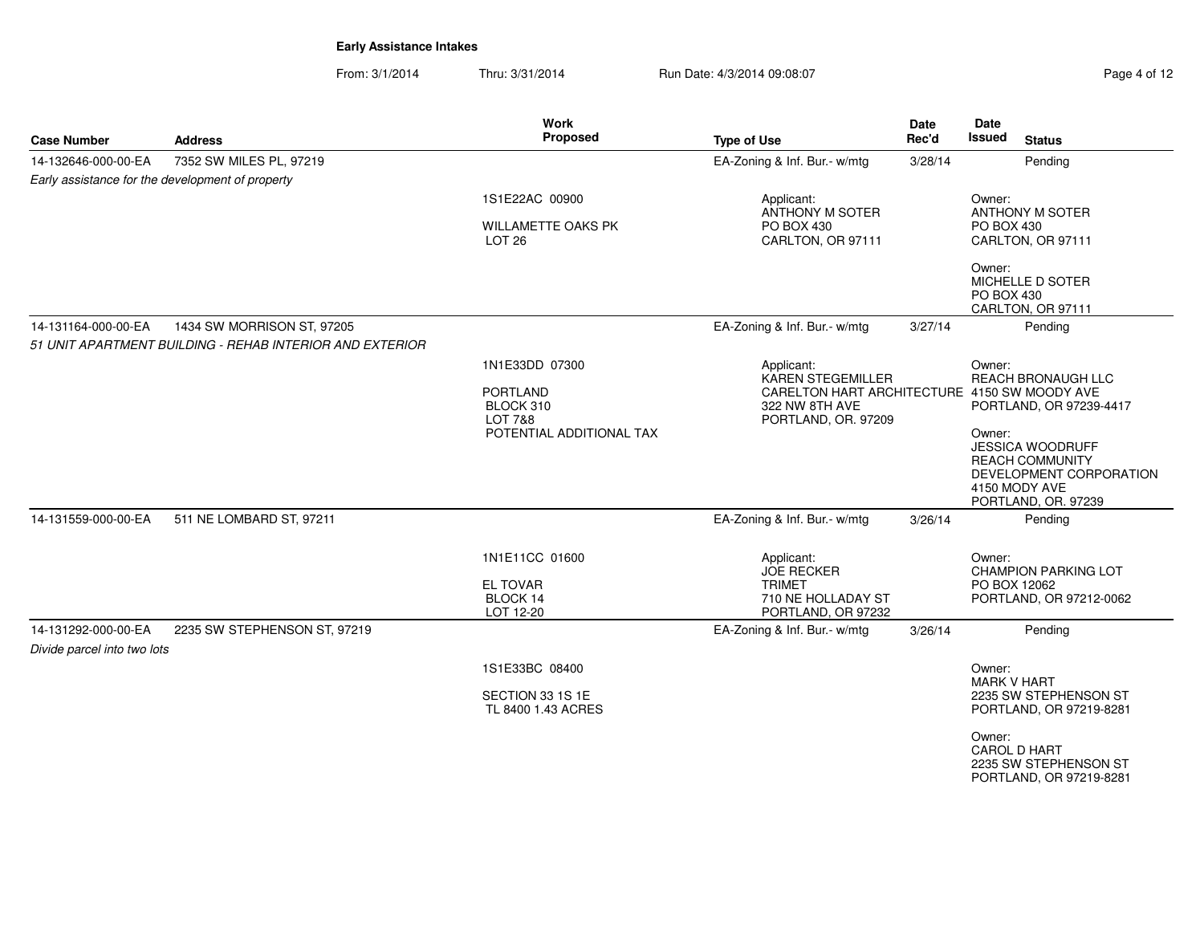# Early Assistance Intakes

From: 3/1/2014 Thru: 3/31/2014 Run Date: 4/3/2014 09:08:07

| Case Number | Address | Work Proposed | Type of Use | Date Rec'd | Date Issued | Status |
|---|---|---|---|---|---|---|
| 14-132646-000-00-EA | 7352 SW MILES PL, 97219 | | EA-Zoning & Inf. Bur.- w/mtg | 3/28/14 | | Pending |
| *Early assistance for the development of property* | | 1S1E22AC 00900<br><br>WILLAMETTE OAKS PK<br>LOT 26 | Applicant:<br>ANTHONY M SOTER<br>PO BOX 430<br>CARLTON, OR 97111 | | Owner:<br>ANTHONY M SOTER<br>PO BOX 430<br>CARLTON, OR 97111<br><br>Owner:<br>MICHELLE D SOTER<br>PO BOX 430<br>CARLTON, OR 97111 | |
| 14-131164-000-00-EA | 1434 SW MORRISON ST, 97205 | | EA-Zoning & Inf. Bur.- w/mtg | 3/27/14 | | Pending |
| *51 UNIT APARTMENT BUILDING - REHAB INTERIOR AND EXTERIOR* | | 1N1E33DD 07300<br><br>PORTLAND<br>BLOCK 310<br>LOT 7&8<br>POTENTIAL ADDITIONAL TAX | Applicant:<br>KAREN STEGEMILLER<br>CARELTON HART ARCHITECTURE<br>322 NW 8TH AVE<br>PORTLAND, OR. 97209 | | Owner:<br>REACH BRONAUGH LLC<br>4150 SW MOODY AVE<br>PORTLAND, OR 97239-4417<br><br>Owner:<br>JESSICA WOODRUFF<br>REACH COMMUNITY DEVELOPMENT CORPORATION<br>4150 MODY AVE<br>PORTLAND, OR. 97239 | |
| 14-131559-000-00-EA | 511 NE LOMBARD ST, 97211 | | EA-Zoning & Inf. Bur.- w/mtg | 3/26/14 | | Pending |
| | | 1N1E11CC 01600<br><br>EL TOVAR<br>BLOCK 14<br>LOT 12-20 | Applicant:<br>JOE RECKER<br>TRIMET<br>710 NE HOLLADAY ST<br>PORTLAND, OR 97232 | | Owner:<br>CHAMPION PARKING LOT<br>PO BOX 12062<br>PORTLAND, OR 97212-0062 | |
| 14-131292-000-00-EA | 2235 SW STEPHENSON ST, 97219 | | EA-Zoning & Inf. Bur.- w/mtg | 3/26/14 | | Pending |
| *Divide parcel into two lots* | | 1S1E33BC 08400<br><br>SECTION 33 1S 1E<br>TL 8400 1.43 ACRES | | | Owner:<br>MARK V HART<br>2235 SW STEPHENSON ST<br>PORTLAND, OR 97219-8281<br><br>Owner:<br>CAROL D HART<br>2235 SW STEPHENSON ST<br>PORTLAND, OR 97219-8281 | |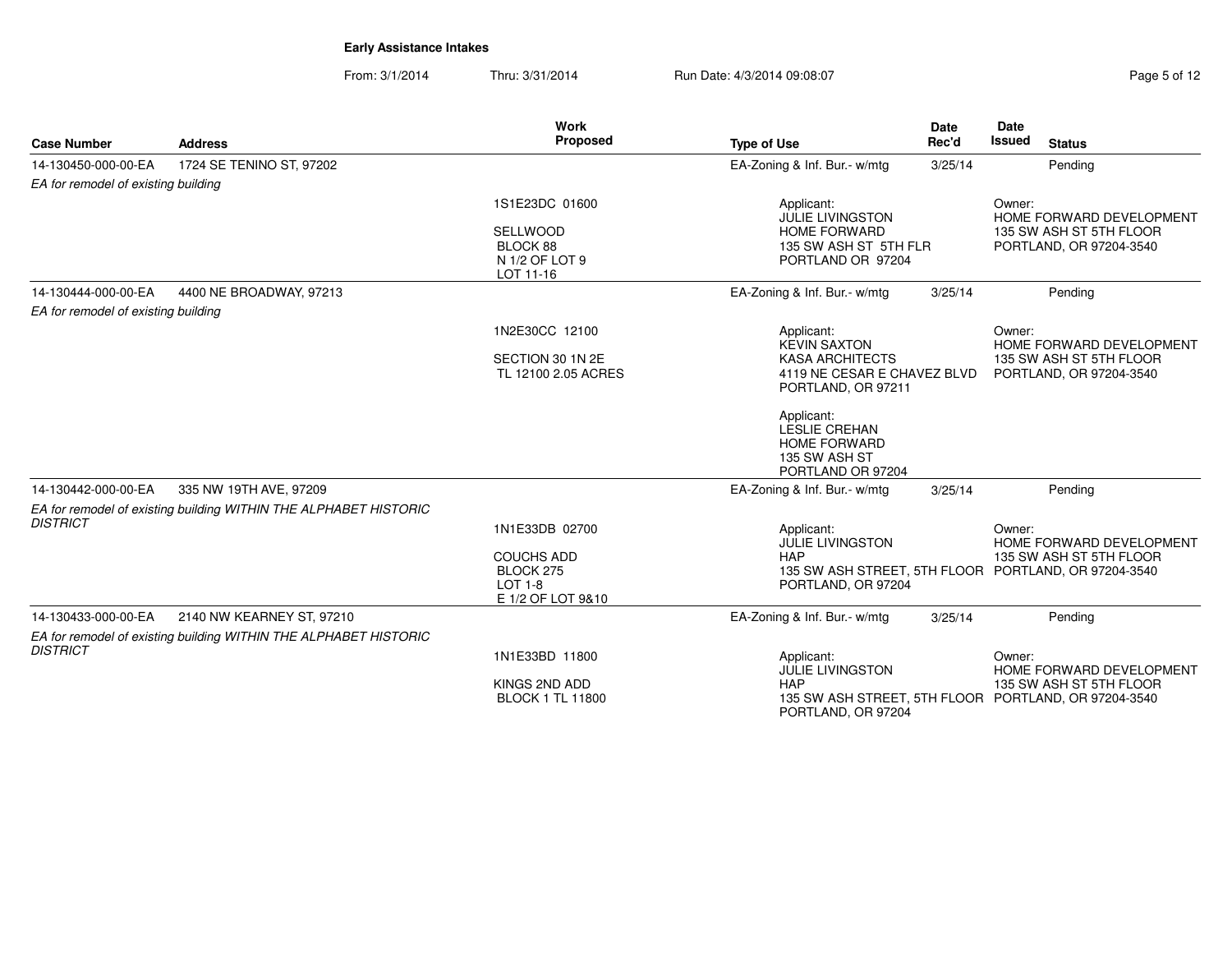**Early Assistance Intakes**

From: 3/1/2014 Thru: 3/31/2014 Run Date: 4/3/2014 09:08:07

| Case Number | Address | Work Proposed | Type of Use | Date Rec'd | Date Issued | Status |
|---|---|---|---|---|---|---|
| 14-130450-000-00-EA | 1724 SE TENINO ST, 97202 | | EA-Zoning & Inf. Bur.- w/mtg | 3/25/14 | | Pending |
| *EA for remodel of existing building* | | 1S1E23DC 01600<br><br>SELLWOOD<br>BLOCK 88<br>N 1/2 OF LOT 9<br>LOT 11-16 | Applicant:<br>JULIE LIVINGSTON<br>HOME FORWARD<br>135 SW ASH ST 5TH FLR<br>PORTLAND OR 97204 | | Owner:<br>HOME FORWARD DEVELOPMENT<br>135 SW ASH ST 5TH FLOOR<br>PORTLAND, OR 97204-3540 | |
| 14-130444-000-00-EA | 4400 NE BROADWAY, 97213 | | EA-Zoning & Inf. Bur.- w/mtg | 3/25/14 | | Pending |
| *EA for remodel of existing building* | | 1N2E30CC 12100<br><br>SECTION 30 1N 2E<br>TL 12100 2.05 ACRES | Applicant:<br>KEVIN SAXTON<br>KASA ARCHITECTS<br>4119 NE CESAR E CHAVEZ BLVD<br>PORTLAND, OR 97211<br><br>Applicant:<br>LESLIE CREHAN<br>HOME FORWARD<br>135 SW ASH ST<br>PORTLAND OR 97204 | | Owner:<br>HOME FORWARD DEVELOPMENT<br>135 SW ASH ST 5TH FLOOR<br>PORTLAND, OR 97204-3540 | |
| 14-130442-000-00-EA | 335 NW 19TH AVE, 97209 | | EA-Zoning & Inf. Bur.- w/mtg | 3/25/14 | | Pending |
| *EA for remodel of existing building WITHIN THE ALPHABET HISTORIC DISTRICT* | | 1N1E33DB 02700<br><br>COUCHS ADD<br>BLOCK 275<br>LOT 1-8<br>E 1/2 OF LOT 9&10 | Applicant:<br>JULIE LIVINGSTON<br>HAP<br>135 SW ASH STREET, 5TH FLOOR<br>PORTLAND, OR 97204 | | Owner:<br>HOME FORWARD DEVELOPMENT<br>135 SW ASH ST 5TH FLOOR<br>PORTLAND, OR 97204-3540 | |
| 14-130433-000-00-EA | 2140 NW KEARNEY ST, 97210 | | EA-Zoning & Inf. Bur.- w/mtg | 3/25/14 | | Pending |
| *EA for remodel of existing building WITHIN THE ALPHABET HISTORIC DISTRICT* | | 1N1E33BD 11800<br><br>KINGS 2ND ADD<br>BLOCK 1 TL 11800 | Applicant:<br>JULIE LIVINGSTON<br>HAP<br>135 SW ASH STREET, 5TH FLOOR<br>PORTLAND, OR 97204 | | Owner:<br>HOME FORWARD DEVELOPMENT<br>135 SW ASH ST 5TH FLOOR<br>PORTLAND, OR 97204-3540 | |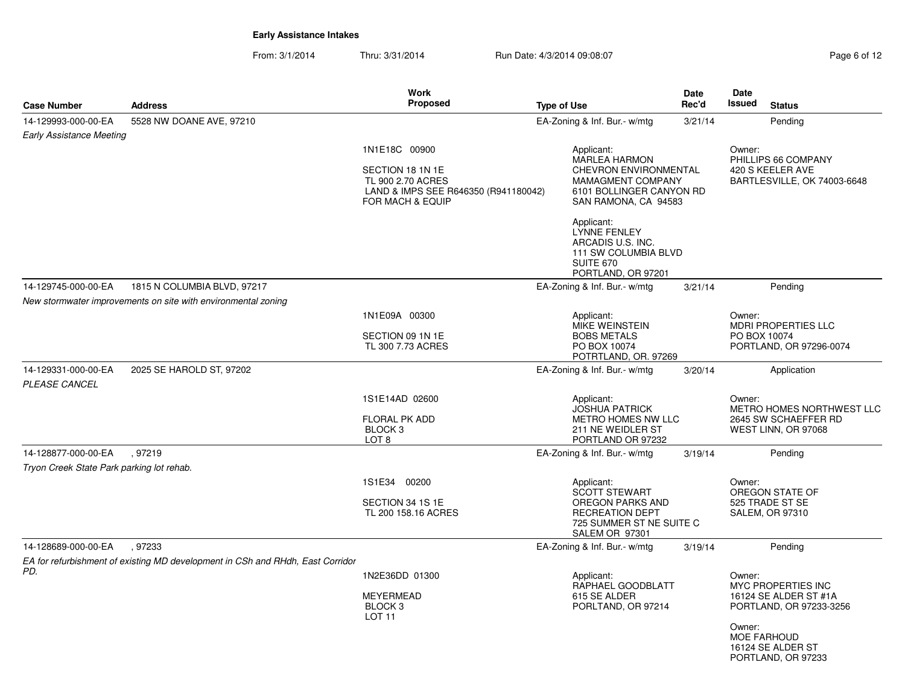## Early Assistance Intakes

From: 3/1/2014 Thru: 3/31/2014 Run Date: 4/3/2014 09:08:07

| Case Number | Address | Work Proposed | Type of Use | Date Rec'd | Date Issued | Status |
|---|---|---|---|---|---|---|
| 14-129993-000-00-EA | 5528 NW DOANE AVE, 97210 | | EA-Zoning & Inf. Bur.- w/mtg | 3/21/14 | | Pending |
| *Early Assistance Meeting* | | 1N1E18C 00900<br><br>SECTION 18 1N 1E<br>TL 900 2.70 ACRES<br>LAND & IMPS SEE R646350 (R941180042) FOR MACH & EQUIP | Applicant:<br>MARLEA HARMON<br>CHEVRON ENVIRONMENTAL MAMAGMENT COMPANY<br>6101 BOLLINGER CANYON RD<br>SAN RAMONA, CA 94583<br><br>Applicant:<br>LYNNE FENLEY<br>ARCADIS U.S. INC.<br>111 SW COLUMBIA BLVD<br>SUITE 670<br>PORTLAND, OR 97201 | | Owner:<br>PHILLIPS 66 COMPANY<br>420 S KEELER AVE<br>BARTLESVILLE, OK 74003-6648 | |
| 14-129745-000-00-EA | 1815 N COLUMBIA BLVD, 97217 | | EA-Zoning & Inf. Bur.- w/mtg | 3/21/14 | | Pending |
| *New stormwater improvements on site with environmental zoning* | | 1N1E09A 00300<br><br>SECTION 09 1N 1E<br>TL 300 7.73 ACRES | Applicant:<br>MIKE WEINSTEIN<br>BOBS METALS<br>PO BOX 10074<br>POTRTLAND, OR. 97269 | | Owner:<br>MDRI PROPERTIES LLC<br>PO BOX 10074<br>PORTLAND, OR 97296-0074 | |
| 14-129331-000-00-EA | 2025 SE HAROLD ST, 97202 | | EA-Zoning & Inf. Bur.- w/mtg | 3/20/14 | | Application |
| *PLEASE CANCEL* | | 1S1E14AD 02600<br><br>FLORAL PK ADD<br>BLOCK 3<br>LOT 8 | Applicant:<br>JOSHUA PATRICK<br>METRO HOMES NW LLC<br>211 NE WEIDLER ST<br>PORTLAND OR 97232 | | Owner:<br>METRO HOMES NORTHWEST LLC<br>2645 SW SCHAEFFER RD<br>WEST LINN, OR 97068 | |
| 14-128877-000-00-EA | , 97219 | | EA-Zoning & Inf. Bur.- w/mtg | 3/19/14 | | Pending |
| *Tryon Creek State Park parking lot rehab.* | | 1S1E34 00200<br><br>SECTION 34 1S 1E<br>TL 200 158.16 ACRES | Applicant:<br>SCOTT STEWART<br>OREGON PARKS AND RECREATION DEPT<br>725 SUMMER ST NE SUITE C<br>SALEM OR 97301 | | Owner:<br>OREGON STATE OF<br>525 TRADE ST SE<br>SALEM, OR 97310 | |
| 14-128689-000-00-EA | , 97233 | | EA-Zoning & Inf. Bur.- w/mtg | 3/19/14 | | Pending |
| *EA for refurbishment of existing MD development in CSh and RHdh, East Corridor PD.* | | 1N2E36DD 01300<br><br>MEYERMEAD<br>BLOCK 3<br>LOT 11 | Applicant:<br>RAPHAEL GOODBLATT<br>615 SE ALDER<br>PORTLAND, OR 97214 | | Owner:<br>MYC PROPERTIES INC<br>16124 SE ALDER ST #1A<br>PORTLAND, OR 97233-3256<br><br>Owner:<br>MOE FARHOUD<br>16124 SE ALDER ST<br>PORTLAND, OR 97233 | |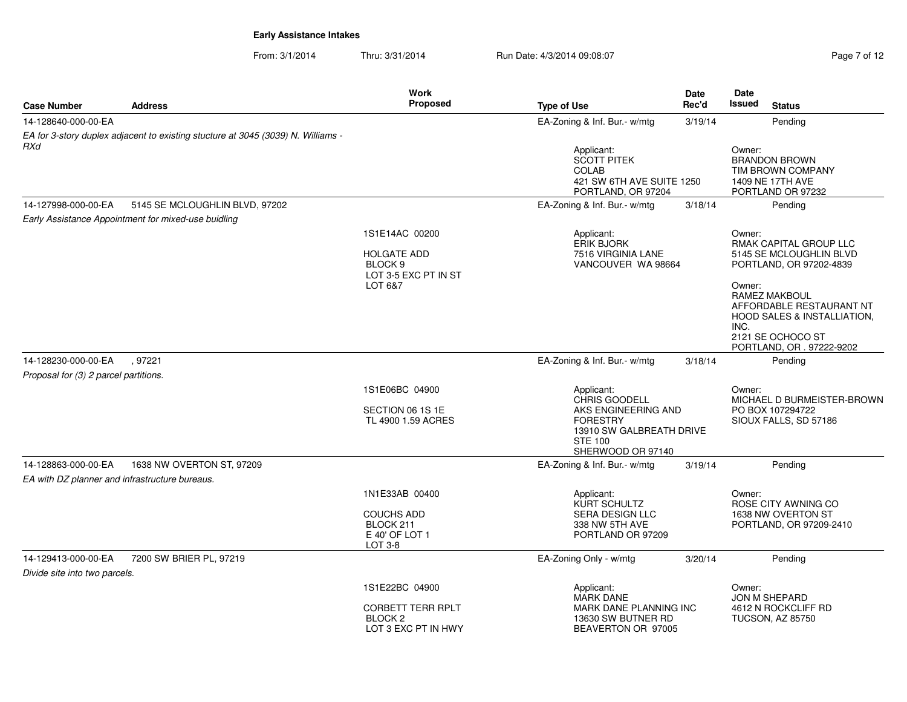**Early Assistance Intakes**

From: 3/1/2014 Thru: 3/31/2014 Run Date: 4/3/2014 09:08:07

| Case Number | Address | Work Proposed | Type of Use | Date Rec'd | Date Issued | Status |
|---|---|---|---|---|---|---|
| 14-128640-000-00-EA | | | EA-Zoning & Inf. Bur.- w/mtg | 3/19/14 | | Pending |
| *EA for 3-story duplex adjacent to existing stucture at 3045 (3039) N. Williams - RXd* | | | Applicant: SCOTT PITEK, COLAB, 421 SW 6TH AVE SUITE 1250, PORTLAND, OR 97204 | | Owner: BRANDON BROWN, TIM BROWN COMPANY, 1409 NE 17TH AVE, PORTLAND OR 97232 | |
| 14-127998-000-00-EA | 5145 SE MCLOUGHLIN BLVD, 97202 | | EA-Zoning & Inf. Bur.- w/mtg | 3/18/14 | | Pending |
| *Early Assistance Appointment for mixed-use buidling* | | 1S1E14AC 00200<br>HOLGATE ADD<br>BLOCK 9<br>LOT 3-5 EXC PT IN ST<br>LOT 6&7 | Applicant: ERIK BJORK, 7516 VIRGINIA LANE, VANCOUVER WA 98664 | | Owner: RMAK CAPITAL GROUP LLC, 5145 SE MCLOUGHLIN BLVD, PORTLAND, OR 97202-4839<br>Owner: RAMEZ MAKBOUL, AFFORDABLE RESTAURANT NT HOOD SALES & INSTALLIATION, INC., 2121 SE OCHOCO ST, PORTLAND, OR . 97222-9202 | |
| 14-128230-000-00-EA | , 97221 | | EA-Zoning & Inf. Bur.- w/mtg | 3/18/14 | | Pending |
| *Proposal for (3) 2 parcel partitions.* | | 1S1E06BC 04900<br>SECTION 06 1S 1E<br>TL 4900 1.59 ACRES | Applicant: CHRIS GOODELL, AKS ENGINEERING AND FORESTRY, 13910 SW GALBREATH DRIVE STE 100, SHERWOOD OR 97140 | | Owner: MICHAEL D BURMEISTER-BROWN, PO BOX 107294722, SIOUX FALLS, SD 57186 | |
| 14-128863-000-00-EA | 1638 NW OVERTON ST, 97209 | | EA-Zoning & Inf. Bur.- w/mtg | 3/19/14 | | Pending |
| *EA with DZ planner and infrastructure bureaus.* | | 1N1E33AB 00400<br>COUCHS ADD<br>BLOCK 211<br>E 40' OF LOT 1<br>LOT 3-8 | Applicant: KURT SCHULTZ, SERA DESIGN LLC, 338 NW 5TH AVE, PORTLAND OR 97209 | | Owner: ROSE CITY AWNING CO, 1638 NW OVERTON ST, PORTLAND, OR 97209-2410 | |
| 14-129413-000-00-EA | 7200 SW BRIER PL, 97219 | | EA-Zoning Only - w/mtg | 3/20/14 | | Pending |
| *Divide site into two parcels.* | | 1S1E22BC 04900<br>CORBETT TERR RPLT<br>BLOCK 2<br>LOT 3 EXC PT IN HWY | Applicant: MARK DANE, MARK DANE PLANNING INC, 13630 SW BUTNER RD, BEAVERTON OR 97005 | | Owner: JON M SHEPARD, 4612 N ROCKCLIFF RD, TUCSON, AZ 85750 | |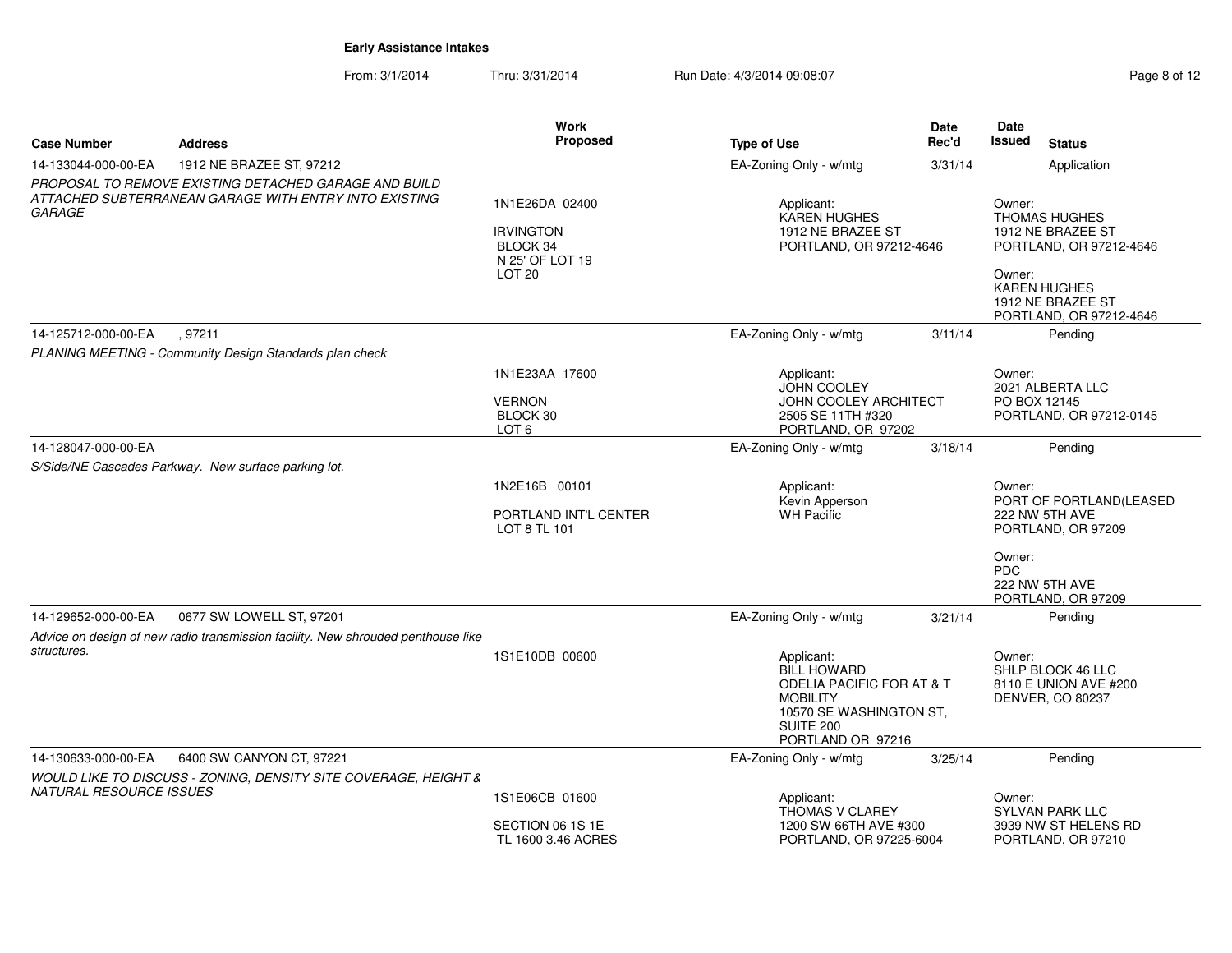**Early Assistance Intakes**

From: 3/1/2014 Thru: 3/31/2014 Run Date: 4/3/2014 09:08:07

| Case Number | Address | Work Proposed | Type of Use | Date Rec'd | Date Issued | Status |
|---|---|---|---|---|---|---|
| 14-133044-000-00-EA | 1912 NE BRAZEE ST, 97212 | | EA-Zoning Only - w/mtg | 3/31/14 | | Application |
| *PROPOSAL TO REMOVE EXISTING DETACHED GARAGE AND BUILD ATTACHED SUBTERRANEAN GARAGE WITH ENTRY INTO EXISTING GARAGE* | | 1N1E26DA 02400<br><br>IRVINGTON<br>BLOCK 34<br>N 25' OF LOT 19<br>LOT 20 | Applicant:<br>KAREN HUGHES<br>1912 NE BRAZEE ST<br>PORTLAND, OR 97212-4646 | | Owner:<br>THOMAS HUGHES<br>1912 NE BRAZEE ST<br>PORTLAND, OR 97212-4646<br><br>Owner:<br>KAREN HUGHES<br>1912 NE BRAZEE ST<br>PORTLAND, OR 97212-4646 | |
| 14-125712-000-00-EA | , 97211 | | EA-Zoning Only - w/mtg | 3/11/14 | | Pending |
| *PLANING MEETING - Community Design Standards plan check* | | 1N1E23AA 17600<br><br>VERNON<br>BLOCK 30<br>LOT 6 | Applicant:<br>JOHN COOLEY<br>JOHN COOLEY ARCHITECT<br>2505 SE 11TH #320<br>PORTLAND, OR 97202 | | Owner:<br>2021 ALBERTA LLC<br>PO BOX 12145<br>PORTLAND, OR 97212-0145 | |
| 14-128047-000-00-EA | | | EA-Zoning Only - w/mtg | 3/18/14 | | Pending |
| *S/Side/NE Cascades Parkway. New surface parking lot.* | | 1N2E16B 00101<br><br>PORTLAND INT'L CENTER<br>LOT 8 TL 101 | Applicant:<br>Kevin Apperson<br>WH Pacific | | Owner:<br>PORT OF PORTLAND(LEASED<br>222 NW 5TH AVE<br>PORTLAND, OR 97209<br><br>Owner:<br>PDC<br>222 NW 5TH AVE<br>PORTLAND, OR 97209 | |
| 14-129652-000-00-EA | 0677 SW LOWELL ST, 97201 | | EA-Zoning Only - w/mtg | 3/21/14 | | Pending |
| *Advice on design of new radio transmission facility. New shrouded penthouse like structures.* | | 1S1E10DB 00600 | Applicant:<br>BILL HOWARD<br>ODELIA PACIFIC FOR AT & T MOBILITY<br>10570 SE WASHINGTON ST, SUITE 200<br>PORTLAND OR 97216 | | Owner:<br>SHLP BLOCK 46 LLC<br>8110 E UNION AVE #200<br>DENVER, CO 80237 | |
| 14-130633-000-00-EA | 6400 SW CANYON CT, 97221 | | EA-Zoning Only - w/mtg | 3/25/14 | | Pending |
| *WOULD LIKE TO DISCUSS - ZONING, DENSITY SITE COVERAGE, HEIGHT & NATURAL RESOURCE ISSUES* | | 1S1E06CB 01600<br><br>SECTION 06 1S 1E<br>TL 1600 3.46 ACRES | Applicant:<br>THOMAS V CLAREY<br>1200 SW 66TH AVE #300<br>PORTLAND, OR 97225-6004 | | Owner:<br>SYLVAN PARK LLC<br>3939 NW ST HELENS RD<br>PORTLAND, OR 97210 | |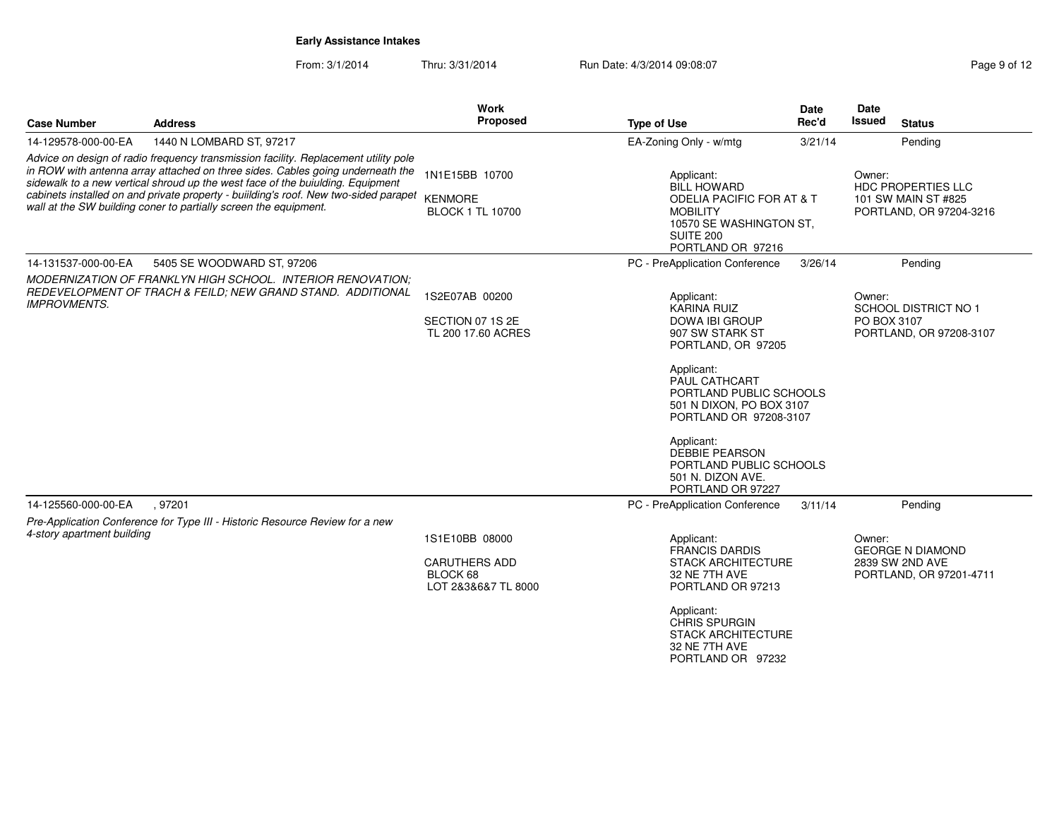**Early Assistance Intakes**

From: 3/1/2014 Thru: 3/31/2014 Run Date: 4/3/2014 09:08:07

| Case Number | Address | Work Proposed | Type of Use | Date Rec'd | Date Issued | Status |
|---|---|---|---|---|---|---|
| 14-129578-000-00-EA | 1440 N LOMBARD ST, 97217 | | EA-Zoning Only - w/mtg | 3/21/14 | | Pending |
| *Advice on design of radio frequency transmission facility. Replacement utility pole in ROW with antenna array attached on three sides. Cables going underneath the sidewalk to a new vertical shroud up the west face of the buiulding. Equipment cabinets installed on and private property - buiilding's roof. New two-sided parapet wall at the SW building coner to partially screen the equipment.* | | 1N1E15BB 10700<br><br>KENMORE<br>BLOCK 1 TL 10700 | Applicant:<br>BILL HOWARD<br>ODELIA PACIFIC FOR AT & T MOBILITY<br>10570 SE WASHINGTON ST, SUITE 200<br>PORTLAND OR 97216 | | Owner:<br>HDC PROPERTIES LLC<br>101 SW MAIN ST #825<br>PORTLAND, OR 97204-3216 | |
| 14-131537-000-00-EA | 5405 SE WOODWARD ST, 97206 | | PC - PreApplication Conference | 3/26/14 | | Pending |
| *MODERNIZATION OF FRANKLYN HIGH SCHOOL. INTERIOR RENOVATION; REDEVELOPMENT OF TRACH & FEILD; NEW GRAND STAND. ADDITIONAL IMPROVMENTS.* | | 1S2E07AB 00200<br><br>SECTION 07 1S 2E<br>TL 200 17.60 ACRES | Applicant:<br>KARINA RUIZ<br>DOWA IBI GROUP<br>907 SW STARK ST<br>PORTLAND, OR 97205<br><br>Applicant:<br>PAUL CATHCART<br>PORTLAND PUBLIC SCHOOLS<br>501 N DIXON, PO BOX 3107<br>PORTLAND OR 97208-3107<br><br>Applicant:<br>DEBBIE PEARSON<br>PORTLAND PUBLIC SCHOOLS<br>501 N. DIZON AVE.<br>PORTLAND OR 97227 | | Owner:<br>SCHOOL DISTRICT NO 1<br>PO BOX 3107<br>PORTLAND, OR 97208-3107 | |
| 14-125560-000-00-EA | , 97201 | | PC - PreApplication Conference | 3/11/14 | | Pending |
| *Pre-Application Conference for Type III - Historic Resource Review for a new 4-story apartment building* | | 1S1E10BB 08000<br><br>CARUTHERS ADD<br>BLOCK 68<br>LOT 2&3&6&7 TL 8000 | Applicant:<br>FRANCIS DARDIS<br>STACK ARCHITECTURE<br>32 NE 7TH AVE<br>PORTLAND OR 97213<br><br>Applicant:<br>CHRIS SPURGIN<br>STACK ARCHITECTURE<br>32 NE 7TH AVE<br>PORTLAND OR 97232 | | Owner:<br>GEORGE N DIAMOND<br>2839 SW 2ND AVE<br>PORTLAND, OR 97201-4711 | |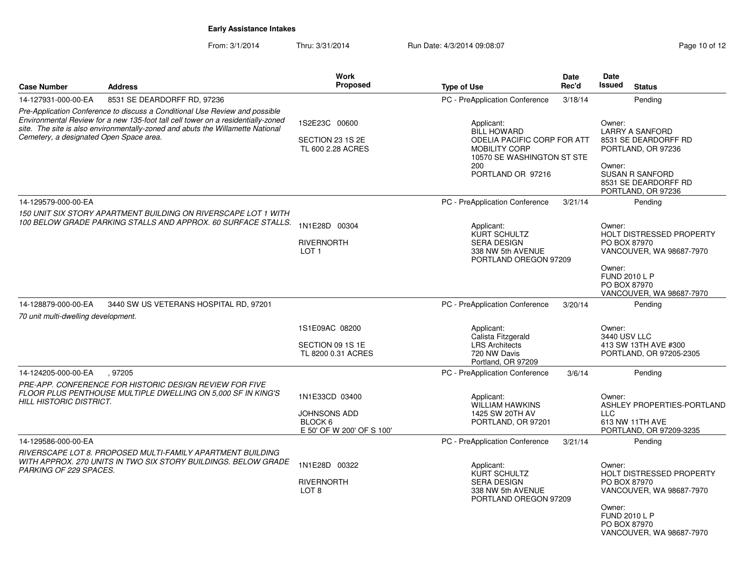**Early Assistance Intakes**

From: 3/1/2014 Thru: 3/31/2014 Run Date: 4/3/2014 09:08:07

| Case Number | Address | Work Proposed | Type of Use | Date Rec'd | Date Issued | Status |
|---|---|---|---|---|---|---|
| 14-127931-000-00-EA | 8531 SE DEARDORFF RD, 97236 | | PC - PreApplication Conference | 3/18/14 | | Pending |
| *Pre-Application Conference to discuss a Conditional Use Review and possible Environmental Review for a new 135-foot tall cell tower on a residentially-zoned site. The site is also environmentally-zoned and abuts the Willamette National Cemetery, a designated Open Space area.* | | 1S2E23C 00600<br>SECTION 23 1S 2E<br>TL 600 2.28 ACRES | Applicant:<br>BILL HOWARD<br>ODELIA PACIFIC CORP FOR ATT MOBILITY CORP<br>10570 SE WASHINGTON ST STE 200<br>PORTLAND OR 97216 | | Owner:<br>LARRY A SANFORD<br>8531 SE DEARDORFF RD<br>PORTLAND, OR 97236<br>Owner:<br>SUSAN R SANFORD<br>8531 SE DEARDORFF RD<br>PORTLAND, OR 97236 | |
| 14-129579-000-00-EA | | | PC - PreApplication Conference | 3/21/14 | | Pending |
| *150 UNIT SIX STORY APARTMENT BUILDING ON RIVERSCAPE LOT 1 WITH 100 BELOW GRADE PARKING STALLS AND APPROX. 60 SURFACE STALLS.* | | 1N1E28D 00304<br>RIVERNORTH<br>LOT 1 | Applicant:<br>KURT SCHULTZ<br>SERA DESIGN<br>338 NW 5th AVENUE<br>PORTLAND OREGON 97209 | | Owner:<br>HOLT DISTRESSED PROPERTY<br>PO BOX 87970<br>VANCOUVER, WA 98687-7970<br>Owner:<br>FUND 2010 L P<br>PO BOX 87970<br>VANCOUVER, WA 98687-7970 | |
| 14-128879-000-00-EA | 3440 SW US VETERANS HOSPITAL RD, 97201 | | PC - PreApplication Conference | 3/20/14 | | Pending |
| *70 unit multi-dwelling development.* | | 1S1E09AC 08200<br>SECTION 09 1S 1E<br>TL 8200 0.31 ACRES | Applicant:<br>Calista Fitzgerald<br>LRS Architects<br>720 NW Davis<br>Portland, OR 97209 | | Owner:<br>3440 USV LLC<br>413 SW 13TH AVE #300<br>PORTLAND, OR 97205-2305 | |
| 14-124205-000-00-EA | , 97205 | | PC - PreApplication Conference | 3/6/14 | | Pending |
| *PRE-APP. CONFERENCE FOR HISTORIC DESIGN REVIEW FOR FIVE FLOOR PLUS PENTHOUSE MULTIPLE DWELLING ON 5,000 SF IN KING'S HILL HISTORIC DISTRICT.* | | 1N1E33CD 03400<br>JOHNSONS ADD<br>BLOCK 6<br>E 50' OF W 200' OF S 100' | Applicant:<br>WILLIAM HAWKINS<br>1425 SW 20TH AV<br>PORTLAND, OR 97201 | | Owner:<br>ASHLEY PROPERTIES-PORTLAND LLC<br>613 NW 11TH AVE<br>PORTLAND, OR 97209-3235 | |
| 14-129586-000-00-EA | | | PC - PreApplication Conference | 3/21/14 | | Pending |
| *RIVERSCAPE LOT 8. PROPOSED MULTI-FAMILY APARTMENT BUILDING WITH APPROX. 270 UNITS IN TWO SIX STORY BUILDINGS. BELOW GRADE PARKING OF 229 SPACES.* | | 1N1E28D 00322<br>RIVERNORTH<br>LOT 8 | Applicant:<br>KURT SCHULTZ<br>SERA DESIGN<br>338 NW 5th AVENUE<br>PORTLAND OREGON 97209 | | Owner:<br>HOLT DISTRESSED PROPERTY<br>PO BOX 87970<br>VANCOUVER, WA 98687-7970<br>Owner:<br>FUND 2010 L P<br>PO BOX 87970<br>VANCOUVER, WA 98687-7970 | |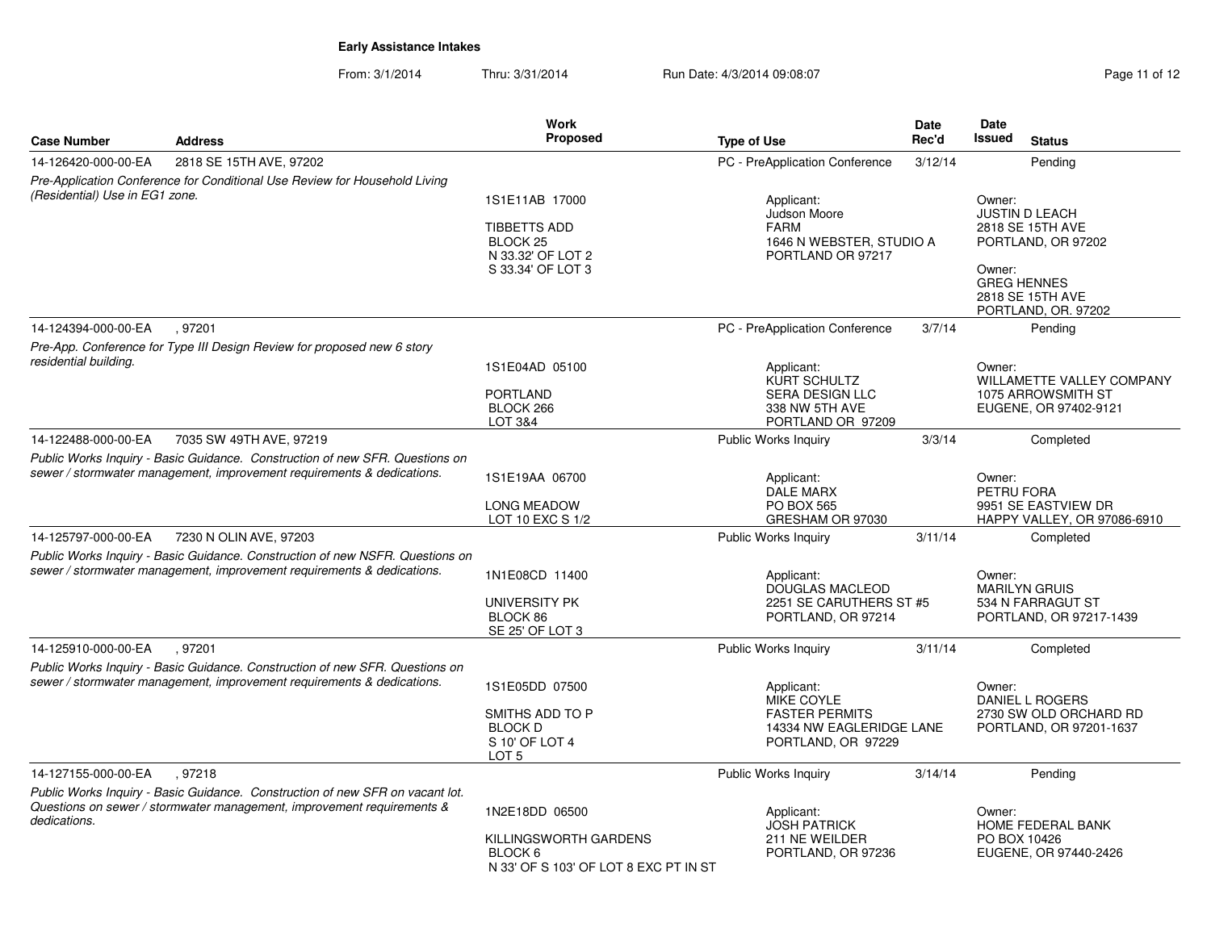## Early Assistance Intakes

From: 3/1/2014 Thru: 3/31/2014 Run Date: 4/3/2014 09:08:07

| Case Number | Address | Work Proposed | Type of Use | Date Rec'd | Date Issued | Status |
|---|---|---|---|---|---|---|
| 14-126420-000-00-EA | 2818 SE 15TH AVE, 97202 | | PC - PreApplication Conference | 3/12/14 | | Pending |
| *Pre-Application Conference for Conditional Use Review for Household Living (Residential) Use in EG1 zone.* | | 1S1E11AB 17000<br><br>TIBBETTS ADD<br>BLOCK 25<br>N 33.32' OF LOT 2<br>S 33.34' OF LOT 3 | Applicant:<br>Judson Moore<br>FARM<br>1646 N WEBSTER, STUDIO A<br>PORTLAND OR 97217 | | Owner:<br>JUSTIN D LEACH<br>2818 SE 15TH AVE<br>PORTLAND, OR 97202<br><br>Owner:<br>GREG HENNES<br>2818 SE 15TH AVE<br>PORTLAND, OR. 97202 | |
| 14-124394-000-00-EA | , 97201 | | PC - PreApplication Conference | 3/7/14 | | Pending |
| *Pre-App. Conference for Type III Design Review for proposed new 6 story residential building.* | | 1S1E04AD 05100<br><br>PORTLAND<br>BLOCK 266<br>LOT 3&4 | Applicant:<br>KURT SCHULTZ<br>SERA DESIGN LLC<br>338 NW 5TH AVE<br>PORTLAND OR 97209 | | Owner:<br>WILLAMETTE VALLEY COMPANY<br>1075 ARROWSMITH ST<br>EUGENE, OR 97402-9121 | |
| 14-122488-000-00-EA | 7035 SW 49TH AVE, 97219 | | Public Works Inquiry | 3/3/14 | | Completed |
| *Public Works Inquiry - Basic Guidance. Construction of new SFR. Questions on sewer / stormwater management, improvement requirements & dedications.* | | 1S1E19AA 06700<br><br>LONG MEADOW<br>LOT 10 EXC S 1/2 | Applicant:<br>DALE MARX<br>PO BOX 565<br>GRESHAM OR 97030 | | Owner:<br>PETRU FORA<br>9951 SE EASTVIEW DR<br>HAPPY VALLEY, OR 97086-6910 | |
| 14-125797-000-00-EA | 7230 N OLIN AVE, 97203 | | Public Works Inquiry | 3/11/14 | | Completed |
| *Public Works Inquiry - Basic Guidance. Construction of new NSFR. Questions on sewer / stormwater management, improvement requirements & dedications.* | | 1N1E08CD 11400<br><br>UNIVERSITY PK<br>BLOCK 86<br>SE 25' OF LOT 3 | Applicant:<br>DOUGLAS MACLEOD<br>2251 SE CARUTHERS ST #5<br>PORTLAND, OR 97214 | | Owner:<br>MARILYN GRUIS<br>534 N FARRAGUT ST<br>PORTLAND, OR 97217-1439 | |
| 14-125910-000-00-EA | , 97201 | | Public Works Inquiry | 3/11/14 | | Completed |
| *Public Works Inquiry - Basic Guidance. Construction of new SFR. Questions on sewer / stormwater management, improvement requirements & dedications.* | | 1S1E05DD 07500<br><br>SMITHS ADD TO P<br>BLOCK D<br>S 10' OF LOT 4<br>LOT 5 | Applicant:<br>MIKE COYLE<br>FASTER PERMITS<br>14334 NW EAGLERIDGE LANE<br>PORTLAND, OR 97229 | | Owner:<br>DANIEL L ROGERS<br>2730 SW OLD ORCHARD RD<br>PORTLAND, OR 97201-1637 | |
| 14-127155-000-00-EA | , 97218 | | Public Works Inquiry | 3/14/14 | | Pending |
| *Public Works Inquiry - Basic Guidance. Construction of new SFR on vacant lot. Questions on sewer / stormwater management, improvement requirements & dedications.* | | 1N2E18DD 06500<br><br>KILLINGSWORTH GARDENS<br>BLOCK 6<br>N 33' OF S 103' OF LOT 8 EXC PT IN ST | Applicant:<br>JOSH PATRICK<br>211 NE WEILDER<br>PORTLAND, OR 97236 | | Owner:<br>HOME FEDERAL BANK<br>PO BOX 10426<br>EUGENE, OR 97440-2426 | |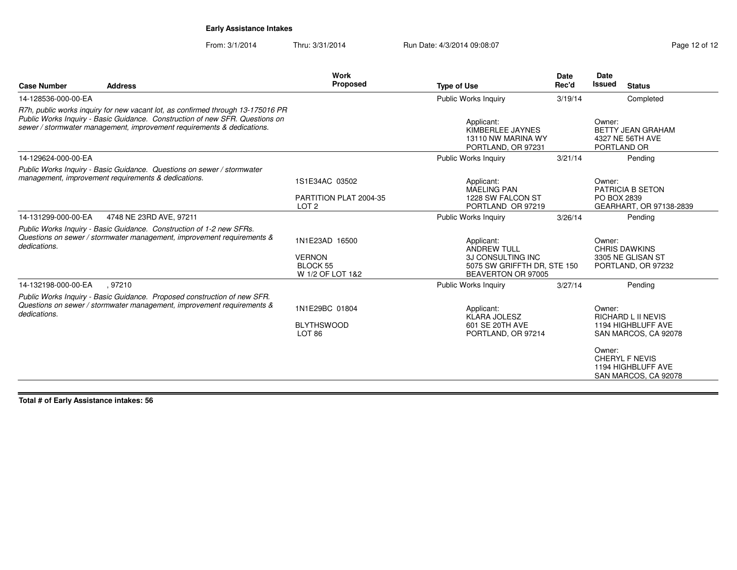**Early Assistance Intakes**

From: 3/1/2014 Thru: 3/31/2014 Run Date: 4/3/2014 09:08:07

| Case Number | Address | Work Proposed | Type of Use | Date Rec'd | Date Issued | Status |
|---|---|---|---|---|---|---|
| 14-128536-000-00-EA | | | Public Works Inquiry | 3/19/14 | | Completed |
| *R7h, public works inquiry for new vacant lot, as confirmed through 13-175016 PR Public Works Inquiry - Basic Guidance. Construction of new SFR. Questions on sewer / stormwater management, improvement requirements & dedications.* | | | Applicant: KIMBERLEE JAYNES 13110 NW MARINA WY PORTLAND, OR 97231 | | Owner: BETTY JEAN GRAHAM 4327 NE 56TH AVE PORTLAND OR | |
| 14-129624-000-00-EA | | | Public Works Inquiry | 3/21/14 | | Pending |
| *Public Works Inquiry - Basic Guidance. Questions on sewer / stormwater management, improvement requirements & dedications.* | | 1S1E34AC 03502 PARTITION PLAT 2004-35 LOT 2 | Applicant: MAELING PAN 1228 SW FALCON ST PORTLAND OR 97219 | | Owner: PATRICIA B SETON PO BOX 2839 GEARHART, OR 97138-2839 | |
| 14-131299-000-00-EA | 4748 NE 23RD AVE, 97211 | | Public Works Inquiry | 3/26/14 | | Pending |
| *Public Works Inquiry - Basic Guidance. Construction of 1-2 new SFRs. Questions on sewer / stormwater management, improvement requirements & dedications.* | | 1N1E23AD 16500 VERNON BLOCK 55 W 1/2 OF LOT 1&2 | Applicant: ANDREW TULL 3J CONSULTING INC 5075 SW GRIFFTH DR, STE 150 BEAVERTON OR 97005 | | Owner: CHRIS DAWKINS 3305 NE GLISAN ST PORTLAND, OR 97232 | |
| 14-132198-000-00-EA | , 97210 | | Public Works Inquiry | 3/27/14 | | Pending |
| *Public Works Inquiry - Basic Guidance. Proposed construction of new SFR. Questions on sewer / stormwater management, improvement requirements & dedications.* | | 1N1E29BC 01804 BLYTHSWOOD LOT 86 | Applicant: KLARA JOLESZ 601 SE 20TH AVE PORTLAND, OR 97214 | | Owner: RICHARD L II NEVIS 1194 HIGHBLUFF AVE SAN MARCOS, CA 92078 Owner: CHERYL F NEVIS 1194 HIGHBLUFF AVE SAN MARCOS, CA 92078 | |

**Total # of Early Assistance intakes: 56**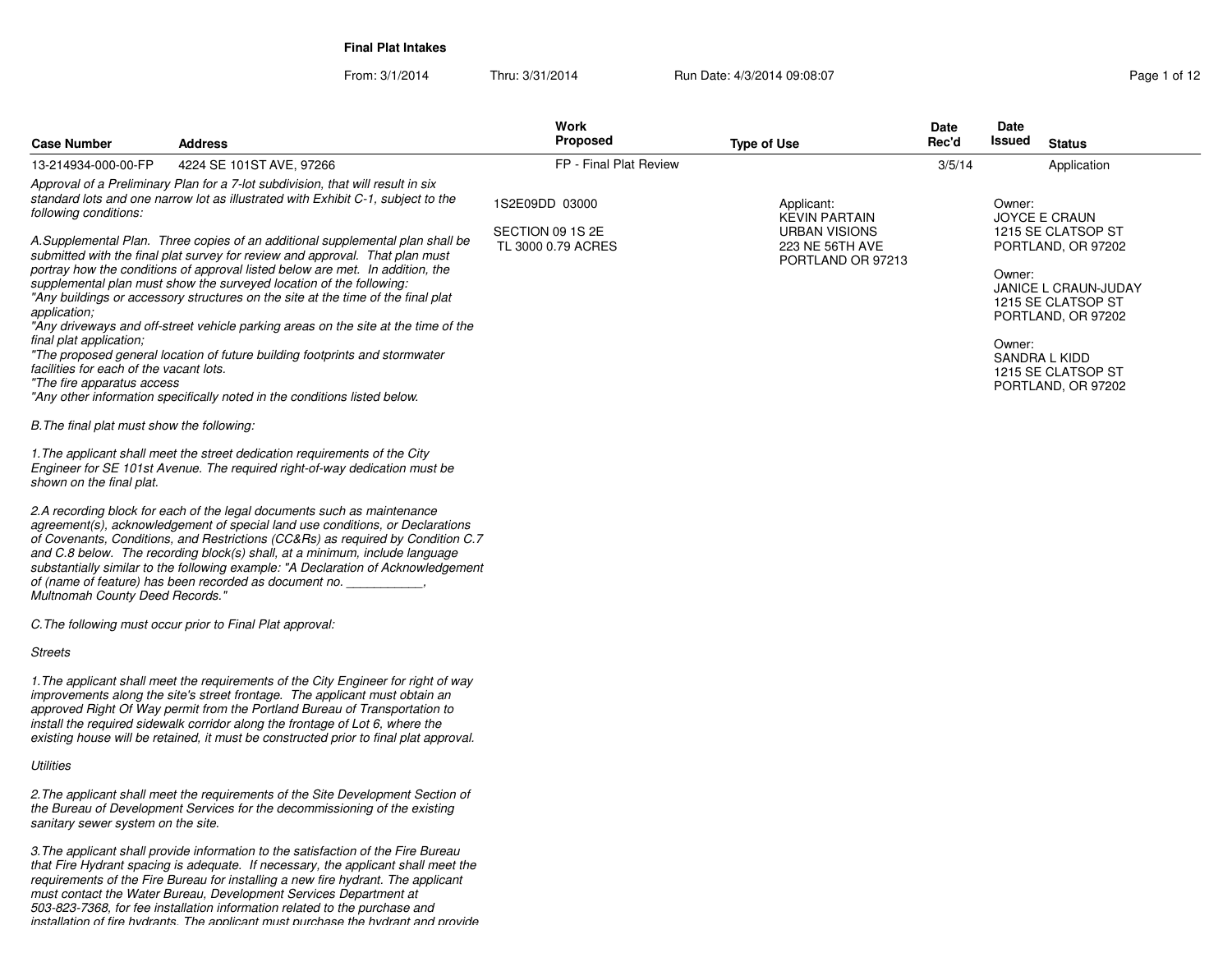**Final Plat Intakes**

From: 3/1/2014 Thru: 3/31/2014 Run Date: 4/3/2014 09:08:07

| Case Number | Address | Work Proposed | Type of Use | Date Rec'd | Date Issued | Status |
|---|---|---|---|---|---|---|
| 13-214934-000-00-FP | 4224 SE 101ST AVE, 97266 | FP - Final Plat Review | | 3/5/14 | | Application |

1S2E09DD 03000

SECTION 09 1S 2E
TL 3000 0.79 ACRES

Applicant:
KEVIN PARTAIN
URBAN VISIONS
223 NE 56TH AVE
PORTLAND OR 97213

Owner:
JOYCE E CRAUN
1215 SE CLATSOP ST
PORTLAND, OR 97202

Owner:
JANICE L CRAUN-JUDAY
1215 SE CLATSOP ST
PORTLAND, OR 97202

Owner:
SANDRA L KIDD
1215 SE CLATSOP ST
PORTLAND, OR 97202

*Approval of a Preliminary Plan for a 7-lot subdivision, that will result in six standard lots and one narrow lot as illustrated with Exhibit C-1, subject to the following conditions:*

*A.Supplemental Plan. Three copies of an additional supplemental plan shall be submitted with the final plat survey for review and approval. That plan must portray how the conditions of approval listed below are met. In addition, the supplemental plan must show the surveyed location of the following:*
*"Any buildings or accessory structures on the site at the time of the final plat application;*
*"Any driveways and off-street vehicle parking areas on the site at the time of the final plat application;*
*"The proposed general location of future building footprints and stormwater facilities for each of the vacant lots.*
*"The fire apparatus access*
*"Any other information specifically noted in the conditions listed below.*

*B.The final plat must show the following:*

*1.The applicant shall meet the street dedication requirements of the City Engineer for SE 101st Avenue. The required right-of-way dedication must be shown on the final plat.*

*2.A recording block for each of the legal documents such as maintenance agreement(s), acknowledgement of special land use conditions, or Declarations of Covenants, Conditions, and Restrictions (CC&Rs) as required by Condition C.7 and C.8 below. The recording block(s) shall, at a minimum, include language substantially similar to the following example: "A Declaration of Acknowledgement of (name of feature) has been recorded as document no. ___________, Multnomah County Deed Records."*

*C.The following must occur prior to Final Plat approval:*

*Streets*

*1.The applicant shall meet the requirements of the City Engineer for right of way improvements along the site's street frontage. The applicant must obtain an approved Right Of Way permit from the Portland Bureau of Transportation to install the required sidewalk corridor along the frontage of Lot 6, where the existing house will be retained, it must be constructed prior to final plat approval.*

*Utilities*

*2.The applicant shall meet the requirements of the Site Development Section of the Bureau of Development Services for the decommissioning of the existing sanitary sewer system on the site.*

*3.The applicant shall provide information to the satisfaction of the Fire Bureau that Fire Hydrant spacing is adequate. If necessary, the applicant shall meet the requirements of the Fire Bureau for installing a new fire hydrant. The applicant must contact the Water Bureau, Development Services Department at 503-823-7368, for fee installation information related to the purchase and installation of fire hydrants. The applicant must purchase the hydrant and provide*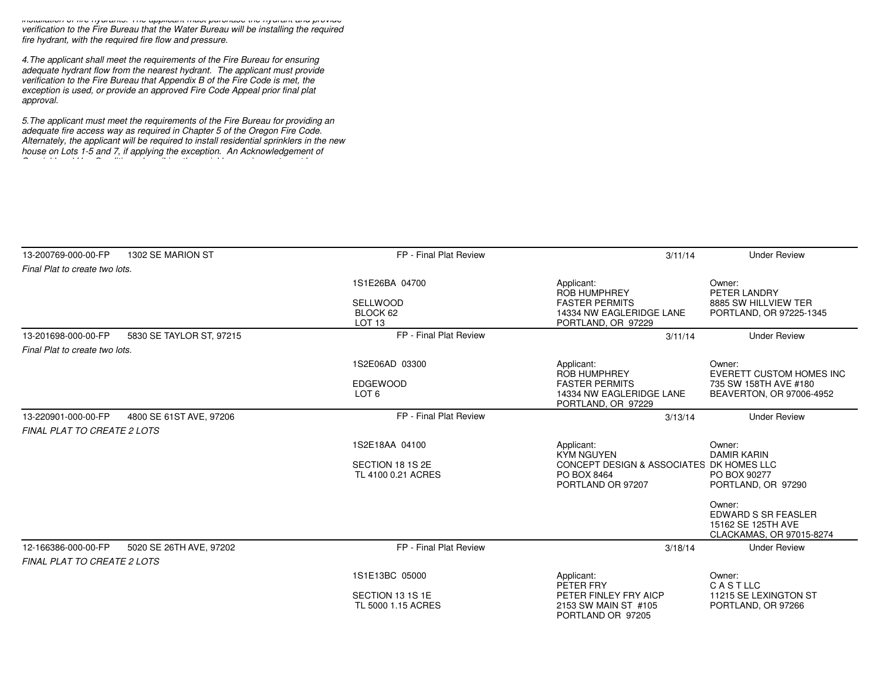*installation of fire hydrants. The applicant must purchase the hydrant and provide verification to the Fire Bureau that the Water Bureau will be installing the required fire hydrant, with the required fire flow and pressure.*

*4.The applicant shall meet the requirements of the Fire Bureau for ensuring adequate hydrant flow from the nearest hydrant. The applicant must provide verification to the Fire Bureau that Appendix B of the Fire Code is met, the exception is used, or provide an approved Fire Code Appeal prior final plat approval.*

*5.The applicant must meet the requirements of the Fire Bureau for providing an adequate fire access way as required in Chapter 5 of the Oregon Fire Code. Alternately, the applicant will be required to install residential sprinklers in the new house on Lots 1-5 and 7, if applying the exception. An Acknowledgement of*

| Case | Address | Type / Location | Date / Applicant | Status / Owner |
|---|---|---|---|---|
| 13-200769-000-00-FP | 1302 SE MARION ST | FP - Final Plat Review | 3/11/14 | Under Review |
| *Final Plat to create two lots.* | | | | |
| | | 1S1E26BA 04700<br><br>SELLWOOD<br>BLOCK 62<br>LOT 13 | Applicant:<br>ROB HUMPHREY<br>FASTER PERMITS<br>14334 NW EAGLERIDGE LANE<br>PORTLAND, OR 97229 | Owner:<br>PETER LANDRY<br>8885 SW HILLVIEW TER<br>PORTLAND, OR 97225-1345 |
| 13-201698-000-00-FP | 5830 SE TAYLOR ST, 97215 | FP - Final Plat Review | 3/11/14 | Under Review |
| *Final Plat to create two lots.* | | | | |
| | | 1S2E06AD 03300<br><br>EDGEWOOD<br>LOT 6 | Applicant:<br>ROB HUMPHREY<br>FASTER PERMITS<br>14334 NW EAGLERIDGE LANE<br>PORTLAND, OR 97229 | Owner:<br>EVERETT CUSTOM HOMES INC<br>735 SW 158TH AVE #180<br>BEAVERTON, OR 97006-4952 |
| 13-220901-000-00-FP | 4800 SE 61ST AVE, 97206 | FP - Final Plat Review | 3/13/14 | Under Review |
| *FINAL PLAT TO CREATE 2 LOTS* | | | | |
| | | 1S2E18AA 04100<br><br>SECTION 18 1S 2E<br>TL 4100 0.21 ACRES | Applicant:<br>KYM NGUYEN<br>CONCEPT DESIGN & ASSOCIATES<br>PO BOX 8464<br>PORTLAND OR 97207 | Owner:<br>DAMIR KARIN<br>DK HOMES LLC<br>PO BOX 90277<br>PORTLAND, OR 97290<br><br>Owner:<br>EDWARD S SR FEASLER<br>15162 SE 125TH AVE<br>CLACKAMAS, OR 97015-8274 |
| 12-166386-000-00-FP | 5020 SE 26TH AVE, 97202 | FP - Final Plat Review | 3/18/14 | Under Review |
| *FINAL PLAT TO CREATE 2 LOTS* | | | | |
| | | 1S1E13BC 05000<br><br>SECTION 13 1S 1E<br>TL 5000 1.15 ACRES | Applicant:<br>PETER FRY<br>PETER FINLEY FRY AICP<br>2153 SW MAIN ST #105<br>PORTLAND OR 97205 | Owner:<br>C A S T LLC<br>11215 SE LEXINGTON ST<br>PORTLAND, OR 97266 |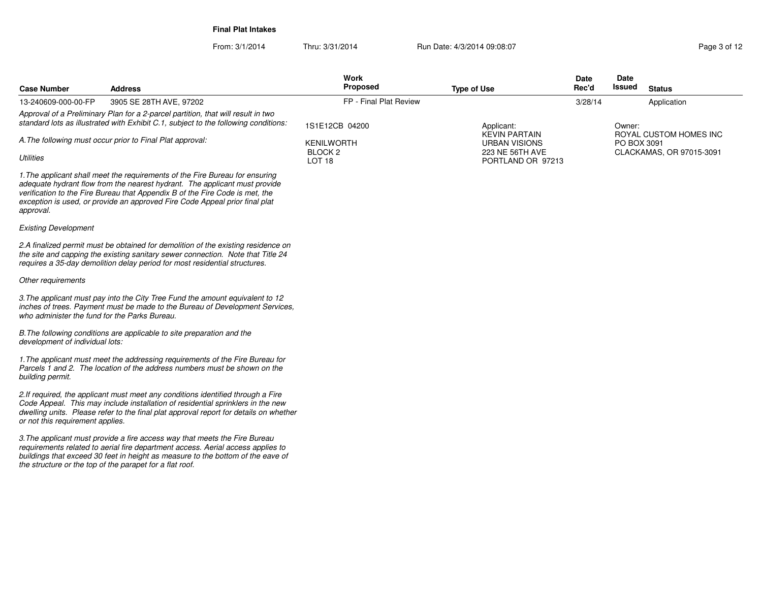**Final Plat Intakes**

From: 3/1/2014 Thru: 3/31/2014 Run Date: 4/3/2014 09:08:07

| Case Number | Address | Work Proposed | Type of Use | Date Rec'd | Date Issued | Status |
|---|---|---|---|---|---|---|
| 13-240609-000-00-FP | 3905 SE 28TH AVE, 97202 | FP - Final Plat Review | | 3/28/14 | | Application |

1S1E12CB 04200

KENILWORTH
BLOCK 2
LOT 18

Applicant:
KEVIN PARTAIN
URBAN VISIONS
223 NE 56TH AVE
PORTLAND OR 97213

Owner:
ROYAL CUSTOM HOMES INC
PO BOX 3091
CLACKAMAS, OR 97015-3091

*Approval of a Preliminary Plan for a 2-parcel partition, that will result in two standard lots as illustrated with Exhibit C.1, subject to the following conditions:*

*A.The following must occur prior to Final Plat approval:*

*Utilities*

*1.The applicant shall meet the requirements of the Fire Bureau for ensuring adequate hydrant flow from the nearest hydrant. The applicant must provide verification to the Fire Bureau that Appendix B of the Fire Code is met, the exception is used, or provide an approved Fire Code Appeal prior final plat approval.*

*Existing Development*

*2.A finalized permit must be obtained for demolition of the existing residence on the site and capping the existing sanitary sewer connection. Note that Title 24 requires a 35-day demolition delay period for most residential structures.*

*Other requirements*

*3.The applicant must pay into the City Tree Fund the amount equivalent to 12 inches of trees. Payment must be made to the Bureau of Development Services, who administer the fund for the Parks Bureau.*

*B.The following conditions are applicable to site preparation and the development of individual lots:*

*1.The applicant must meet the addressing requirements of the Fire Bureau for Parcels 1 and 2. The location of the address numbers must be shown on the building permit.*

*2.If required, the applicant must meet any conditions identified through a Fire Code Appeal. This may include installation of residential sprinklers in the new dwelling units. Please refer to the final plat approval report for details on whether or not this requirement applies.*

*3.The applicant must provide a fire access way that meets the Fire Bureau requirements related to aerial fire department access. Aerial access applies to buildings that exceed 30 feet in height as measure to the bottom of the eave of the structure or the top of the parapet for a flat roof.*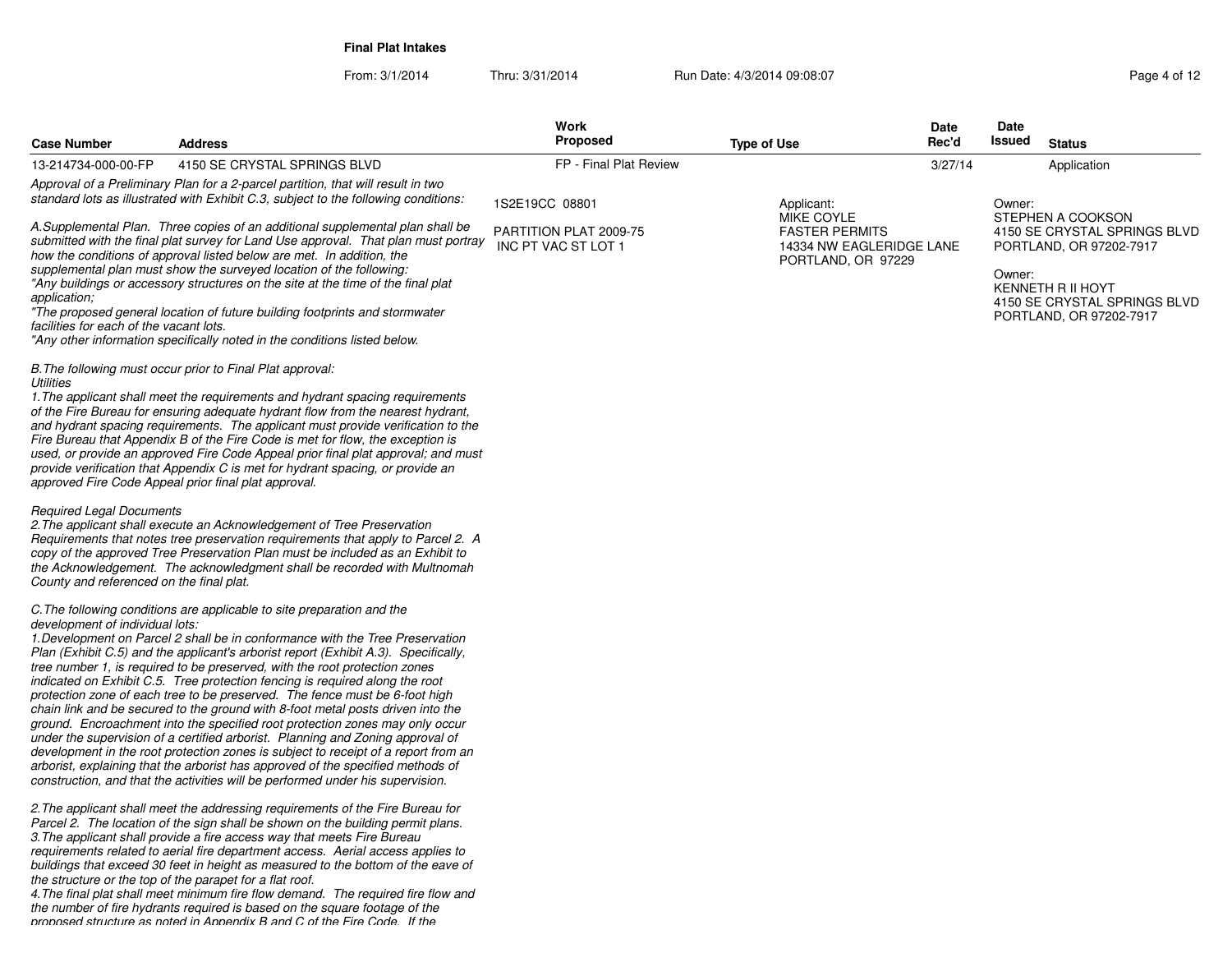**Final Plat Intakes**

From: 3/1/2014 Thru: 3/31/2014 Run Date: 4/3/2014 09:08:07

| Case Number | Address | Work Proposed | Type of Use | Date Rec'd | Date Issued | Status |
|---|---|---|---|---|---|---|
| 13-214734-000-00-FP | 4150 SE CRYSTAL SPRINGS BLVD | FP - Final Plat Review | | 3/27/14 | | Application |

1S2E19CC 08801

PARTITION PLAT 2009-75
INC PT VAC ST LOT 1

Applicant:
MIKE COYLE
FASTER PERMITS
14334 NW EAGLERIDGE LANE
PORTLAND, OR 97229

Owner:
STEPHEN A COOKSON
4150 SE CRYSTAL SPRINGS BLVD
PORTLAND, OR 97202-7917

Owner:
KENNETH R II HOYT
4150 SE CRYSTAL SPRINGS BLVD
PORTLAND, OR 97202-7917

*Approval of a Preliminary Plan for a 2-parcel partition, that will result in two standard lots as illustrated with Exhibit C.3, subject to the following conditions:*

*A.Supplemental Plan. Three copies of an additional supplemental plan shall be submitted with the final plat survey for Land Use approval. That plan must portray how the conditions of approval listed below are met. In addition, the supplemental plan must show the surveyed location of the following:*
*"Any buildings or accessory structures on the site at the time of the final plat application;*
*"The proposed general location of future building footprints and stormwater facilities for each of the vacant lots.*
*"Any other information specifically noted in the conditions listed below.*

*B.The following must occur prior to Final Plat approval:*
*Utilities*
*1.The applicant shall meet the requirements and hydrant spacing requirements of the Fire Bureau for ensuring adequate hydrant flow from the nearest hydrant, and hydrant spacing requirements. The applicant must provide verification to the Fire Bureau that Appendix B of the Fire Code is met for flow, the exception is used, or provide an approved Fire Code Appeal prior final plat approval; and must provide verification that Appendix C is met for hydrant spacing, or provide an approved Fire Code Appeal prior final plat approval.*

*Required Legal Documents*
*2.The applicant shall execute an Acknowledgement of Tree Preservation Requirements that notes tree preservation requirements that apply to Parcel 2. A copy of the approved Tree Preservation Plan must be included as an Exhibit to the Acknowledgement. The acknowledgment shall be recorded with Multnomah County and referenced on the final plat.*

*C.The following conditions are applicable to site preparation and the development of individual lots:*
*1.Development on Parcel 2 shall be in conformance with the Tree Preservation Plan (Exhibit C.5) and the applicant's arborist report (Exhibit A.3). Specifically, tree number 1, is required to be preserved, with the root protection zones indicated on Exhibit C.5. Tree protection fencing is required along the root protection zone of each tree to be preserved. The fence must be 6-foot high chain link and be secured to the ground with 8-foot metal posts driven into the ground. Encroachment into the specified root protection zones may only occur under the supervision of a certified arborist. Planning and Zoning approval of development in the root protection zones is subject to receipt of a report from an arborist, explaining that the arborist has approved of the specified methods of construction, and that the activities will be performed under his supervision.*

*2.The applicant shall meet the addressing requirements of the Fire Bureau for Parcel 2. The location of the sign shall be shown on the building permit plans.*
*3.The applicant shall provide a fire access way that meets Fire Bureau requirements related to aerial fire department access. Aerial access applies to buildings that exceed 30 feet in height as measured to the bottom of the eave of the structure or the top of the parapet for a flat roof.*
*4.The final plat shall meet minimum fire flow demand. The required fire flow and the number of fire hydrants required is based on the square footage of the proposed structure as noted in Appendix B and C of the Fire Code. If the*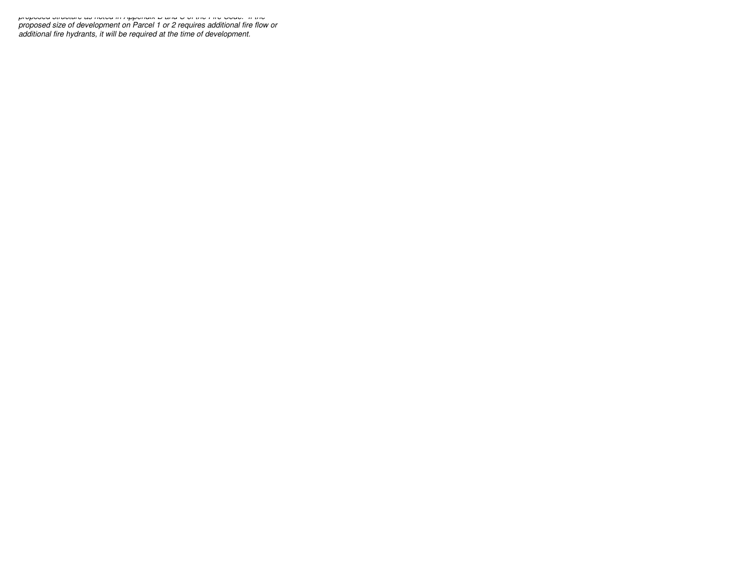*proposed structure as noted in Appendix B and C of the Fire Code. If the proposed size of development on Parcel 1 or 2 requires additional fire flow or additional fire hydrants, it will be required at the time of development.*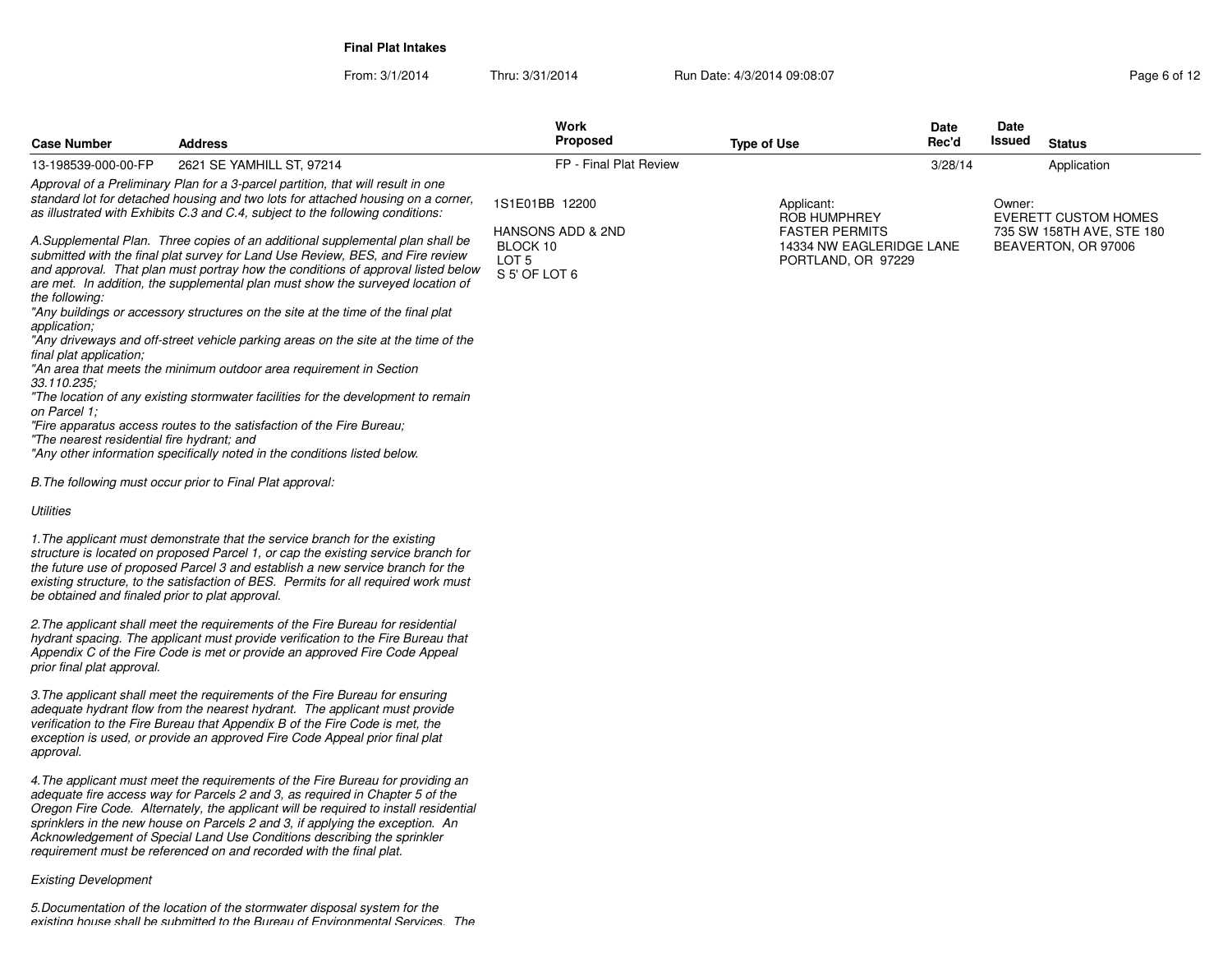**Final Plat Intakes**

From: 3/1/2014 Thru: 3/31/2014 Run Date: 4/3/2014 09:08:07

| Case Number | Address | Work Proposed | Type of Use | Date Rec'd | Date Issued | Status |
|---|---|---|---|---|---|---|
| 13-198539-000-00-FP | 2621 SE YAMHILL ST, 97214 | FP - Final Plat Review | | 3/28/14 | | Application |

1S1E01BB 12200

HANSONS ADD & 2ND
BLOCK 10
LOT 5
S 5' OF LOT 6

Applicant:
ROB HUMPHREY
FASTER PERMITS
14334 NW EAGLERIDGE LANE
PORTLAND, OR 97229

Owner:
EVERETT CUSTOM HOMES
735 SW 158TH AVE, STE 180
BEAVERTON, OR 97006

*Approval of a Preliminary Plan for a 3-parcel partition, that will result in one standard lot for detached housing and two lots for attached housing on a corner, as illustrated with Exhibits C.3 and C.4, subject to the following conditions:*

*A.Supplemental Plan. Three copies of an additional supplemental plan shall be submitted with the final plat survey for Land Use Review, BES, and Fire review and approval. That plan must portray how the conditions of approval listed below are met. In addition, the supplemental plan must show the surveyed location of the following:*
*"Any buildings or accessory structures on the site at the time of the final plat application;*
*"Any driveways and off-street vehicle parking areas on the site at the time of the final plat application;*
*"An area that meets the minimum outdoor area requirement in Section 33.110.235;*
*"The location of any existing stormwater facilities for the development to remain on Parcel 1;*
*"Fire apparatus access routes to the satisfaction of the Fire Bureau;*
*"The nearest residential fire hydrant; and*
*"Any other information specifically noted in the conditions listed below.*

*B.The following must occur prior to Final Plat approval:*

*Utilities*

*1.The applicant must demonstrate that the service branch for the existing structure is located on proposed Parcel 1, or cap the existing service branch for the future use of proposed Parcel 3 and establish a new service branch for the existing structure, to the satisfaction of BES. Permits for all required work must be obtained and finaled prior to plat approval.*

*2.The applicant shall meet the requirements of the Fire Bureau for residential hydrant spacing. The applicant must provide verification to the Fire Bureau that Appendix C of the Fire Code is met or provide an approved Fire Code Appeal prior final plat approval.*

*3.The applicant shall meet the requirements of the Fire Bureau for ensuring adequate hydrant flow from the nearest hydrant. The applicant must provide verification to the Fire Bureau that Appendix B of the Fire Code is met, the exception is used, or provide an approved Fire Code Appeal prior final plat approval.*

*4.The applicant must meet the requirements of the Fire Bureau for providing an adequate fire access way for Parcels 2 and 3, as required in Chapter 5 of the Oregon Fire Code. Alternately, the applicant will be required to install residential sprinklers in the new house on Parcels 2 and 3, if applying the exception. An Acknowledgement of Special Land Use Conditions describing the sprinkler requirement must be referenced on and recorded with the final plat.*

*Existing Development*

*5.Documentation of the location of the stormwater disposal system for the existing house shall be submitted to the Bureau of Environmental Services. The*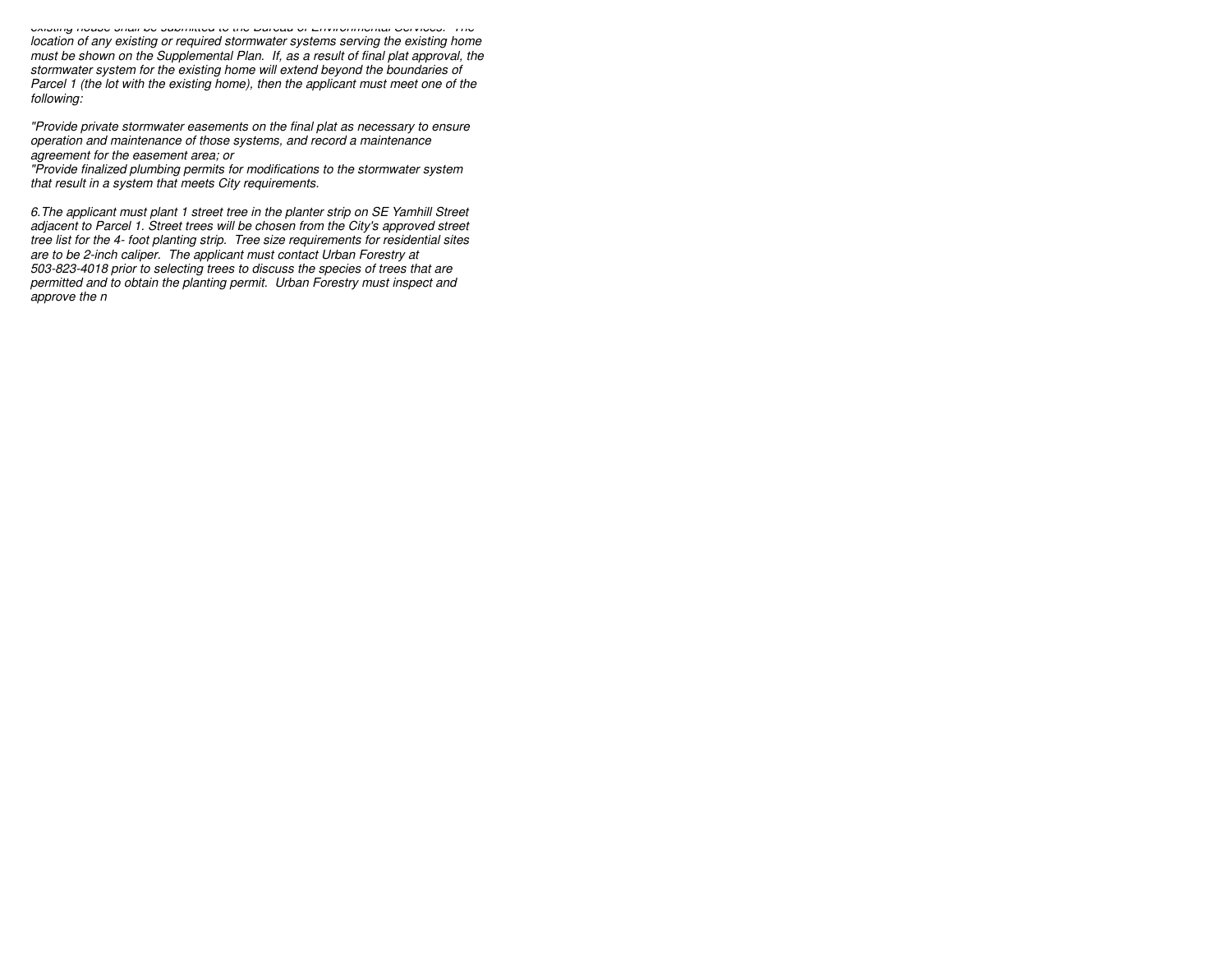*existing house shall be submitted to the Bureau of Environmental Services. The location of any existing or required stormwater systems serving the existing home must be shown on the Supplemental Plan. If, as a result of final plat approval, the stormwater system for the existing home will extend beyond the boundaries of Parcel 1 (the lot with the existing home), then the applicant must meet one of the following:*

*"Provide private stormwater easements on the final plat as necessary to ensure operation and maintenance of those systems, and record a maintenance agreement for the easement area; or*
*"Provide finalized plumbing permits for modifications to the stormwater system that result in a system that meets City requirements.*

*6.The applicant must plant 1 street tree in the planter strip on SE Yamhill Street adjacent to Parcel 1. Street trees will be chosen from the City's approved street tree list for the 4- foot planting strip. Tree size requirements for residential sites are to be 2-inch caliper. The applicant must contact Urban Forestry at 503-823-4018 prior to selecting trees to discuss the species of trees that are permitted and to obtain the planting permit. Urban Forestry must inspect and approve the n*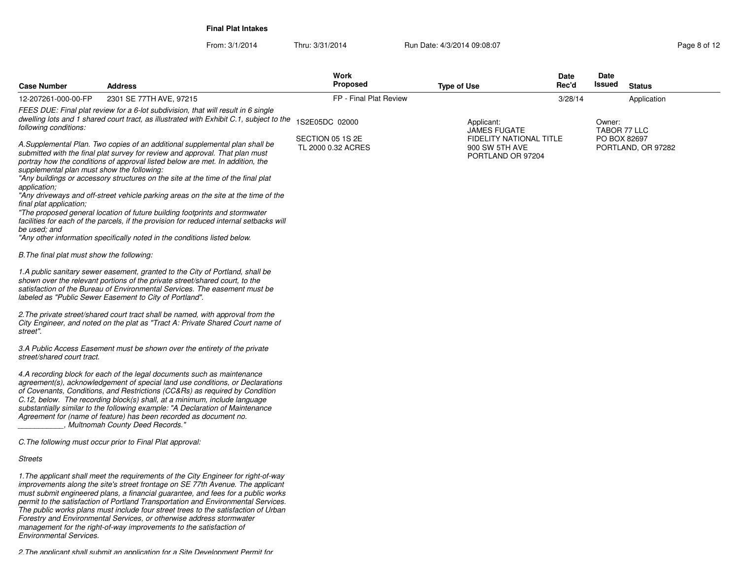**Final Plat Intakes**

From: 3/1/2014 Thru: 3/31/2014 Run Date: 4/3/2014 09:08:07

| Case Number | Address | Work Proposed | Type of Use | Date Rec'd | Date Issued | Status |
|---|---|---|---|---|---|---|
| 12-207261-000-00-FP | 2301 SE 77TH AVE, 97215 | FP - Final Plat Review | | 3/28/14 | | Application |

1S2E05DC 02000

SECTION 05 1S 2E
TL 2000 0.32 ACRES

Applicant:
JAMES FUGATE
FIDELITY NATIONAL TITLE
900 SW 5TH AVE
PORTLAND OR 97204

Owner:
TABOR 77 LLC
PO BOX 82697
PORTLAND, OR 97282

*FEES DUE: Final plat review for a 6-lot subdivision, that will result in 6 single dwelling lots and 1 shared court tract, as illustrated with Exhibit C.1, subject to the following conditions:*

*A.Supplemental Plan. Two copies of an additional supplemental plan shall be submitted with the final plat survey for review and approval. That plan must portray how the conditions of approval listed below are met. In addition, the supplemental plan must show the following:*
*"Any buildings or accessory structures on the site at the time of the final plat application;*
*"Any driveways and off-street vehicle parking areas on the site at the time of the final plat application;*
*"The proposed general location of future building footprints and stormwater facilities for each of the parcels, if the provision for reduced internal setbacks will be used; and*
*"Any other information specifically noted in the conditions listed below.*

*B.The final plat must show the following:*

*1.A public sanitary sewer easement, granted to the City of Portland, shall be shown over the relevant portions of the private street/shared court, to the satisfaction of the Bureau of Environmental Services. The easement must be labeled as "Public Sewer Easement to City of Portland".*

*2.The private street/shared court tract shall be named, with approval from the City Engineer, and noted on the plat as "Tract A: Private Shared Court name of street".*

*3.A Public Access Easement must be shown over the entirety of the private street/shared court tract.*

*4.A recording block for each of the legal documents such as maintenance agreement(s), acknowledgement of special land use conditions, or Declarations of Covenants, Conditions, and Restrictions (CC&Rs) as required by Condition C.12, below. The recording block(s) shall, at a minimum, include language substantially similar to the following example: "A Declaration of Maintenance Agreement for (name of feature) has been recorded as document no. ___________, Multnomah County Deed Records."*

*C.The following must occur prior to Final Plat approval:*

*Streets*

*1.The applicant shall meet the requirements of the City Engineer for right-of-way improvements along the site's street frontage on SE 77th Avenue. The applicant must submit engineered plans, a financial guarantee, and fees for a public works permit to the satisfaction of Portland Transportation and Environmental Services. The public works plans must include four street trees to the satisfaction of Urban Forestry and Environmental Services, or otherwise address stormwater management for the right-of-way improvements to the satisfaction of Environmental Services.*

*2.The applicant shall submit an application for a Site Development Permit for*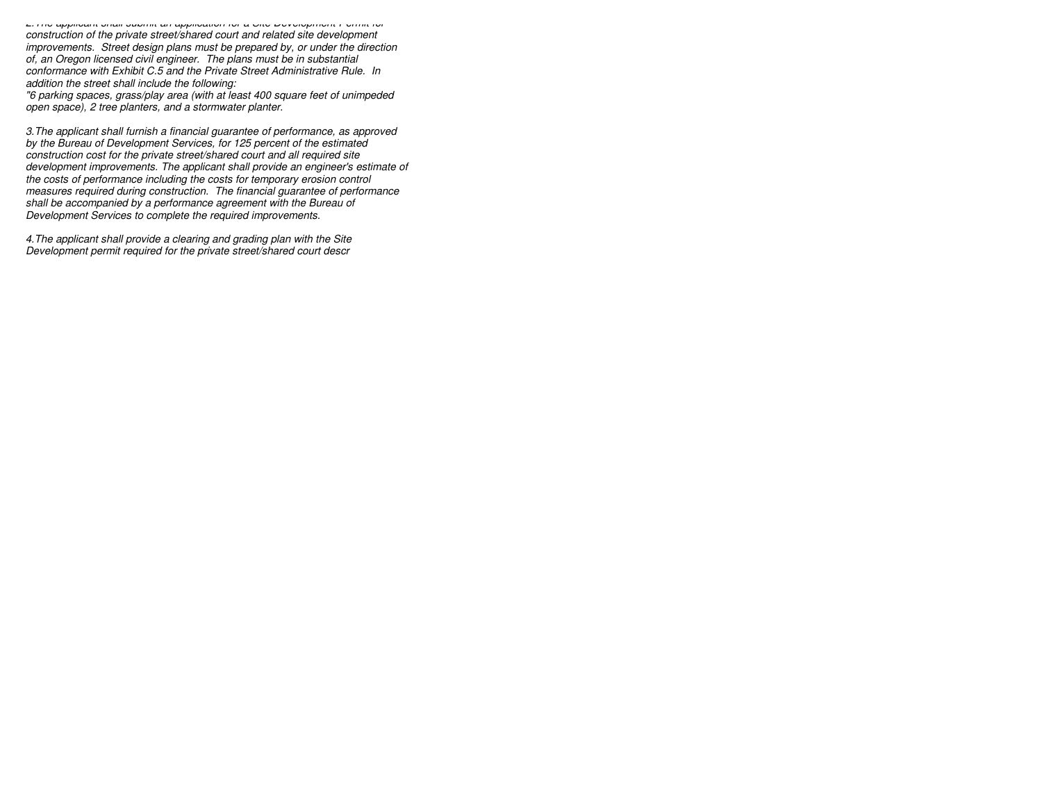*2. The applicant shall submit an application for a Site Development Permit for construction of the private street/shared court and related site development improvements. Street design plans must be prepared by, or under the direction of, an Oregon licensed civil engineer. The plans must be in substantial conformance with Exhibit C.5 and the Private Street Administrative Rule. In addition the street shall include the following:*
*"6 parking spaces, grass/play area (with at least 400 square feet of unimpeded open space), 2 tree planters, and a stormwater planter.*

*3. The applicant shall furnish a financial guarantee of performance, as approved by the Bureau of Development Services, for 125 percent of the estimated construction cost for the private street/shared court and all required site development improvements. The applicant shall provide an engineer's estimate of the costs of performance including the costs for temporary erosion control measures required during construction. The financial guarantee of performance shall be accompanied by a performance agreement with the Bureau of Development Services to complete the required improvements.*

*4. The applicant shall provide a clearing and grading plan with the Site Development permit required for the private street/shared court descr*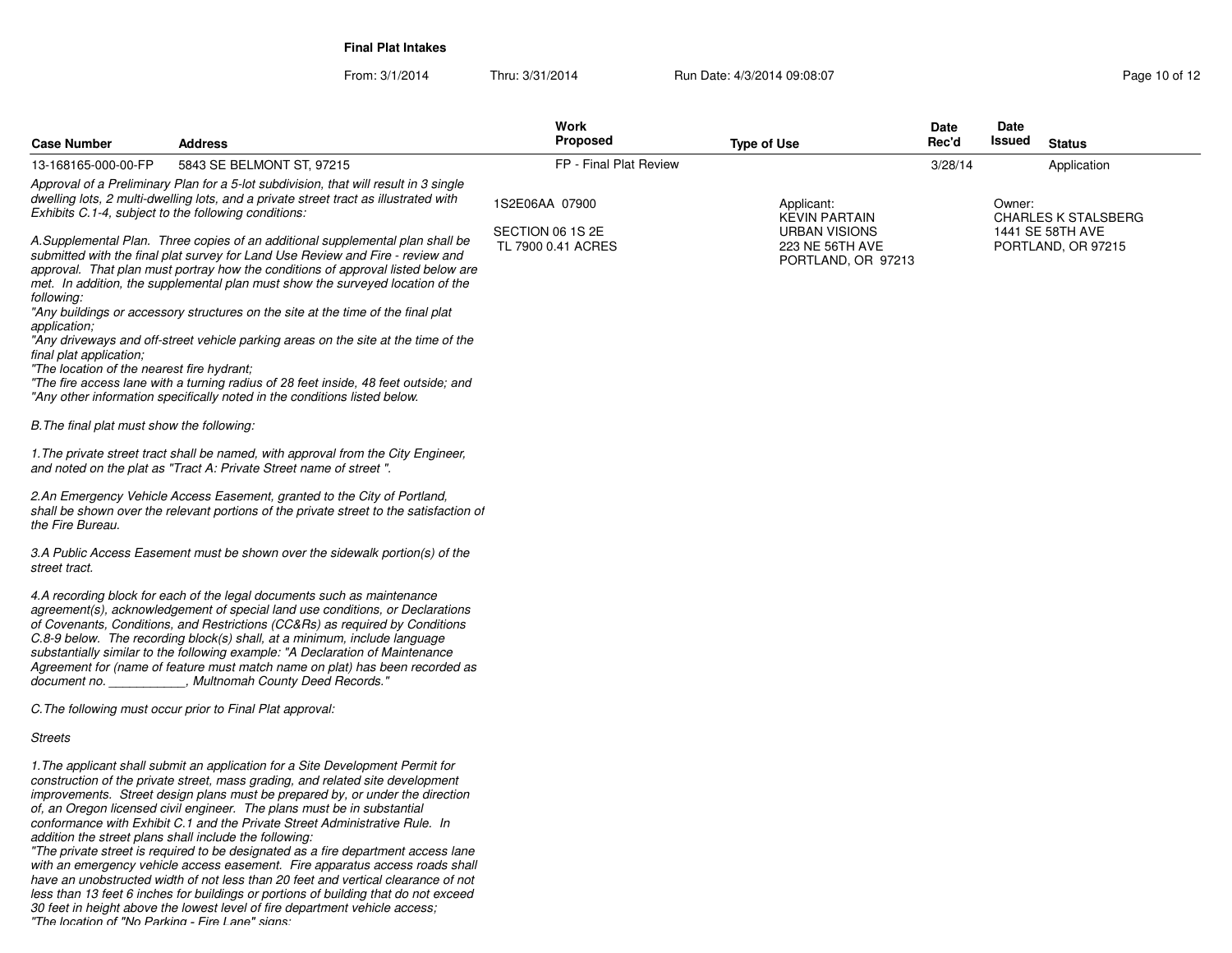**Final Plat Intakes**

From: 3/1/2014 Thru: 3/31/2014 Run Date: 4/3/2014 09:08:07

| Case Number | Address | Work Proposed | Type of Use | Date Rec'd | Date Issued | Status |
|---|---|---|---|---|---|---|
| 13-168165-000-00-FP | 5843 SE BELMONT ST, 97215 | FP - Final Plat Review | | 3/28/14 | | Application |

1S2E06AA 07900

SECTION 06 1S 2E
TL 7900 0.41 ACRES

Applicant:
KEVIN PARTAIN
URBAN VISIONS
223 NE 56TH AVE
PORTLAND, OR 97213

Owner:
CHARLES K STALSBERG
1441 SE 58TH AVE
PORTLAND, OR 97215

*Approval of a Preliminary Plan for a 5-lot subdivision, that will result in 3 single dwelling lots, 2 multi-dwelling lots, and a private street tract as illustrated with Exhibits C.1-4, subject to the following conditions:*

*A.Supplemental Plan. Three copies of an additional supplemental plan shall be submitted with the final plat survey for Land Use Review and Fire - review and approval. That plan must portray how the conditions of approval listed below are met. In addition, the supplemental plan must show the surveyed location of the following:*
*"Any buildings or accessory structures on the site at the time of the final plat application;*
*"Any driveways and off-street vehicle parking areas on the site at the time of the final plat application;*
*"The location of the nearest fire hydrant;*
*"The fire access lane with a turning radius of 28 feet inside, 48 feet outside; and*
*"Any other information specifically noted in the conditions listed below.*

*B.The final plat must show the following:*

*1.The private street tract shall be named, with approval from the City Engineer, and noted on the plat as "Tract A: Private Street name of street ".*

*2.An Emergency Vehicle Access Easement, granted to the City of Portland, shall be shown over the relevant portions of the private street to the satisfaction of the Fire Bureau.*

*3.A Public Access Easement must be shown over the sidewalk portion(s) of the street tract.*

*4.A recording block for each of the legal documents such as maintenance agreement(s), acknowledgement of special land use conditions, or Declarations of Covenants, Conditions, and Restrictions (CC&Rs) as required by Conditions C.8-9 below. The recording block(s) shall, at a minimum, include language substantially similar to the following example: "A Declaration of Maintenance Agreement for (name of feature must match name on plat) has been recorded as document no. ___________, Multnomah County Deed Records."*

*C.The following must occur prior to Final Plat approval:*

*Streets*

*1.The applicant shall submit an application for a Site Development Permit for construction of the private street, mass grading, and related site development improvements. Street design plans must be prepared by, or under the direction of, an Oregon licensed civil engineer. The plans must be in substantial conformance with Exhibit C.1 and the Private Street Administrative Rule. In addition the street plans shall include the following:*
*"The private street is required to be designated as a fire department access lane with an emergency vehicle access easement. Fire apparatus access roads shall have an unobstructed width of not less than 20 feet and vertical clearance of not less than 13 feet 6 inches for buildings or portions of building that do not exceed 30 feet in height above the lowest level of fire department vehicle access;*
*"The location of "No Parking - Fire Lane" signs;*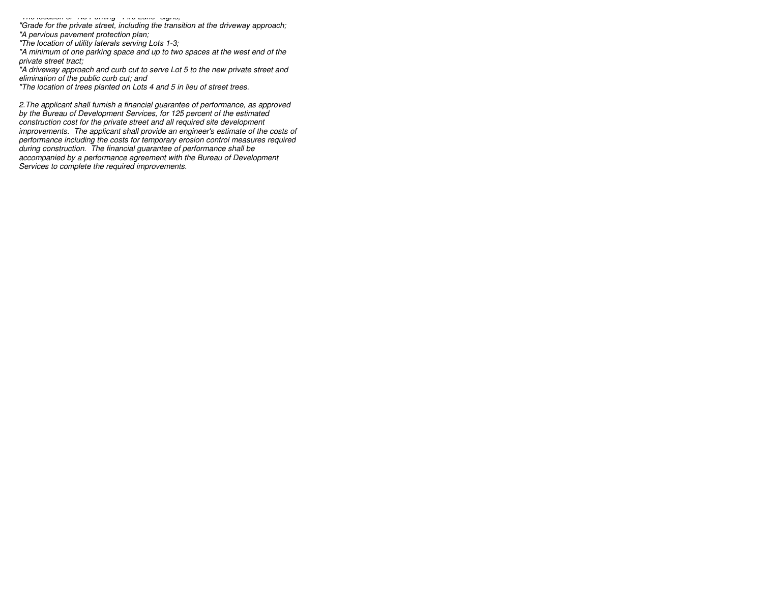*"The location of "No Parking - Fire Lane" signs;*
*"Grade for the private street, including the transition at the driveway approach;*
*"A pervious pavement protection plan;*
*"The location of utility laterals serving Lots 1-3;*
*"A minimum of one parking space and up to two spaces at the west end of the private street tract;*
*"A driveway approach and curb cut to serve Lot 5 to the new private street and elimination of the public curb cut; and*
*"The location of trees planted on Lots 4 and 5 in lieu of street trees.*

*2.The applicant shall furnish a financial guarantee of performance, as approved by the Bureau of Development Services, for 125 percent of the estimated construction cost for the private street and all required site development improvements. The applicant shall provide an engineer's estimate of the costs of performance including the costs for temporary erosion control measures required during construction. The financial guarantee of performance shall be accompanied by a performance agreement with the Bureau of Development Services to complete the required improvements.*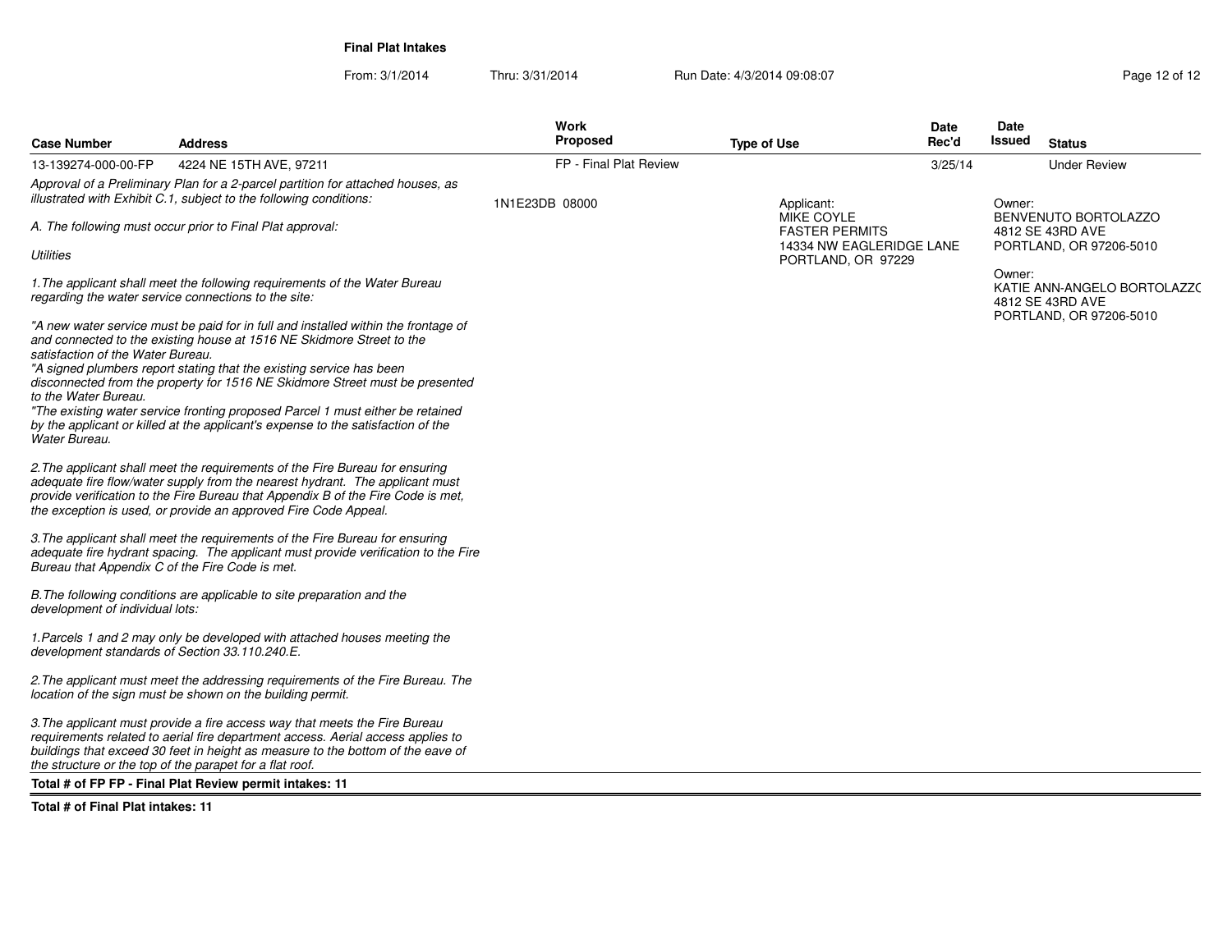**Final Plat Intakes**

From: 3/1/2014 Thru: 3/31/2014 Run Date: 4/3/2014 09:08:07

| Case Number | Address | Work Proposed | Type of Use | Date Rec'd | Date Issued | Status |
|---|---|---|---|---|---|---|
| 13-139274-000-00-FP | 4224 NE 15TH AVE, 97211 | FP - Final Plat Review | | 3/25/14 | | Under Review |

*Approval of a Preliminary Plan for a 2-parcel partition for attached houses, as illustrated with Exhibit C.1, subject to the following conditions:*

*A. The following must occur prior to Final Plat approval:*

*Utilities*

*1.The applicant shall meet the following requirements of the Water Bureau regarding the water service connections to the site:*

*"A new water service must be paid for in full and installed within the frontage of and connected to the existing house at 1516 NE Skidmore Street to the satisfaction of the Water Bureau.*
*"A signed plumbers report stating that the existing service has been disconnected from the property for 1516 NE Skidmore Street must be presented to the Water Bureau.*
*"The existing water service fronting proposed Parcel 1 must either be retained by the applicant or killed at the applicant's expense to the satisfaction of the Water Bureau.*

*2.The applicant shall meet the requirements of the Fire Bureau for ensuring adequate fire flow/water supply from the nearest hydrant. The applicant must provide verification to the Fire Bureau that Appendix B of the Fire Code is met, the exception is used, or provide an approved Fire Code Appeal.*

*3.The applicant shall meet the requirements of the Fire Bureau for ensuring adequate fire hydrant spacing. The applicant must provide verification to the Fire Bureau that Appendix C of the Fire Code is met.*

*B.The following conditions are applicable to site preparation and the development of individual lots:*

*1.Parcels 1 and 2 may only be developed with attached houses meeting the development standards of Section 33.110.240.E.*

*2.The applicant must meet the addressing requirements of the Fire Bureau. The location of the sign must be shown on the building permit.*

*3.The applicant must provide a fire access way that meets the Fire Bureau requirements related to aerial fire department access. Aerial access applies to buildings that exceed 30 feet in height as measure to the bottom of the eave of the structure or the top of the parapet for a flat roof.*

1N1E23DB 08000

Applicant:
MIKE COYLE
FASTER PERMITS
14334 NW EAGLERIDGE LANE
PORTLAND, OR 97229

Owner:
BENVENUTO BORTOLAZZO
4812 SE 43RD AVE
PORTLAND, OR 97206-5010

Owner:
KATIE ANN-ANGELO BORTOLAZZO
4812 SE 43RD AVE
PORTLAND, OR 97206-5010

**Total # of FP FP - Final Plat Review permit intakes: 11**

**Total # of Final Plat intakes: 11**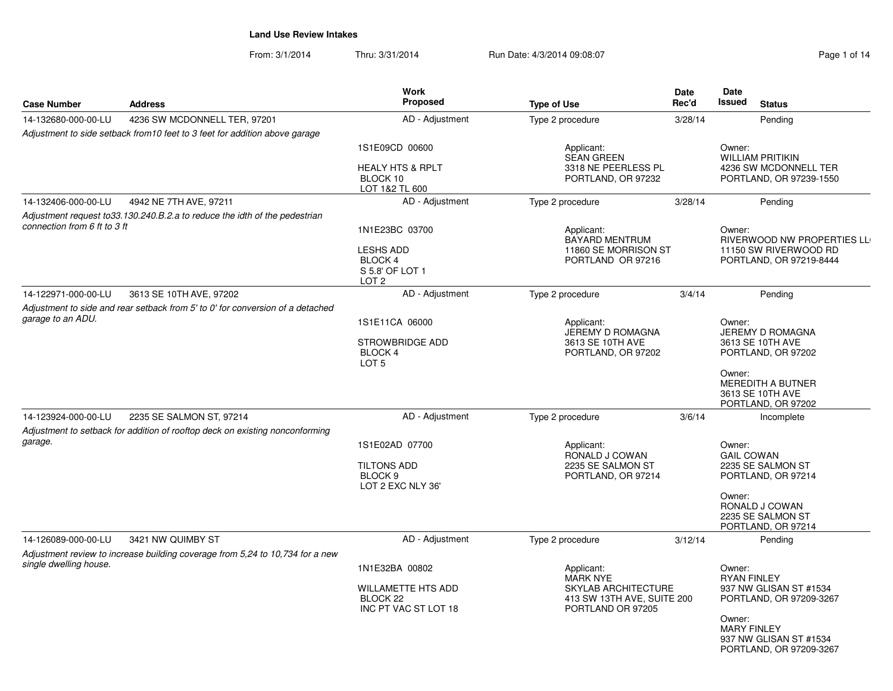**Land Use Review Intakes**

From: 3/1/2014 Thru: 3/31/2014 Run Date: 4/3/2014 09:08:07

| Case Number | Address | Work Proposed | Type of Use | Date Rec'd | Date Issued | Status |
|---|---|---|---|---|---|---|
| 14-132680-000-00-LU | 4236 SW MCDONNELL TER, 97201 | AD - Adjustment | Type 2 procedure | 3/28/14 | | Pending |
| 14-132406-000-00-LU | 4942 NE 7TH AVE, 97211 | AD - Adjustment | Type 2 procedure | 3/28/14 | | Pending |
| 14-122971-000-00-LU | 3613 SE 10TH AVE, 97202 | AD - Adjustment | Type 2 procedure | 3/4/14 | | Pending |
| 14-123924-000-00-LU | 2235 SE SALMON ST, 97214 | AD - Adjustment | Type 2 procedure | 3/6/14 | | Incomplete |
| 14-126089-000-00-LU | 3421 NW QUIMBY ST | AD - Adjustment | Type 2 procedure | 3/12/14 | | Pending |

**14-132680-000-00-LU** — 4236 SW MCDONNELL TER, 97201

*Adjustment to side setback from10 feet to 3 feet for addition above garage*

1S1E09CD 00600
HEALY HTS & RPLT
BLOCK 10
LOT 1&2 TL 600

Applicant:
SEAN GREEN
3318 NE PEERLESS PL
PORTLAND, OR 97232

Owner:
WILLIAM PRITIKIN
4236 SW MCDONNELL TER
PORTLAND, OR 97239-1550

**14-132406-000-00-LU** — 4942 NE 7TH AVE, 97211

*Adjustment request to33.130.240.B.2.a to reduce the idth of the pedestrian connection from 6 ft to 3 ft*

1N1E23BC 03700
LESHS ADD
BLOCK 4
S 5.8' OF LOT 1
LOT 2

Applicant:
BAYARD MENTRUM
11860 SE MORRISON ST
PORTLAND OR 97216

Owner:
RIVERWOOD NW PROPERTIES LL
11150 SW RIVERWOOD RD
PORTLAND, OR 97219-8444

**14-122971-000-00-LU** — 3613 SE 10TH AVE, 97202

*Adjustment to side and rear setback from 5' to 0' for conversion of a detached garage to an ADU.*

1S1E11CA 06000
STROWBRIDGE ADD
BLOCK 4
LOT 5

Applicant:
JEREMY D ROMAGNA
3613 SE 10TH AVE
PORTLAND, OR 97202

Owner:
JEREMY D ROMAGNA
3613 SE 10TH AVE
PORTLAND, OR 97202

Owner:
MEREDITH A BUTNER
3613 SE 10TH AVE
PORTLAND, OR 97202

**14-123924-000-00-LU** — 2235 SE SALMON ST, 97214

*Adjustment to setback for addition of rooftop deck on existing nonconforming garage.*

1S1E02AD 07700
TILTONS ADD
BLOCK 9
LOT 2 EXC NLY 36'

Applicant:
RONALD J COWAN
2235 SE SALMON ST
PORTLAND, OR 97214

Owner:
GAIL COWAN
2235 SE SALMON ST
PORTLAND, OR 97214

Owner:
RONALD J COWAN
2235 SE SALMON ST
PORTLAND, OR 97214

**14-126089-000-00-LU** — 3421 NW QUIMBY ST

*Adjustment review to increase building coverage from 5,24 to 10,734 for a new single dwelling house.*

1N1E32BA 00802
WILLAMETTE HTS ADD
BLOCK 22
INC PT VAC ST LOT 18

Applicant:
MARK NYE
SKYLAB ARCHITECTURE
413 SW 13TH AVE, SUITE 200
PORTLAND OR 97205

Owner:
RYAN FINLEY
937 NW GLISAN ST #1534
PORTLAND, OR 97209-3267

Owner:
MARY FINLEY
937 NW GLISAN ST #1534
PORTLAND, OR 97209-3267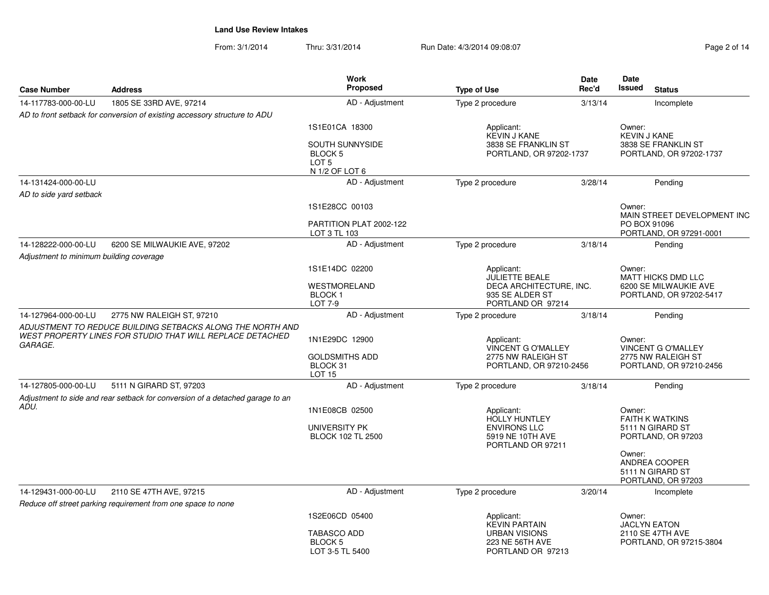**Land Use Review Intakes**

From: 3/1/2014 Thru: 3/31/2014 Run Date: 4/3/2014 09:08:07

| Case Number | Address | Work Proposed | Type of Use | Date Rec'd | Date Issued | Status |
|---|---|---|---|---|---|---|
| 14-117783-000-00-LU | 1805 SE 33RD AVE, 97214 | AD - Adjustment | Type 2 procedure | 3/13/14 | | Incomplete |
| *AD to front setback for conversion of existing accessory structure to ADU* | | 1S1E01CA 18300<br><br>SOUTH SUNNYSIDE<br>BLOCK 5<br>LOT 5<br>N 1/2 OF LOT 6 | Applicant:<br>KEVIN J KANE<br>3838 SE FRANKLIN ST<br>PORTLAND, OR 97202-1737 | | Owner:<br>KEVIN J KANE<br>3838 SE FRANKLIN ST<br>PORTLAND, OR 97202-1737 | |
| 14-131424-000-00-LU | | AD - Adjustment | Type 2 procedure | 3/28/14 | | Pending |
| *AD to side yard setback* | | 1S1E28CC 00103<br><br>PARTITION PLAT 2002-122<br>LOT 3 TL 103 | | | Owner:<br>MAIN STREET DEVELOPMENT INC<br>PO BOX 91096<br>PORTLAND, OR 97291-0001 | |
| 14-128222-000-00-LU | 6200 SE MILWAUKIE AVE, 97202 | AD - Adjustment | Type 2 procedure | 3/18/14 | | Pending |
| *Adjustment to minimum building coverage* | | 1S1E14DC 02200<br><br>WESTMORELAND<br>BLOCK 1<br>LOT 7-9 | Applicant:<br>JULIETTE BEALE<br>DECA ARCHITECTURE, INC.<br>935 SE ALDER ST<br>PORTLAND OR 97214 | | Owner:<br>MATT HICKS DMD LLC<br>6200 SE MILWAUKIE AVE<br>PORTLAND, OR 97202-5417 | |
| 14-127964-000-00-LU | 2775 NW RALEIGH ST, 97210 | AD - Adjustment | Type 2 procedure | 3/18/14 | | Pending |
| *ADJUSTMENT TO REDUCE BUILDING SETBACKS ALONG THE NORTH AND WEST PROPERTY LINES FOR STUDIO THAT WILL REPLACE DETACHED GARAGE.* | | 1N1E29DC 12900<br><br>GOLDSMITHS ADD<br>BLOCK 31<br>LOT 15 | Applicant:<br>VINCENT G O'MALLEY<br>2775 NW RALEIGH ST<br>PORTLAND, OR 97210-2456 | | Owner:<br>VINCENT G O'MALLEY<br>2775 NW RALEIGH ST<br>PORTLAND, OR 97210-2456 | |
| 14-127805-000-00-LU | 5111 N GIRARD ST, 97203 | AD - Adjustment | Type 2 procedure | 3/18/14 | | Pending |
| *Adjustment to side and rear setback for conversion of a detached garage to an ADU.* | | 1N1E08CB 02500<br><br>UNIVERSITY PK<br>BLOCK 102 TL 2500 | Applicant:<br>HOLLY HUNTLEY<br>ENVIRONS LLC<br>5919 NE 10TH AVE<br>PORTLAND OR 97211 | | Owner:<br>FAITH K WATKINS<br>5111 N GIRARD ST<br>PORTLAND, OR 97203<br><br>Owner:<br>ANDREA COOPER<br>5111 N GIRARD ST<br>PORTLAND, OR 97203 | |
| 14-129431-000-00-LU | 2110 SE 47TH AVE, 97215 | AD - Adjustment | Type 2 procedure | 3/20/14 | | Incomplete |
| *Reduce off street parking requirement from one space to none* | | 1S2E06CD 05400<br><br>TABASCO ADD<br>BLOCK 5<br>LOT 3-5 TL 5400 | Applicant:<br>KEVIN PARTAIN<br>URBAN VISIONS<br>223 NE 56TH AVE<br>PORTLAND OR 97213 | | Owner:<br>JACLYN EATON<br>2110 SE 47TH AVE<br>PORTLAND, OR 97215-3804 | |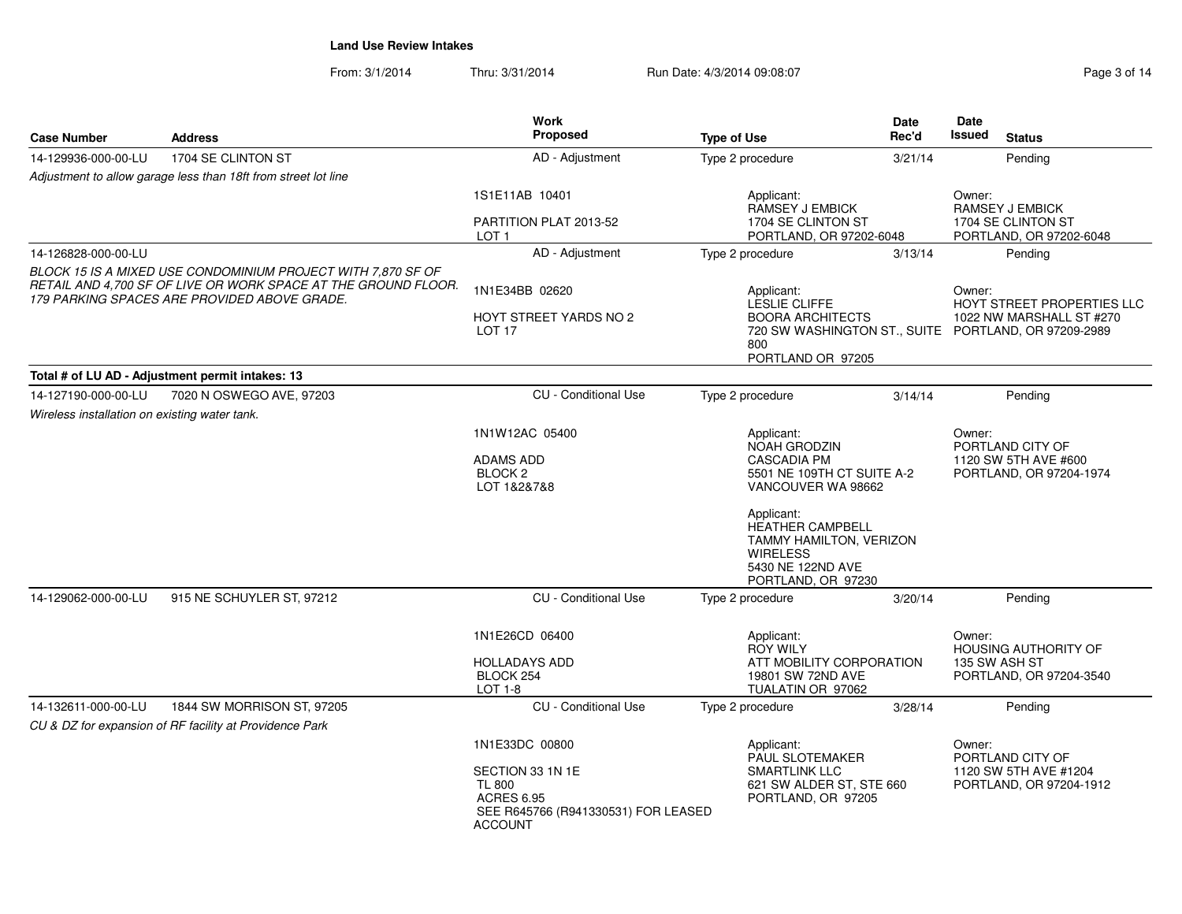## Land Use Review Intakes

From: 3/1/2014 Thru: 3/31/2014 Run Date: 4/3/2014 09:08:07

| Case Number | Address | Work Proposed | Type of Use | Date Rec'd | Date Issued | Status |
|---|---|---|---|---|---|---|
| 14-129936-000-00-LU | 1704 SE CLINTON ST | AD - Adjustment | Type 2 procedure | 3/21/14 | | Pending |
| *Adjustment to allow garage less than 18ft from street lot line* | | 1S1E11AB 10401<br>PARTITION PLAT 2013-52<br>LOT 1 | Applicant:<br>RAMSEY J EMBICK<br>1704 SE CLINTON ST<br>PORTLAND, OR 97202-6048 | | Owner:<br>RAMSEY J EMBICK<br>1704 SE CLINTON ST<br>PORTLAND, OR 97202-6048 | |
| 14-126828-000-00-LU | | AD - Adjustment | Type 2 procedure | 3/13/14 | | Pending |
| *BLOCK 15 IS A MIXED USE CONDOMINIUM PROJECT WITH 7,870 SF OF RETAIL AND 4,700 SF OF LIVE OR WORK SPACE AT THE GROUND FLOOR. 179 PARKING SPACES ARE PROVIDED ABOVE GRADE.* | | 1N1E34BB 02620<br>HOYT STREET YARDS NO 2<br>LOT 17 | Applicant:<br>LESLIE CLIFFE<br>BOORA ARCHITECTS<br>720 SW WASHINGTON ST., SUITE 800<br>PORTLAND OR 97205 | | Owner:<br>HOYT STREET PROPERTIES LLC<br>1022 NW MARSHALL ST #270<br>PORTLAND, OR 97209-2989 | |
| **Total # of LU AD - Adjustment permit intakes: 13** | | | | | | |
| 14-127190-000-00-LU | 7020 N OSWEGO AVE, 97203 | CU - Conditional Use | Type 2 procedure | 3/14/14 | | Pending |
| *Wireless installation on existing water tank.* | | 1N1W12AC 05400<br>ADAMS ADD<br>BLOCK 2<br>LOT 1&2&7&8 | Applicant:<br>NOAH GRODZIN<br>CASCADIA PM<br>5501 NE 109TH CT SUITE A-2<br>VANCOUVER WA 98662<br><br>Applicant:<br>HEATHER CAMPBELL<br>TAMMY HAMILTON, VERIZON WIRELESS<br>5430 NE 122ND AVE<br>PORTLAND, OR 97230 | | Owner:<br>PORTLAND CITY OF<br>1120 SW 5TH AVE #600<br>PORTLAND, OR 97204-1974 | |
| 14-129062-000-00-LU | 915 NE SCHUYLER ST, 97212 | CU - Conditional Use | Type 2 procedure | 3/20/14 | | Pending |
| | | 1N1E26CD 06400<br>HOLLADAYS ADD<br>BLOCK 254<br>LOT 1-8 | Applicant:<br>ROY WILY<br>ATT MOBILITY CORPORATION<br>19801 SW 72ND AVE<br>TUALATIN OR 97062 | | Owner:<br>HOUSING AUTHORITY OF<br>135 SW ASH ST<br>PORTLAND, OR 97204-3540 | |
| 14-132611-000-00-LU | 1844 SW MORRISON ST, 97205 | CU - Conditional Use | Type 2 procedure | 3/28/14 | | Pending |
| *CU & DZ for expansion of RF facility at Providence Park* | | 1N1E33DC 00800<br>SECTION 33 1N 1E<br>TL 800<br>ACRES 6.95<br>SEE R645766 (R941330531) FOR LEASED ACCOUNT | Applicant:<br>PAUL SLOTEMAKER<br>SMARTLINK LLC<br>621 SW ALDER ST, STE 660<br>PORTLAND, OR 97205 | | Owner:<br>PORTLAND CITY OF<br>1120 SW 5TH AVE #1204<br>PORTLAND, OR 97204-1912 | |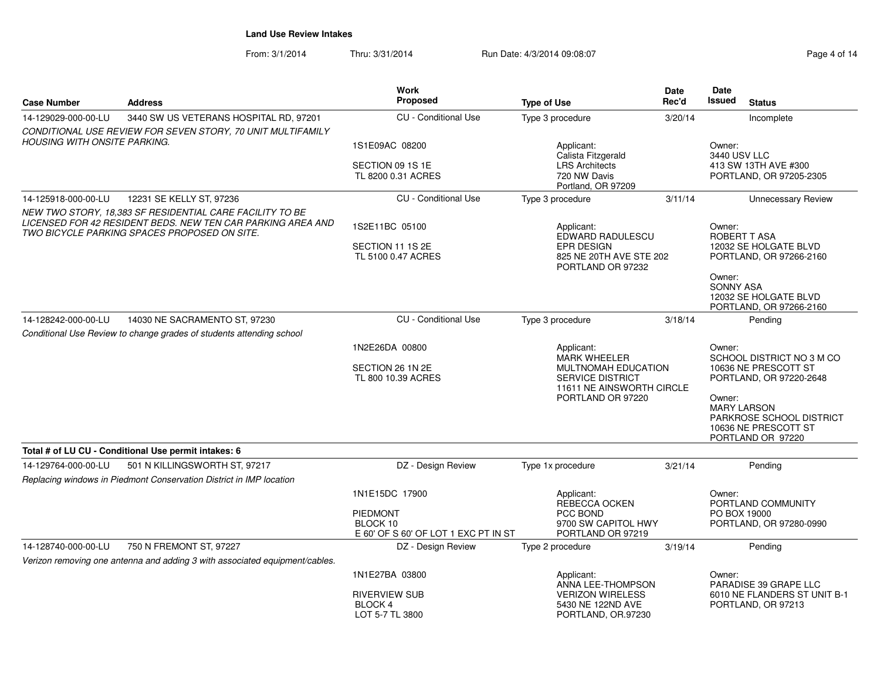**Land Use Review Intakes**

From: 3/1/2014 Thru: 3/31/2014 Run Date: 4/3/2014 09:08:07

| Case Number | Address | Work Proposed | Type of Use | Date Rec'd | Date Issued | Status |
|---|---|---|---|---|---|---|
| 14-129029-000-00-LU | 3440 SW US VETERANS HOSPITAL RD, 97201 | CU - Conditional Use | Type 3 procedure | 3/20/14 | | Incomplete |
| *CONDITIONAL USE REVIEW FOR SEVEN STORY, 70 UNIT MULTIFAMILY HOUSING WITH ONSITE PARKING.* | | 1S1E09AC 08200<br>SECTION 09 1S 1E<br>TL 8200 0.31 ACRES | Applicant:<br>Calista Fitzgerald<br>LRS Architects<br>720 NW Davis<br>Portland, OR 97209 | | Owner:<br>3440 USV LLC<br>413 SW 13TH AVE #300<br>PORTLAND, OR 97205-2305 | |
| 14-125918-000-00-LU | 12231 SE KELLY ST, 97236 | CU - Conditional Use | Type 3 procedure | 3/11/14 | | Unnecessary Review |
| *NEW TWO STORY, 18,383 SF RESIDENTIAL CARE FACILITY TO BE LICENSED FOR 42 RESIDENT BEDS. NEW TEN CAR PARKING AREA AND TWO BICYCLE PARKING SPACES PROPOSED ON SITE.* | | 1S2E11BC 05100<br>SECTION 11 1S 2E<br>TL 5100 0.47 ACRES | Applicant:<br>EDWARD RADULESCU<br>EPR DESIGN<br>825 NE 20TH AVE STE 202<br>PORTLAND OR 97232 | | Owner:<br>ROBERT T ASA<br>12032 SE HOLGATE BLVD<br>PORTLAND, OR 97266-2160<br>Owner:<br>SONNY ASA<br>12032 SE HOLGATE BLVD<br>PORTLAND, OR 97266-2160 | |
| 14-128242-000-00-LU | 14030 NE SACRAMENTO ST, 97230 | CU - Conditional Use | Type 3 procedure | 3/18/14 | | Pending |
| *Conditional Use Review to change grades of students attending school* | | 1N2E26DA 00800<br>SECTION 26 1N 2E<br>TL 800 10.39 ACRES | Applicant:<br>MARK WHEELER<br>MULTNOMAH EDUCATION SERVICE DISTRICT<br>11611 NE AINSWORTH CIRCLE<br>PORTLAND OR 97220 | | Owner:<br>SCHOOL DISTRICT NO 3 M CO<br>10636 NE PRESCOTT ST<br>PORTLAND, OR 97220-2648<br>Owner:<br>MARY LARSON<br>PARKROSE SCHOOL DISTRICT<br>10636 NE PRESCOTT ST<br>PORTLAND OR 97220 | |
| **Total # of LU CU - Conditional Use permit intakes: 6** | | | | | | |
| 14-129764-000-00-LU | 501 N KILLINGSWORTH ST, 97217 | DZ - Design Review | Type 1x procedure | 3/21/14 | | Pending |
| *Replacing windows in Piedmont Conservation District in IMP location* | | 1N1E15DC 17900<br>PIEDMONT<br>BLOCK 10<br>E 60' OF S 60' OF LOT 1 EXC PT IN ST | Applicant:<br>REBECCA OCKEN<br>PCC BOND<br>9700 SW CAPITOL HWY<br>PORTLAND OR 97219 | | Owner:<br>PORTLAND COMMUNITY<br>PO BOX 19000<br>PORTLAND, OR 97280-0990 | |
| 14-128740-000-00-LU | 750 N FREMONT ST, 97227 | DZ - Design Review | Type 2 procedure | 3/19/14 | | Pending |
| *Verizon removing one antenna and adding 3 with associated equipment/cables.* | | 1N1E27BA 03800<br>RIVERVIEW SUB<br>BLOCK 4<br>LOT 5-7 TL 3800 | Applicant:<br>ANNA LEE-THOMPSON<br>VERIZON WIRELESS<br>5430 NE 122ND AVE<br>PORTLAND, OR.97230 | | Owner:<br>PARADISE 39 GRAPE LLC<br>6010 NE FLANDERS ST UNIT B-1<br>PORTLAND, OR 97213 | |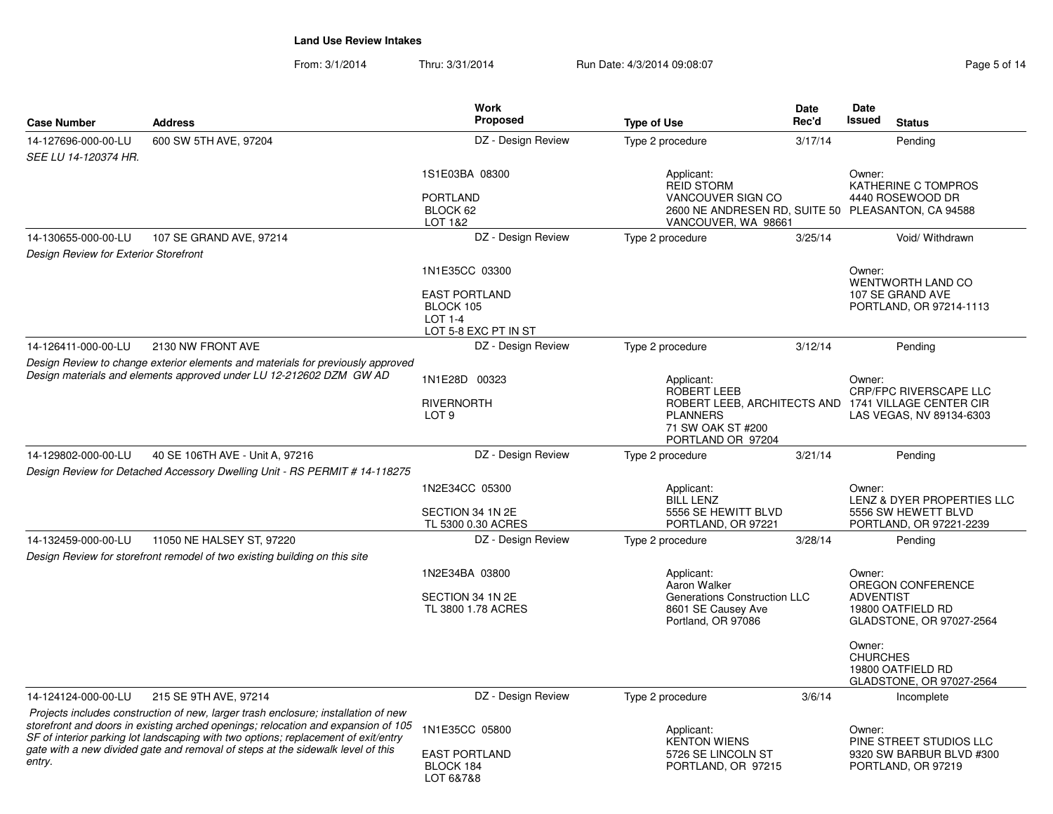## Land Use Review Intakes

From: 3/1/2014 Thru: 3/31/2014 Run Date: 4/3/2014 09:08:07

| Case Number | Address | Work Proposed | Type of Use | Date Rec'd | Date Issued | Status |
|---|---|---|---|---|---|---|
| 14-127696-000-00-LU | 600 SW 5TH AVE, 97204 | DZ - Design Review | Type 2 procedure | 3/17/14 | | Pending |
| *SEE LU 14-120374 HR.* | | 1S1E03BA 08300<br><br>PORTLAND<br>BLOCK 62<br>LOT 1&2 | Applicant:<br>REID STORM<br>VANCOUVER SIGN CO<br>2600 NE ANDRESEN RD, SUITE 50<br>VANCOUVER, WA 98661 | | Owner:<br>KATHERINE C TOMPROS<br>4440 ROSEWOOD DR<br>PLEASANTON, CA 94588 | |
| 14-130655-000-00-LU | 107 SE GRAND AVE, 97214 | DZ - Design Review | Type 2 procedure | 3/25/14 | | Void/ Withdrawn |
| *Design Review for Exterior Storefront* | | 1N1E35CC 03300<br><br>EAST PORTLAND<br>BLOCK 105<br>LOT 1-4<br>LOT 5-8 EXC PT IN ST | | | Owner:<br>WENTWORTH LAND CO<br>107 SE GRAND AVE<br>PORTLAND, OR 97214-1113 | |
| 14-126411-000-00-LU | 2130 NW FRONT AVE | DZ - Design Review | Type 2 procedure | 3/12/14 | | Pending |
| *Design Review to change exterior elements and materials for previously approved Design materials and elements approved under LU 12-212602 DZM GW AD* | | 1N1E28D 00323<br><br>RIVERNORTH<br>LOT 9 | Applicant:<br>ROBERT LEEB<br>ROBERT LEEB, ARCHITECTS AND PLANNERS<br>71 SW OAK ST #200<br>PORTLAND OR 97204 | | Owner:<br>CRP/FPC RIVERSCAPE LLC<br>1741 VILLAGE CENTER CIR<br>LAS VEGAS, NV 89134-6303 | |
| 14-129802-000-00-LU | 40 SE 106TH AVE - Unit A, 97216 | DZ - Design Review | Type 2 procedure | 3/21/14 | | Pending |
| *Design Review for Detached Accessory Dwelling Unit - RS PERMIT # 14-118275* | | 1N2E34CC 05300<br><br>SECTION 34 1N 2E<br>TL 5300 0.30 ACRES | Applicant:<br>BILL LENZ<br>5556 SE HEWITT BLVD<br>PORTLAND, OR 97221 | | Owner:<br>LENZ & DYER PROPERTIES LLC<br>5556 SW HEWETT BLVD<br>PORTLAND, OR 97221-2239 | |
| 14-132459-000-00-LU | 11050 NE HALSEY ST, 97220 | DZ - Design Review | Type 2 procedure | 3/28/14 | | Pending |
| *Design Review for storefront remodel of two existing building on this site* | | 1N2E34BA 03800<br><br>SECTION 34 1N 2E<br>TL 3800 1.78 ACRES | Applicant:<br>Aaron Walker<br>Generations Construction LLC<br>8601 SE Causey Ave<br>Portland, OR 97086 | | Owner:<br>OREGON CONFERENCE ADVENTIST<br>19800 OATFIELD RD<br>GLADSTONE, OR 97027-2564<br><br>Owner:<br>CHURCHES<br>19800 OATFIELD RD<br>GLADSTONE, OR 97027-2564 | |
| 14-124124-000-00-LU | 215 SE 9TH AVE, 97214 | DZ - Design Review | Type 2 procedure | 3/6/14 | | Incomplete |
| *Projects includes construction of new, larger trash enclosure; installation of new storefront and doors in existing arched openings; relocation and expansion of 105 SF of interior parking lot landscaping with two options; replacement of exit/entry gate with a new divided gate and removal of steps at the sidewalk level of this entry.* | | 1N1E35CC 05800<br><br>EAST PORTLAND<br>BLOCK 184<br>LOT 6&7&8 | Applicant:<br>KENTON WIENS<br>5726 SE LINCOLN ST<br>PORTLAND, OR 97215 | | Owner:<br>PINE STREET STUDIOS LLC<br>9320 SW BARBUR BLVD #300<br>PORTLAND, OR 97219 | |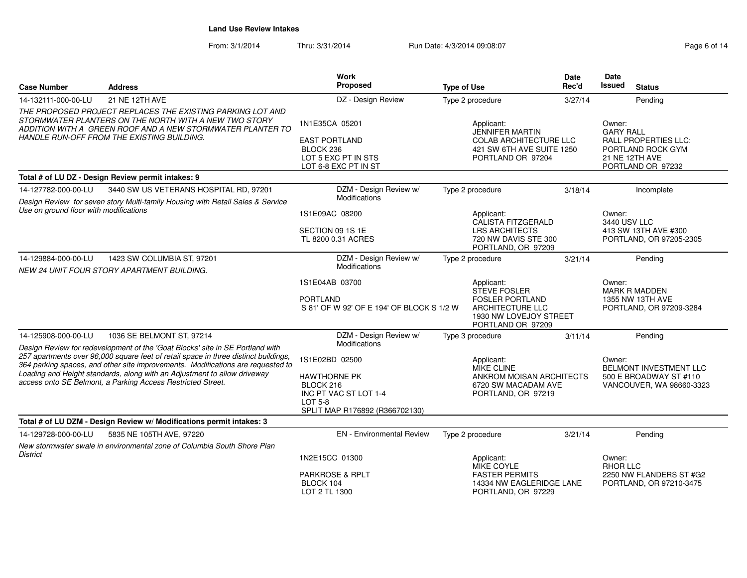**Land Use Review Intakes**

From: 3/1/2014 Thru: 3/31/2014 Run Date: 4/3/2014 09:08:07

| Case Number | Address | Work Proposed | Type of Use | Date Rec'd | Date Issued | Status |
|---|---|---|---|---|---|---|
| 14-132111-000-00-LU | 21 NE 12TH AVE | DZ - Design Review | Type 2 procedure | 3/27/14 | | Pending |
| *THE PROPOSED PROJECT REPLACES THE EXISTING PARKING LOT AND STORMWATER PLANTERS ON THE NORTH WITH A NEW TWO STORY ADDITION WITH A GREEN ROOF AND A NEW STORMWATER PLANTER TO HANDLE RUN-OFF FROM THE EXISTING BUILDING.* | | 1N1E35CA 05201<br>EAST PORTLAND<br>BLOCK 236<br>LOT 5 EXC PT IN STS<br>LOT 6-8 EXC PT IN ST | Applicant:<br>JENNIFER MARTIN<br>COLAB ARCHITECTURE LLC<br>421 SW 6TH AVE SUITE 1250<br>PORTLAND OR 97204 | | Owner:<br>GARY RALL<br>RALL PROPERTIES LLC:<br>PORTLAND ROCK GYM<br>21 NE 12TH AVE<br>PORTLAND OR 97232 | |
| **Total # of LU DZ - Design Review permit intakes: 9** | | | | | | |
| 14-127782-000-00-LU | 3440 SW US VETERANS HOSPITAL RD, 97201 | DZM - Design Review w/ Modifications | Type 2 procedure | 3/18/14 | | Incomplete |
| *Design Review for seven story Multi-family Housing with Retail Sales & Service Use on ground floor with modifications* | | 1S1E09AC 08200<br>SECTION 09 1S 1E<br>TL 8200 0.31 ACRES | Applicant:<br>CALISTA FITZGERALD<br>LRS ARCHITECTS<br>720 NW DAVIS STE 300<br>PORTLAND, OR 97209 | | Owner:<br>3440 USV LLC<br>413 SW 13TH AVE #300<br>PORTLAND, OR 97205-2305 | |
| 14-129884-000-00-LU | 1423 SW COLUMBIA ST, 97201 | DZM - Design Review w/ Modifications | Type 2 procedure | 3/21/14 | | Pending |
| *NEW 24 UNIT FOUR STORY APARTMENT BUILDING.* | | 1S1E04AB 03700<br>PORTLAND<br>S 81' OF W 92' OF E 194' OF BLOCK S 1/2 W | Applicant:<br>STEVE FOSLER<br>FOSLER PORTLAND ARCHITECTURE LLC<br>1930 NW LOVEJOY STREET<br>PORTLAND OR 97209 | | Owner:<br>MARK R MADDEN<br>1355 NW 13TH AVE<br>PORTLAND, OR 97209-3284 | |
| 14-125908-000-00-LU | 1036 SE BELMONT ST, 97214 | DZM - Design Review w/ Modifications | Type 3 procedure | 3/11/14 | | Pending |
| *Design Review for redevelopment of the 'Goat Blocks' site in SE Portland with 257 apartments over 96,000 square feet of retail space in three distinct buildings, 364 parking spaces, and other site improvements. Modifications are requested to Loading and Height standards, along with an Adjustment to allow driveway access onto SE Belmont, a Parking Access Restricted Street.* | | 1S1E02BD 02500<br>HAWTHORNE PK<br>BLOCK 216<br>INC PT VAC ST LOT 1-4<br>LOT 5-8<br>SPLIT MAP R176892 (R366702130) | Applicant:<br>MIKE CLINE<br>ANKROM MOISAN ARCHITECTS<br>6720 SW MACADAM AVE<br>PORTLAND, OR 97219 | | Owner:<br>BELMONT INVESTMENT LLC<br>500 E BROADWAY ST #110<br>VANCOUVER, WA 98660-3323 | |
| **Total # of LU DZM - Design Review w/ Modifications permit intakes: 3** | | | | | | |
| 14-129728-000-00-LU | 5835 NE 105TH AVE, 97220 | EN - Environmental Review | Type 2 procedure | 3/21/14 | | Pending |
| *New stormwater swale in environmental zone of Columbia South Shore Plan District* | | 1N2E15CC 01300<br>PARKROSE & RPLT<br>BLOCK 104<br>LOT 2 TL 1300 | Applicant:<br>MIKE COYLE<br>FASTER PERMITS<br>14334 NW EAGLERIDGE LANE<br>PORTLAND, OR 97229 | | Owner:<br>RHOR LLC<br>2250 NW FLANDERS ST #G2<br>PORTLAND, OR 97210-3475 | |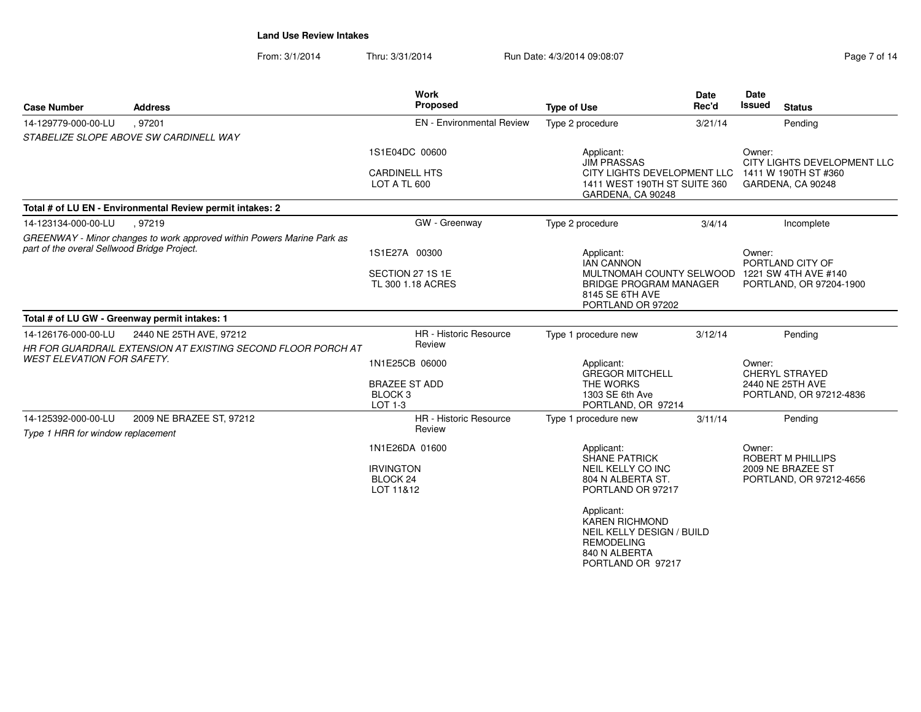## Land Use Review Intakes

From: 3/1/2014 Thru: 3/31/2014 Run Date: 4/3/2014 09:08:07

| Case Number | Address | Work Proposed | Type of Use | Date Rec'd | Date Issued | Status |
|---|---|---|---|---|---|---|
| 14-129779-000-00-LU | , 97201 | EN - Environmental Review | Type 2 procedure | 3/21/14 | | Pending |
| *STABELIZE SLOPE ABOVE SW CARDINELL WAY* | | 1S1E04DC 00600<br><br>CARDINELL HTS<br>LOT A TL 600 | Applicant:<br>JIM PRASSAS<br>CITY LIGHTS DEVELOPMENT LLC<br>1411 WEST 190TH ST SUITE 360<br>GARDENA, CA 90248 | | Owner:<br>CITY LIGHTS DEVELOPMENT LLC<br>1411 W 190TH ST #360<br>GARDENA, CA 90248 | |
| **Total # of LU EN - Environmental Review permit intakes: 2** | | | | | | |
| 14-123134-000-00-LU | , 97219 | GW - Greenway | Type 2 procedure | 3/4/14 | | Incomplete |
| *GREENWAY - Minor changes to work approved within Powers Marine Park as part of the overal Sellwood Bridge Project.* | | 1S1E27A 00300<br><br>SECTION 27 1S 1E<br>TL 300 1.18 ACRES | Applicant:<br>IAN CANNON<br>MULTNOMAH COUNTY SELWOOD BRIDGE PROGRAM MANAGER<br>8145 SE 6TH AVE<br>PORTLAND OR 97202 | | Owner:<br>PORTLAND CITY OF<br>1221 SW 4TH AVE #140<br>PORTLAND, OR 97204-1900 | |
| **Total # of LU GW - Greenway permit intakes: 1** | | | | | | |
| 14-126176-000-00-LU | 2440 NE 25TH AVE, 97212 | HR - Historic Resource Review | Type 1 procedure new | 3/12/14 | | Pending |
| *HR FOR GUARDRAIL EXTENSION AT EXISTING SECOND FLOOR PORCH AT WEST ELEVATION FOR SAFETY.* | | 1N1E25CB 06000<br><br>BRAZEE ST ADD<br>BLOCK 3<br>LOT 1-3 | Applicant:<br>GREGOR MITCHELL<br>THE WORKS<br>1303 SE 6th Ave<br>PORTLAND, OR 97214 | | Owner:<br>CHERYL STRAYED<br>2440 NE 25TH AVE<br>PORTLAND, OR 97212-4836 | |
| 14-125392-000-00-LU | 2009 NE BRAZEE ST, 97212 | HR - Historic Resource Review | Type 1 procedure new | 3/11/14 | | Pending |
| *Type 1 HRR for window replacement* | | 1N1E26DA 01600<br><br>IRVINGTON<br>BLOCK 24<br>LOT 11&12 | Applicant:<br>SHANE PATRICK<br>NEIL KELLY CO INC<br>804 N ALBERTA ST.<br>PORTLAND OR 97217<br><br>Applicant:<br>KAREN RICHMOND<br>NEIL KELLY DESIGN / BUILD REMODELING<br>840 N ALBERTA<br>PORTLAND OR 97217 | | Owner:<br>ROBERT M PHILLIPS<br>2009 NE BRAZEE ST<br>PORTLAND, OR 97212-4656 | |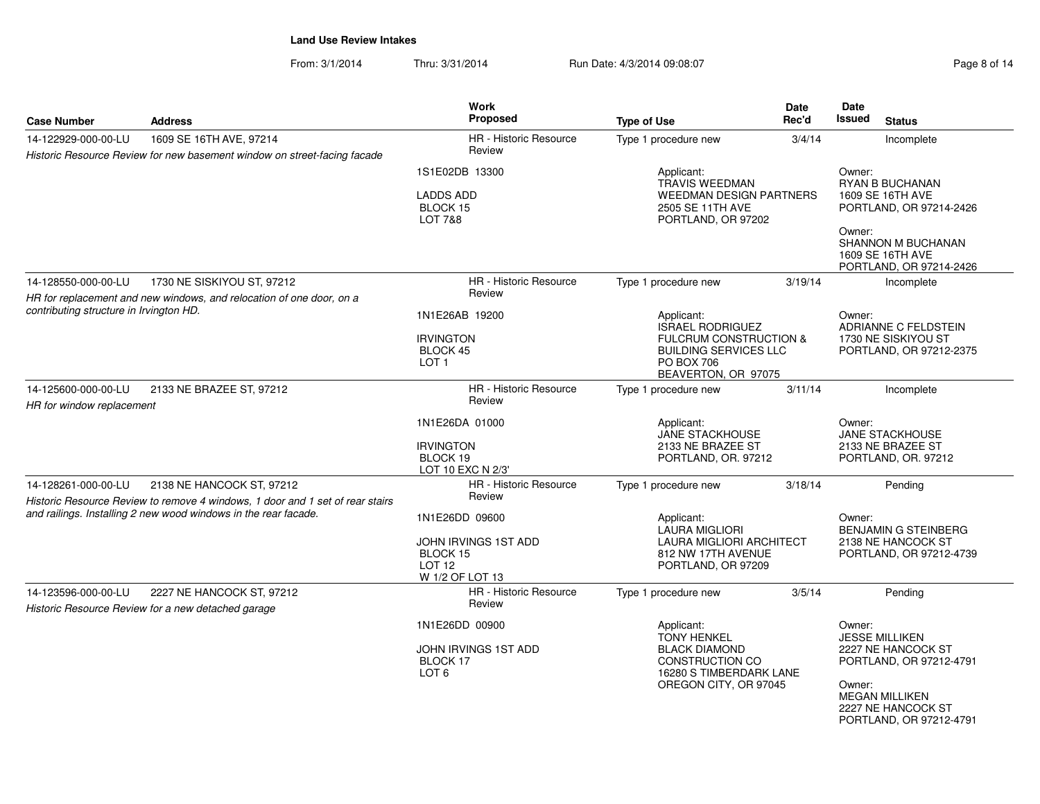**Land Use Review Intakes**

From: 3/1/2014 Thru: 3/31/2014 Run Date: 4/3/2014 09:08:07

| Case Number | Address | Work Proposed | Type of Use | Date Rec'd | Date Issued | Status |
|---|---|---|---|---|---|---|
| 14-122929-000-00-LU | 1609 SE 16TH AVE, 97214 | HR - Historic Resource Review | Type 1 procedure new | 3/4/14 | | Incomplete |
| *Historic Resource Review for new basement window on street-facing facade* | | 1S1E02DB 13300<br><br>LADDS ADD<br>BLOCK 15<br>LOT 7&8 | Applicant:<br>TRAVIS WEEDMAN<br>WEEDMAN DESIGN PARTNERS<br>2505 SE 11TH AVE<br>PORTLAND, OR 97202 | | Owner:<br>RYAN B BUCHANAN<br>1609 SE 16TH AVE<br>PORTLAND, OR 97214-2426<br><br>Owner:<br>SHANNON M BUCHANAN<br>1609 SE 16TH AVE<br>PORTLAND, OR 97214-2426 | |
| 14-128550-000-00-LU | 1730 NE SISKIYOU ST, 97212 | HR - Historic Resource Review | Type 1 procedure new | 3/19/14 | | Incomplete |
| *HR for replacement and new windows, and relocation of one door, on a contributing structure in Irvington HD.* | | 1N1E26AB 19200<br><br>IRVINGTON<br>BLOCK 45<br>LOT 1 | Applicant:<br>ISRAEL RODRIGUEZ<br>FULCRUM CONSTRUCTION & BUILDING SERVICES LLC<br>PO BOX 706<br>BEAVERTON, OR 97075 | | Owner:<br>ADRIANNE C FELDSTEIN<br>1730 NE SISKIYOU ST<br>PORTLAND, OR 97212-2375 | |
| 14-125600-000-00-LU | 2133 NE BRAZEE ST, 97212 | HR - Historic Resource Review | Type 1 procedure new | 3/11/14 | | Incomplete |
| *HR for window replacement* | | 1N1E26DA 01000<br><br>IRVINGTON<br>BLOCK 19<br>LOT 10 EXC N 2/3' | Applicant:<br>JANE STACKHOUSE<br>2133 NE BRAZEE ST<br>PORTLAND, OR. 97212 | | Owner:<br>JANE STACKHOUSE<br>2133 NE BRAZEE ST<br>PORTLAND, OR. 97212 | |
| 14-128261-000-00-LU | 2138 NE HANCOCK ST, 97212 | HR - Historic Resource Review | Type 1 procedure new | 3/18/14 | | Pending |
| *Historic Resource Review to remove 4 windows, 1 door and 1 set of rear stairs and railings. Installing 2 new wood windows in the rear facade.* | | 1N1E26DD 09600<br><br>JOHN IRVINGS 1ST ADD<br>BLOCK 15<br>LOT 12<br>W 1/2 OF LOT 13 | Applicant:<br>LAURA MIGLIORI<br>LAURA MIGLIORI ARCHITECT<br>812 NW 17TH AVENUE<br>PORTLAND, OR 97209 | | Owner:<br>BENJAMIN G STEINBERG<br>2138 NE HANCOCK ST<br>PORTLAND, OR 97212-4739 | |
| 14-123596-000-00-LU | 2227 NE HANCOCK ST, 97212 | HR - Historic Resource Review | Type 1 procedure new | 3/5/14 | | Pending |
| *Historic Resource Review for a new detached garage* | | 1N1E26DD 00900<br><br>JOHN IRVINGS 1ST ADD<br>BLOCK 17<br>LOT 6 | Applicant:<br>TONY HENKEL<br>BLACK DIAMOND CONSTRUCTION CO<br>16280 S TIMBERDARK LANE<br>OREGON CITY, OR 97045 | | Owner:<br>JESSE MILLIKEN<br>2227 NE HANCOCK ST<br>PORTLAND, OR 97212-4791<br><br>Owner:<br>MEGAN MILLIKEN<br>2227 NE HANCOCK ST<br>PORTLAND, OR 97212-4791 | |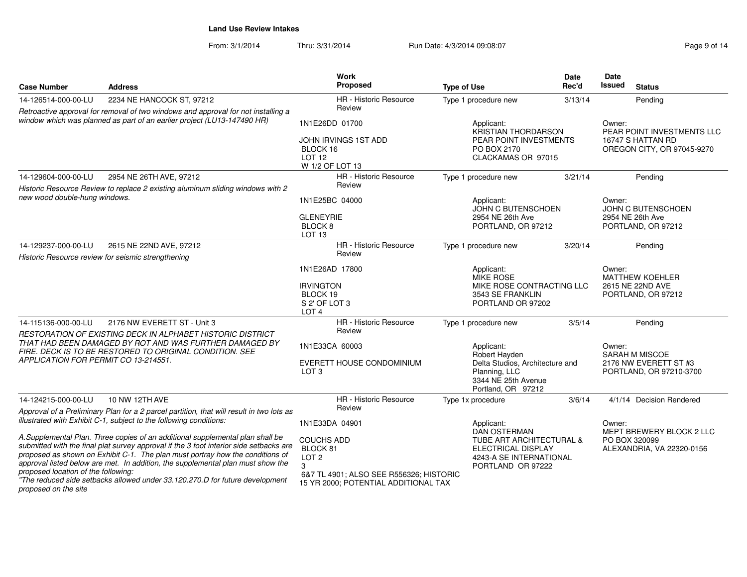# Land Use Review Intakes

From: 3/1/2014 Thru: 3/31/2014 Run Date: 4/3/2014 09:08:07

| Case Number | Address | Work Proposed | Type of Use | Date Rec'd | Date Issued | Status |
|---|---|---|---|---|---|---|
| 14-126514-000-00-LU | 2234 NE HANCOCK ST, 97212 | HR - Historic Resource Review | Type 1 procedure new | 3/13/14 | | Pending |
| *Retroactive approval for removal of two windows and approval for not installing a window which was planned as part of an earlier project (LU13-147490 HR)* | | 1N1E26DD 01700<br><br>JOHN IRVINGS 1ST ADD<br>BLOCK 16<br>LOT 12<br>W 1/2 OF LOT 13 | Applicant:<br>KRISTIAN THORDARSON<br>PEAR POINT INVESTMENTS<br>PO BOX 2170<br>CLACKAMAS OR 97015 | | Owner:<br>PEAR POINT INVESTMENTS LLC<br>16747 S HATTAN RD<br>OREGON CITY, OR 97045-9270 | |
| 14-129604-000-00-LU | 2954 NE 26TH AVE, 97212 | HR - Historic Resource Review | Type 1 procedure new | 3/21/14 | | Pending |
| *Historic Resource Review to replace 2 existing aluminum sliding windows with 2 new wood double-hung windows.* | | 1N1E25BC 04000<br><br>GLENEYRIE<br>BLOCK 8<br>LOT 13 | Applicant:<br>JOHN C BUTENSCHOEN<br>2954 NE 26th Ave<br>PORTLAND, OR 97212 | | Owner:<br>JOHN C BUTENSCHOEN<br>2954 NE 26th Ave<br>PORTLAND, OR 97212 | |
| 14-129237-000-00-LU | 2615 NE 22ND AVE, 97212 | HR - Historic Resource Review | Type 1 procedure new | 3/20/14 | | Pending |
| *Historic Resource review for seismic strengthening* | | 1N1E26AD 17800<br><br>IRVINGTON<br>BLOCK 19<br>S 2' OF LOT 3<br>LOT 4 | Applicant:<br>MIKE ROSE<br>MIKE ROSE CONTRACTING LLC<br>3543 SE FRANKLIN<br>PORTLAND OR 97202 | | Owner:<br>MATTHEW KOEHLER<br>2615 NE 22ND AVE<br>PORTLAND, OR 97212 | |
| 14-115136-000-00-LU | 2176 NW EVERETT ST - Unit 3 | HR - Historic Resource Review | Type 1 procedure new | 3/5/14 | | Pending |
| *RESTORATION OF EXISTING DECK IN ALPHABET HISTORIC DISTRICT THAT HAD BEEN DAMAGED BY ROT AND WAS FURTHER DAMAGED BY FIRE. DECK IS TO BE RESTORED TO ORIGINAL CONDITION. SEE APPLICATION FOR PERMIT CO 13-214551.* | | 1N1E33CA 60003<br><br>EVERETT HOUSE CONDOMINIUM<br>LOT 3 | Applicant:<br>Robert Hayden<br>Delta Studios, Architecture and Planning, LLC<br>3344 NE 25th Avenue<br>Portland, OR 97212 | | Owner:<br>SARAH M MISCOE<br>2176 NW EVERETT ST #3<br>PORTLAND, OR 97210-3700 | |
| 14-124215-000-00-LU | 10 NW 12TH AVE | HR - Historic Resource Review | Type 1x procedure | 3/6/14 | 4/1/14 | Decision Rendered |
| *Approval of a Preliminary Plan for a 2 parcel partition, that will result in two lots as illustrated with Exhibit C-1, subject to the following conditions:<br><br>A.Supplemental Plan. Three copies of an additional supplemental plan shall be submitted with the final plat survey approval if the 3 foot interior side setbacks are proposed as shown on Exhibit C-1. The plan must portray how the conditions of approval listed below are met. In addition, the supplemental plan must show the proposed location of the following:<br>"The reduced side setbacks allowed under 33.120.270.D for future development proposed on the site* | | 1N1E33DA 04901<br><br>COUCHS ADD<br>BLOCK 81<br>LOT 2<br>3<br>6&7 TL 4901; ALSO SEE R556326; HISTORIC 15 YR 2000; POTENTIAL ADDITIONAL TAX | Applicant:<br>DAN OSTERMAN<br>TUBE ART ARCHITECTURAL & ELECTRICAL DISPLAY<br>4243-A SE INTERNATIONAL<br>PORTLAND OR 97222 | | Owner:<br>MEPT BREWERY BLOCK 2 LLC<br>PO BOX 320099<br>ALEXANDRIA, VA 22320-0156 | |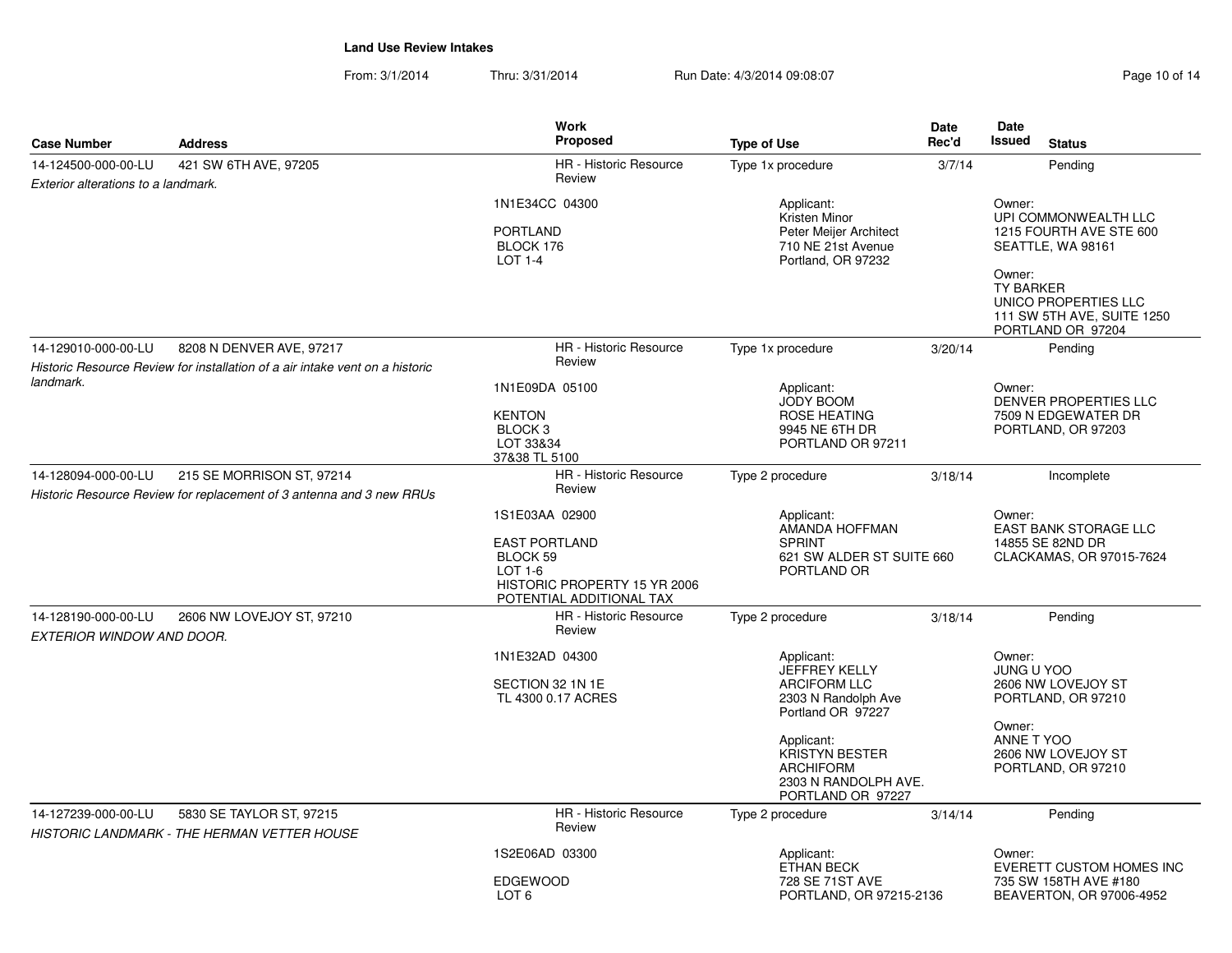**Land Use Review Intakes**

From: 3/1/2014 Thru: 3/31/2014 Run Date: 4/3/2014 09:08:07

| Case Number | Address | Work Proposed | Type of Use | Date Rec'd | Date Issued | Status |
|---|---|---|---|---|---|---|
| 14-124500-000-00-LU | 421 SW 6TH AVE, 97205 | HR - Historic Resource Review | Type 1x procedure | 3/7/14 | | Pending |
| *Exterior alterations to a landmark.* | | 1N1E34CC 04300<br><br>PORTLAND<br>BLOCK 176<br>LOT 1-4 | Applicant:<br>Kristen Minor<br>Peter Meijer Architect<br>710 NE 21st Avenue<br>Portland, OR 97232 | | Owner:<br>UPI COMMONWEALTH LLC<br>1215 FOURTH AVE STE 600<br>SEATTLE, WA 98161<br><br>Owner:<br>TY BARKER<br>UNICO PROPERTIES LLC<br>111 SW 5TH AVE, SUITE 1250<br>PORTLAND OR 97204 | |
| 14-129010-000-00-LU | 8208 N DENVER AVE, 97217 | HR - Historic Resource Review | Type 1x procedure | 3/20/14 | | Pending |
| *Historic Resource Review for installation of a air intake vent on a historic landmark.* | | 1N1E09DA 05100<br><br>KENTON<br>BLOCK 3<br>LOT 33&34<br>37&38 TL 5100 | Applicant:<br>JODY BOOM<br>ROSE HEATING<br>9945 NE 6TH DR<br>PORTLAND OR 97211 | | Owner:<br>DENVER PROPERTIES LLC<br>7509 N EDGEWATER DR<br>PORTLAND, OR 97203 | |
| 14-128094-000-00-LU | 215 SE MORRISON ST, 97214 | HR - Historic Resource Review | Type 2 procedure | 3/18/14 | | Incomplete |
| *Historic Resource Review for replacement of 3 antenna and 3 new RRUs* | | 1S1E03AA 02900<br><br>EAST PORTLAND<br>BLOCK 59<br>LOT 1-6<br>HISTORIC PROPERTY 15 YR 2006<br>POTENTIAL ADDITIONAL TAX | Applicant:<br>AMANDA HOFFMAN<br>SPRINT<br>621 SW ALDER ST SUITE 660<br>PORTLAND OR | | Owner:<br>EAST BANK STORAGE LLC<br>14855 SE 82ND DR<br>CLACKAMAS, OR 97015-7624 | |
| 14-128190-000-00-LU | 2606 NW LOVEJOY ST, 97210 | HR - Historic Resource Review | Type 2 procedure | 3/18/14 | | Pending |
| *EXTERIOR WINDOW AND DOOR.* | | 1N1E32AD 04300<br><br>SECTION 32 1N 1E<br>TL 4300 0.17 ACRES | Applicant:<br>JEFFREY KELLY<br>ARCIFORM LLC<br>2303 N Randolph Ave<br>Portland OR 97227<br><br>Applicant:<br>KRISTYN BESTER<br>ARCHIFORM<br>2303 N RANDOLPH AVE.<br>PORTLAND OR 97227 | | Owner:<br>JUNG U YOO<br>2606 NW LOVEJOY ST<br>PORTLAND, OR 97210<br><br>Owner:<br>ANNE T YOO<br>2606 NW LOVEJOY ST<br>PORTLAND, OR 97210 | |
| 14-127239-000-00-LU | 5830 SE TAYLOR ST, 97215 | HR - Historic Resource Review | Type 2 procedure | 3/14/14 | | Pending |
| *HISTORIC LANDMARK - THE HERMAN VETTER HOUSE* | | 1S2E06AD 03300<br><br>EDGEWOOD<br>LOT 6 | Applicant:<br>ETHAN BECK<br>728 SE 71ST AVE<br>PORTLAND, OR 97215-2136 | | Owner:<br>EVERETT CUSTOM HOMES INC<br>735 SW 158TH AVE #180<br>BEAVERTON, OR 97006-4952 | |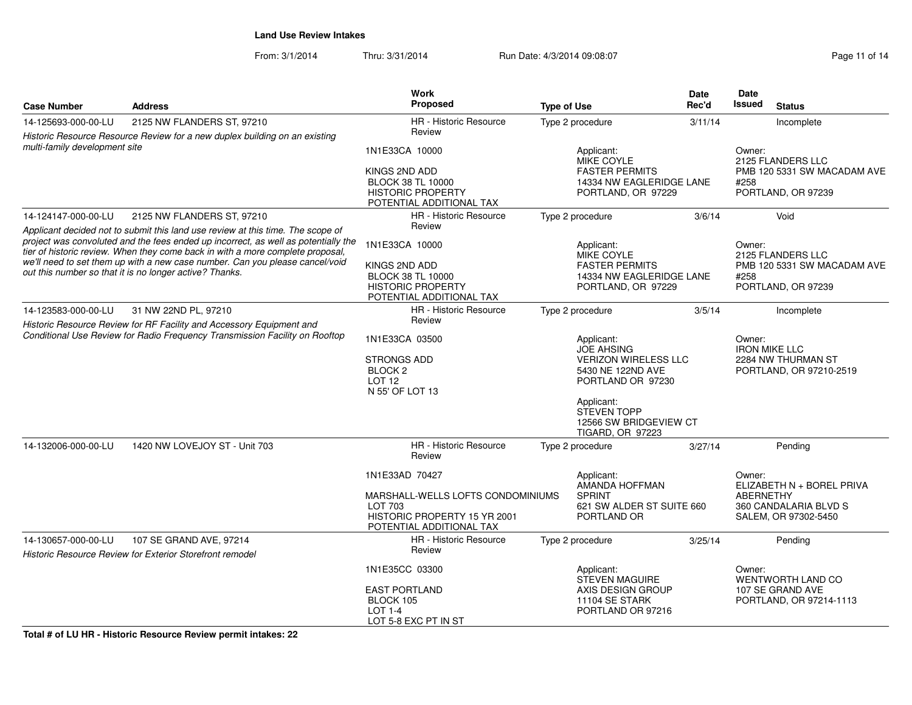**Land Use Review Intakes**

From: 3/1/2014 Thru: 3/31/2014 Run Date: 4/3/2014 09:08:07

| Case Number | Address | Work Proposed | Type of Use | Date Rec'd | Date Issued | Status |
|---|---|---|---|---|---|---|
| 14-125693-000-00-LU | 2125 NW FLANDERS ST, 97210 | HR - Historic Resource Review | Type 2 procedure | 3/11/14 | | Incomplete |
| *Historic Resource Resource Review for a new duplex building on an existing multi-family development site* | | 1N1E33CA 10000<br>KINGS 2ND ADD<br>BLOCK 38 TL 10000<br>HISTORIC PROPERTY<br>POTENTIAL ADDITIONAL TAX | Applicant:<br>MIKE COYLE<br>FASTER PERMITS<br>14334 NW EAGLERIDGE LANE<br>PORTLAND, OR 97229 | | Owner:<br>2125 FLANDERS LLC<br>PMB 120 5331 SW MACADAM AVE #258<br>PORTLAND, OR 97239 | |
| 14-124147-000-00-LU | 2125 NW FLANDERS ST, 97210 | HR - Historic Resource Review | Type 2 procedure | 3/6/14 | | Void |
| *Applicant decided not to submit this land use review at this time. The scope of project was convoluted and the fees ended up incorrect, as well as potentially the tier of historic review. When they come back in with a more complete proposal, we'll need to set them up with a new case number. Can you please cancel/void out this number so that it is no longer active? Thanks.* | | 1N1E33CA 10000<br>KINGS 2ND ADD<br>BLOCK 38 TL 10000<br>HISTORIC PROPERTY<br>POTENTIAL ADDITIONAL TAX | Applicant:<br>MIKE COYLE<br>FASTER PERMITS<br>14334 NW EAGLERIDGE LANE<br>PORTLAND, OR 97229 | | Owner:<br>2125 FLANDERS LLC<br>PMB 120 5331 SW MACADAM AVE #258<br>PORTLAND, OR 97239 | |
| 14-123583-000-00-LU | 31 NW 22ND PL, 97210 | HR - Historic Resource Review | Type 2 procedure | 3/5/14 | | Incomplete |
| *Historic Resource Review for RF Facility and Accessory Equipment and Conditional Use Review for Radio Frequency Transmission Facility on Rooftop* | | 1N1E33CA 03500<br>STRONGS ADD<br>BLOCK 2<br>LOT 12<br>N 55' OF LOT 13 | Applicant:<br>JOE AHSING<br>VERIZON WIRELESS LLC<br>5430 NE 122ND AVE<br>PORTLAND OR 97230<br><br>Applicant:<br>STEVEN TOPP<br>12566 SW BRIDGEVIEW CT<br>TIGARD, OR 97223 | | Owner:<br>IRON MIKE LLC<br>2284 NW THURMAN ST<br>PORTLAND, OR 97210-2519 | |
| 14-132006-000-00-LU | 1420 NW LOVEJOY ST - Unit 703 | HR - Historic Resource Review | Type 2 procedure | 3/27/14 | | Pending |
| | | 1N1E33AD 70427<br>MARSHALL-WELLS LOFTS CONDOMINIUMS<br>LOT 703<br>HISTORIC PROPERTY 15 YR 2001<br>POTENTIAL ADDITIONAL TAX | Applicant:<br>AMANDA HOFFMAN<br>SPRINT<br>621 SW ALDER ST SUITE 660<br>PORTLAND OR | | Owner:<br>ELIZABETH N + BOREL PRIVA ABERNETHY<br>360 CANDALARIA BLVD S<br>SALEM, OR 97302-5450 | |
| 14-130657-000-00-LU | 107 SE GRAND AVE, 97214 | HR - Historic Resource Review | Type 2 procedure | 3/25/14 | | Pending |
| *Historic Resource Review for Exterior Storefront remodel* | | 1N1E35CC 03300<br>EAST PORTLAND<br>BLOCK 105<br>LOT 1-4<br>LOT 5-8 EXC PT IN ST | Applicant:<br>STEVEN MAGUIRE<br>AXIS DESIGN GROUP<br>11104 SE STARK<br>PORTLAND OR 97216 | | Owner:<br>WENTWORTH LAND CO<br>107 SE GRAND AVE<br>PORTLAND, OR 97214-1113 | |

**Total # of LU HR - Historic Resource Review permit intakes: 22**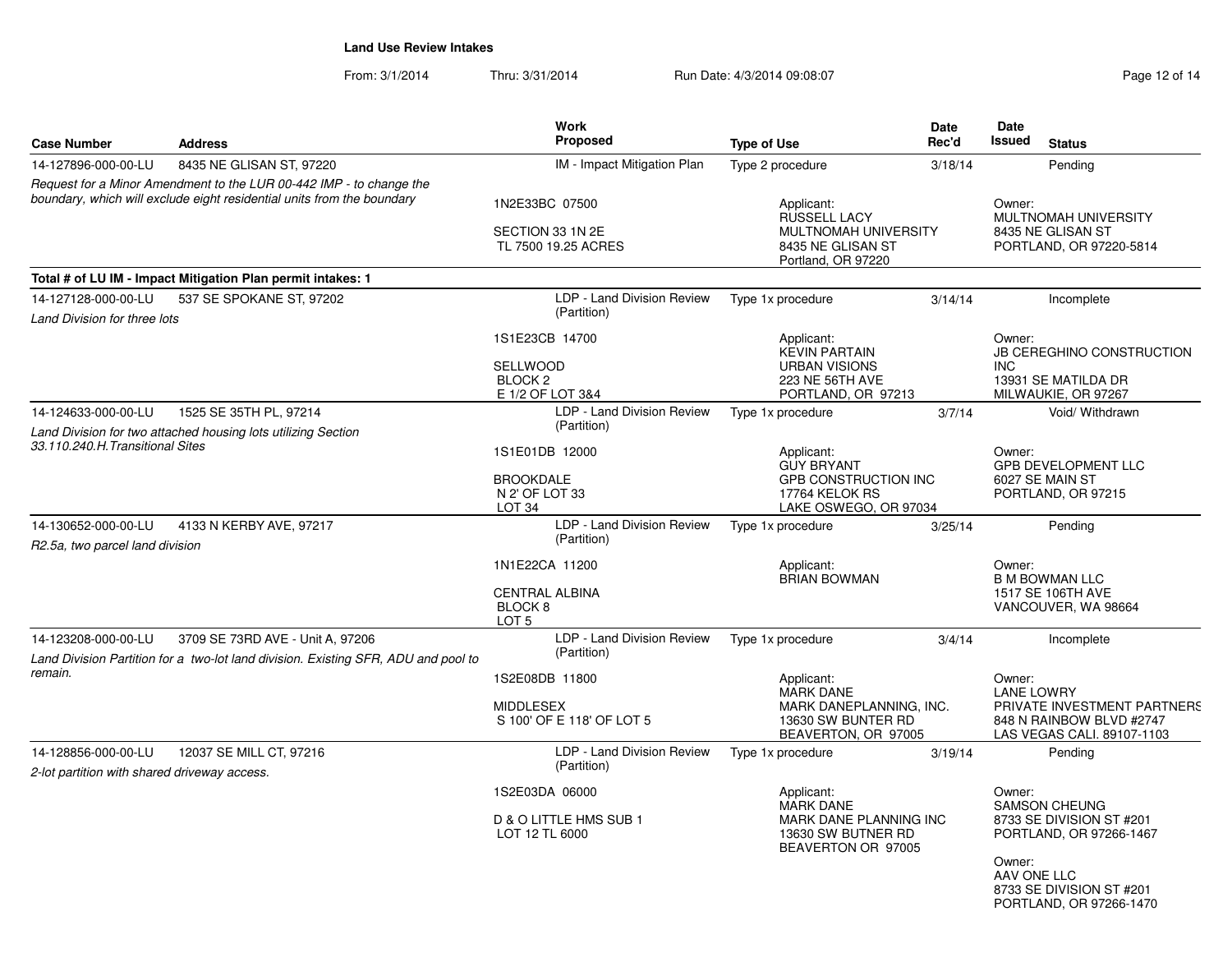## Land Use Review Intakes

From: 3/1/2014 Thru: 3/31/2014 Run Date: 4/3/2014 09:08:07

| Case Number | Address | Work Proposed | Type of Use | Date Rec'd | Date Issued | Status |
|---|---|---|---|---|---|---|
| 14-127896-000-00-LU | 8435 NE GLISAN ST, 97220 | IM - Impact Mitigation Plan | Type 2 procedure | 3/18/14 | | Pending |
| *Request for a Minor Amendment to the LUR 00-442 IMP - to change the boundary, which will exclude eight residential units from the boundary* | | 1N2E33BC 07500<br>SECTION 33 1N 2E<br>TL 7500 19.25 ACRES | Applicant:<br>RUSSELL LACY<br>MULTNOMAH UNIVERSITY<br>8435 NE GLISAN ST<br>Portland, OR 97220 | | Owner:<br>MULTNOMAH UNIVERSITY<br>8435 NE GLISAN ST<br>PORTLAND, OR 97220-5814 | |
| **Total # of LU IM - Impact Mitigation Plan permit intakes: 1** | | | | | | |
| 14-127128-000-00-LU | 537 SE SPOKANE ST, 97202 | LDP - Land Division Review (Partition) | Type 1x procedure | 3/14/14 | | Incomplete |
| *Land Division for three lots* | | 1S1E23CB 14700<br>SELLWOOD<br>BLOCK 2<br>E 1/2 OF LOT 3&4 | Applicant:<br>KEVIN PARTAIN<br>URBAN VISIONS<br>223 NE 56TH AVE<br>PORTLAND, OR 97213 | | Owner:<br>JB CEREGHINO CONSTRUCTION INC<br>13931 SE MATILDA DR<br>MILWAUKIE, OR 97267 | |
| 14-124633-000-00-LU | 1525 SE 35TH PL, 97214 | LDP - Land Division Review (Partition) | Type 1x procedure | 3/7/14 | | Void/ Withdrawn |
| *Land Division for two attached housing lots utilizing Section 33.110.240.H.Transitional Sites* | | 1S1E01DB 12000<br>BROOKDALE<br>N 2' OF LOT 33<br>LOT 34 | Applicant:<br>GUY BRYANT<br>GPB CONSTRUCTION INC<br>17764 KELOK RS<br>LAKE OSWEGO, OR 97034 | | Owner:<br>GPB DEVELOPMENT LLC<br>6027 SE MAIN ST<br>PORTLAND, OR 97215 | |
| 14-130652-000-00-LU | 4133 N KERBY AVE, 97217 | LDP - Land Division Review (Partition) | Type 1x procedure | 3/25/14 | | Pending |
| *R2.5a, two parcel land division* | | 1N1E22CA 11200<br>CENTRAL ALBINA<br>BLOCK 8<br>LOT 5 | Applicant:<br>BRIAN BOWMAN | | Owner:<br>B M BOWMAN LLC<br>1517 SE 106TH AVE<br>VANCOUVER, WA 98664 | |
| 14-123208-000-00-LU | 3709 SE 73RD AVE - Unit A, 97206 | LDP - Land Division Review (Partition) | Type 1x procedure | 3/4/14 | | Incomplete |
| *Land Division Partition for a two-lot land division. Existing SFR, ADU and pool to remain.* | | 1S2E08DB 11800<br>MIDDLESEX<br>S 100' OF E 118' OF LOT 5 | Applicant:<br>MARK DANE<br>MARK DANEPLANNING, INC.<br>13630 SW BUNTER RD<br>BEAVERTON, OR 97005 | | Owner:<br>LANE LOWRY<br>PRIVATE INVESTMENT PARTNERS<br>848 N RAINBOW BLVD #2747<br>LAS VEGAS CALI. 89107-1103 | |
| 14-128856-000-00-LU | 12037 SE MILL CT, 97216 | LDP - Land Division Review (Partition) | Type 1x procedure | 3/19/14 | | Pending |
| *2-lot partition with shared driveway access.* | | 1S2E03DA 06000<br>D & O LITTLE HMS SUB 1<br>LOT 12 TL 6000 | Applicant:<br>MARK DANE<br>MARK DANE PLANNING INC<br>13630 SW BUTNER RD<br>BEAVERTON OR 97005 | | Owner:<br>SAMSON CHEUNG<br>8733 SE DIVISION ST #201<br>PORTLAND, OR 97266-1467<br>Owner:<br>AAV ONE LLC<br>8733 SE DIVISION ST #201<br>PORTLAND, OR 97266-1470 | |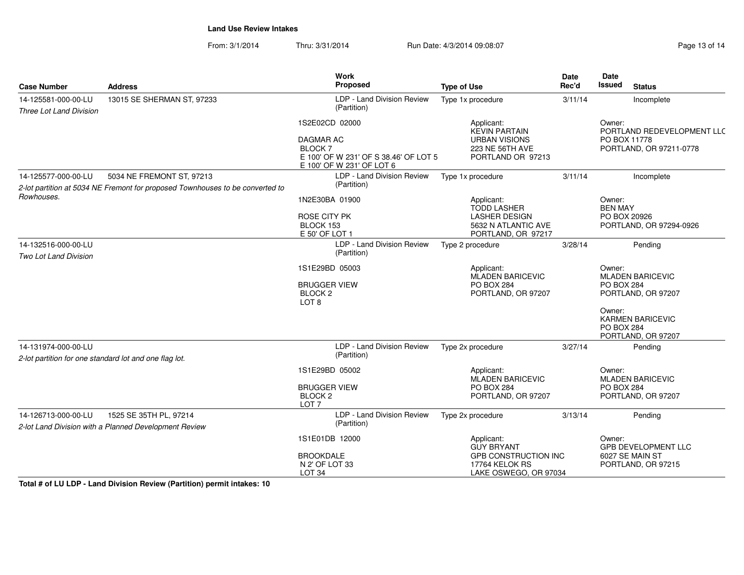**Land Use Review Intakes**

From: 3/1/2014 Thru: 3/31/2014 Run Date: 4/3/2014 09:08:07

| Case Number | Address | Work Proposed | Type of Use | Date Rec'd | Date Issued | Status |
|---|---|---|---|---|---|---|
| 14-125581-000-00-LU<br>*Three Lot Land Division* | 13015 SE SHERMAN ST, 97233 | LDP - Land Division Review (Partition) | Type 1x procedure | 3/11/14 | | Incomplete |
| | | 1S2E02CD 02000<br><br>DAGMAR AC<br>BLOCK 7<br>E 100' OF W 231' OF S 38.46' OF LOT 5<br>E 100' OF W 231' OF LOT 6 | Applicant:<br>KEVIN PARTAIN<br>URBAN VISIONS<br>223 NE 56TH AVE<br>PORTLAND OR 97213 | | Owner:<br>PORTLAND REDEVELOPMENT LLC<br>PO BOX 11778<br>PORTLAND, OR 97211-0778 | |
| 14-125577-000-00-LU<br>*2-lot partition at 5034 NE Fremont for proposed Townhouses to be converted to Rowhouses.* | 5034 NE FREMONT ST, 97213 | LDP - Land Division Review (Partition) | Type 1x procedure | 3/11/14 | | Incomplete |
| | | 1N2E30BA 01900<br><br>ROSE CITY PK<br>BLOCK 153<br>E 50' OF LOT 1 | Applicant:<br>TODD LASHER<br>LASHER DESIGN<br>5632 N ATLANTIC AVE<br>PORTLAND, OR 97217 | | Owner:<br>BEN MAY<br>PO BOX 20926<br>PORTLAND, OR 97294-0926 | |
| 14-132516-000-00-LU<br>*Two Lot Land Division* | | LDP - Land Division Review (Partition) | Type 2 procedure | 3/28/14 | | Pending |
| | | 1S1E29BD 05003<br><br>BRUGGER VIEW<br>BLOCK 2<br>LOT 8 | Applicant:<br>MLADEN BARICEVIC<br>PO BOX 284<br>PORTLAND, OR 97207 | | Owner:<br>MLADEN BARICEVIC<br>PO BOX 284<br>PORTLAND, OR 97207<br><br>Owner:<br>KARMEN BARICEVIC<br>PO BOX 284<br>PORTLAND, OR 97207 | |
| 14-131974-000-00-LU<br>*2-lot partition for one standard lot and one flag lot.* | | LDP - Land Division Review (Partition) | Type 2x procedure | 3/27/14 | | Pending |
| | | 1S1E29BD 05002<br><br>BRUGGER VIEW<br>BLOCK 2<br>LOT 7 | Applicant:<br>MLADEN BARICEVIC<br>PO BOX 284<br>PORTLAND, OR 97207 | | Owner:<br>MLADEN BARICEVIC<br>PO BOX 284<br>PORTLAND, OR 97207 | |
| 14-126713-000-00-LU<br>*2-lot Land Division with a Planned Development Review* | 1525 SE 35TH PL, 97214 | LDP - Land Division Review (Partition) | Type 2x procedure | 3/13/14 | | Pending |
| | | 1S1E01DB 12000<br><br>BROOKDALE<br>N 2' OF LOT 33<br>LOT 34 | Applicant:<br>GUY BRYANT<br>GPB CONSTRUCTION INC<br>17764 KELOK RS<br>LAKE OSWEGO, OR 97034 | | Owner:<br>GPB DEVELOPMENT LLC<br>6027 SE MAIN ST<br>PORTLAND, OR 97215 | |

**Total # of LU LDP - Land Division Review (Partition) permit intakes: 10**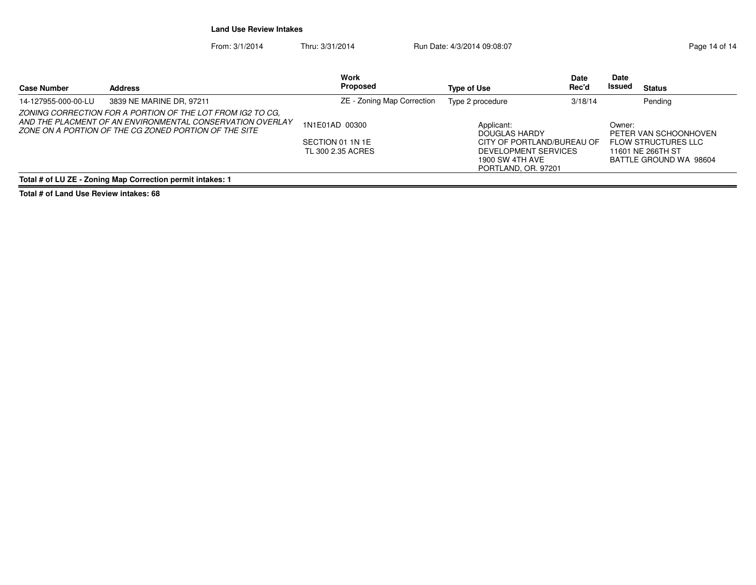**Land Use Review Intakes**

From: 3/1/2014 Thru: 3/31/2014 Run Date: 4/3/2014 09:08:07

| Case Number | Address | Work Proposed | Type of Use | Date Rec'd | Date Issued | Status |
|---|---|---|---|---|---|---|
| 14-127955-000-00-LU | 3839 NE MARINE DR, 97211 | ZE - Zoning Map Correction | Type 2 procedure | 3/18/14 | | Pending |

*ZONING CORRECTION FOR A PORTION OF THE LOT FROM IG2 TO CG, AND THE PLACMENT OF AN ENVIRONMENTAL CONSERVATION OVERLAY ZONE ON A PORTION OF THE CG ZONED PORTION OF THE SITE*

1N1E01AD 00300

SECTION 01 1N 1E
TL 300 2.35 ACRES

Applicant:
DOUGLAS HARDY
CITY OF PORTLAND/BUREAU OF DEVELOPMENT SERVICES
1900 SW 4TH AVE
PORTLAND, OR. 97201

Owner:
PETER VAN SCHOONHOVEN
FLOW STRUCTURES LLC
11601 NE 266TH ST
BATTLE GROUND WA 98604

**Total # of LU ZE - Zoning Map Correction permit intakes: 1**

**Total # of Land Use Review intakes: 68**